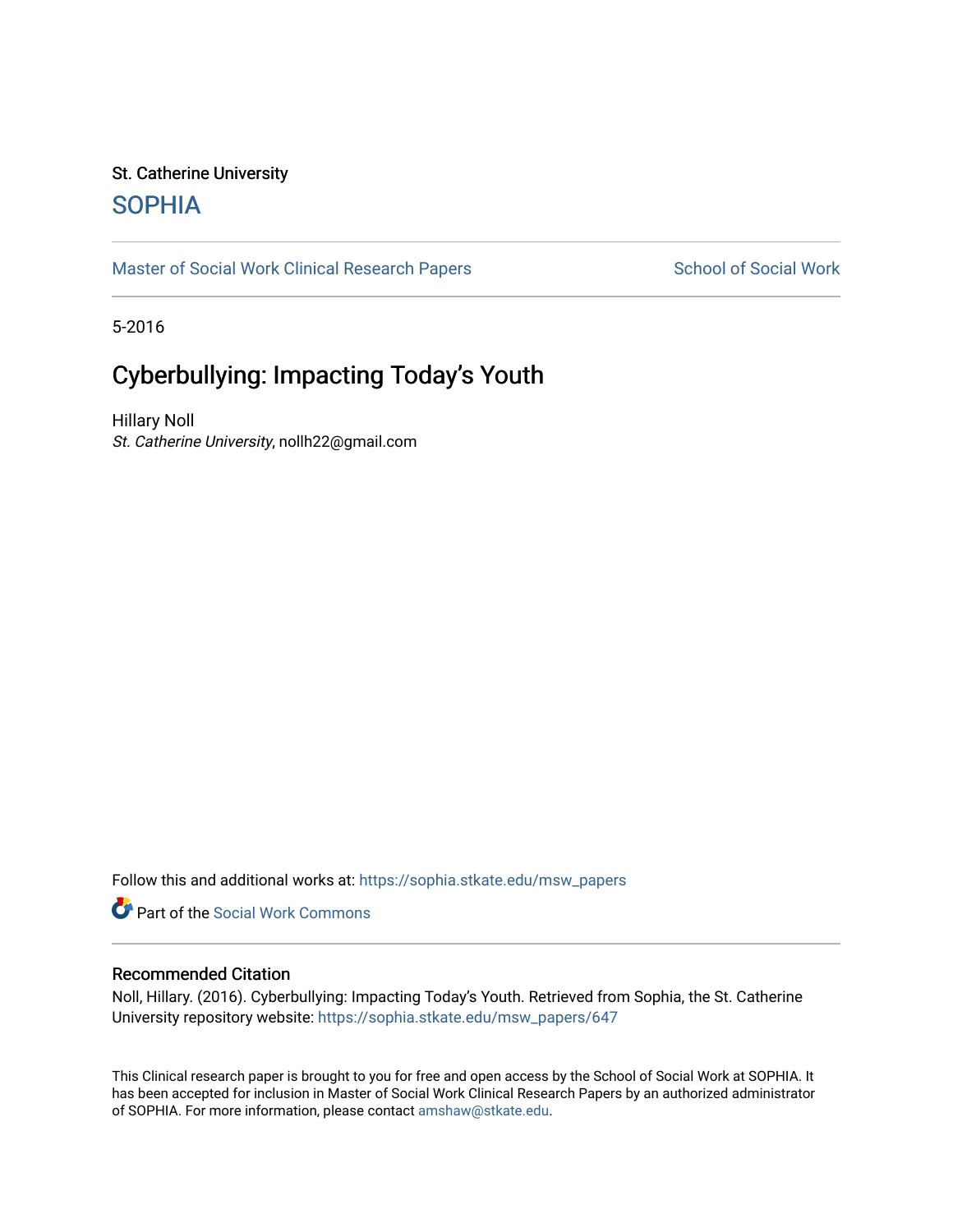St. Catherine University

SOPHIA

Master of Social Work Clinical Research Papers

School of Social Work

5-2016

# Cyberbullying: Impacting Today's Youth

Hillary Noll
*St. Catherine University*, nollh22@gmail.com

Follow this and additional works at: https://sophia.stkate.edu/msw_papers

Part of the Social Work Commons

## Recommended Citation

Noll, Hillary. (2016). Cyberbullying: Impacting Today's Youth. Retrieved from Sophia, the St. Catherine University repository website: https://sophia.stkate.edu/msw_papers/647

This Clinical research paper is brought to you for free and open access by the School of Social Work at SOPHIA. It has been accepted for inclusion in Master of Social Work Clinical Research Papers by an authorized administrator of SOPHIA. For more information, please contact amshaw@stkate.edu.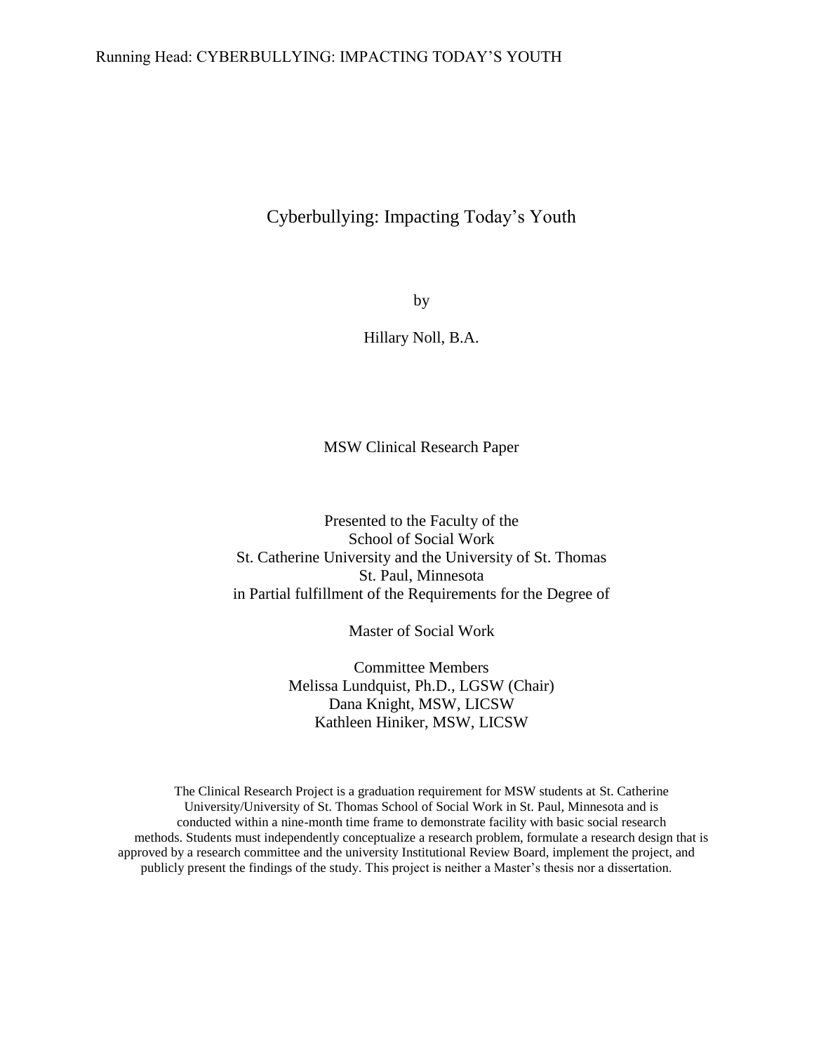# Cyberbullying: Impacting Today's Youth

by

Hillary Noll, B.A.

MSW Clinical Research Paper

Presented to the Faculty of the
School of Social Work
St. Catherine University and the University of St. Thomas
St. Paul, Minnesota
in Partial fulfillment of the Requirements for the Degree of

Master of Social Work

Committee Members
Melissa Lundquist, Ph.D., LGSW (Chair)
Dana Knight, MSW, LICSW
Kathleen Hiniker, MSW, LICSW

The Clinical Research Project is a graduation requirement for MSW students at St. Catherine University/University of St. Thomas School of Social Work in St. Paul, Minnesota and is conducted within a nine-month time frame to demonstrate facility with basic social research methods. Students must independently conceptualize a research problem, formulate a research design that is approved by a research committee and the university Institutional Review Board, implement the project, and publicly present the findings of the study. This project is neither a Master's thesis nor a dissertation.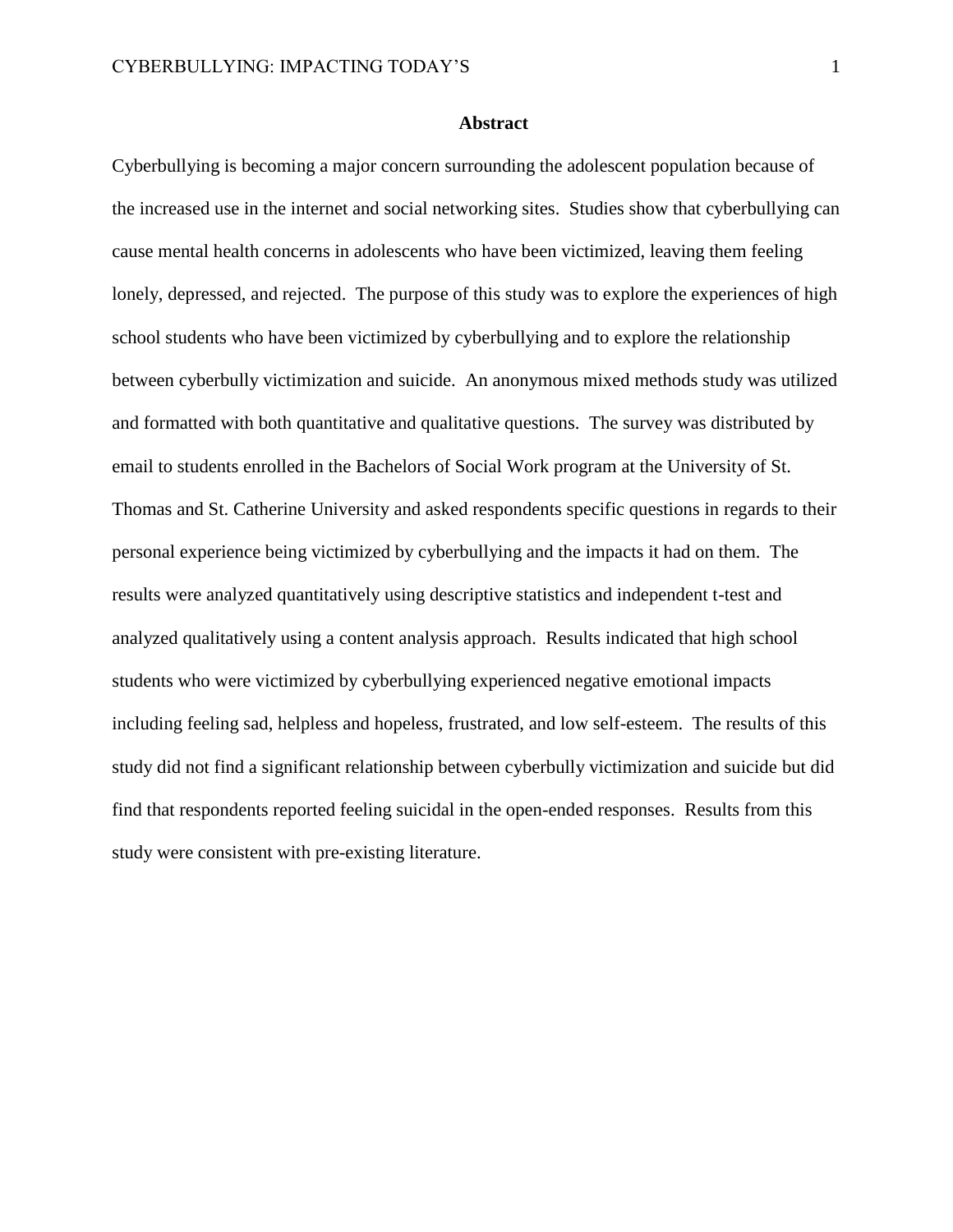## Abstract

Cyberbullying is becoming a major concern surrounding the adolescent population because of the increased use in the internet and social networking sites. Studies show that cyberbullying can cause mental health concerns in adolescents who have been victimized, leaving them feeling lonely, depressed, and rejected. The purpose of this study was to explore the experiences of high school students who have been victimized by cyberbullying and to explore the relationship between cyberbully victimization and suicide. An anonymous mixed methods study was utilized and formatted with both quantitative and qualitative questions. The survey was distributed by email to students enrolled in the Bachelors of Social Work program at the University of St. Thomas and St. Catherine University and asked respondents specific questions in regards to their personal experience being victimized by cyberbullying and the impacts it had on them. The results were analyzed quantitatively using descriptive statistics and independent t-test and analyzed qualitatively using a content analysis approach. Results indicated that high school students who were victimized by cyberbullying experienced negative emotional impacts including feeling sad, helpless and hopeless, frustrated, and low self-esteem. The results of this study did not find a significant relationship between cyberbully victimization and suicide but did find that respondents reported feeling suicidal in the open-ended responses. Results from this study were consistent with pre-existing literature.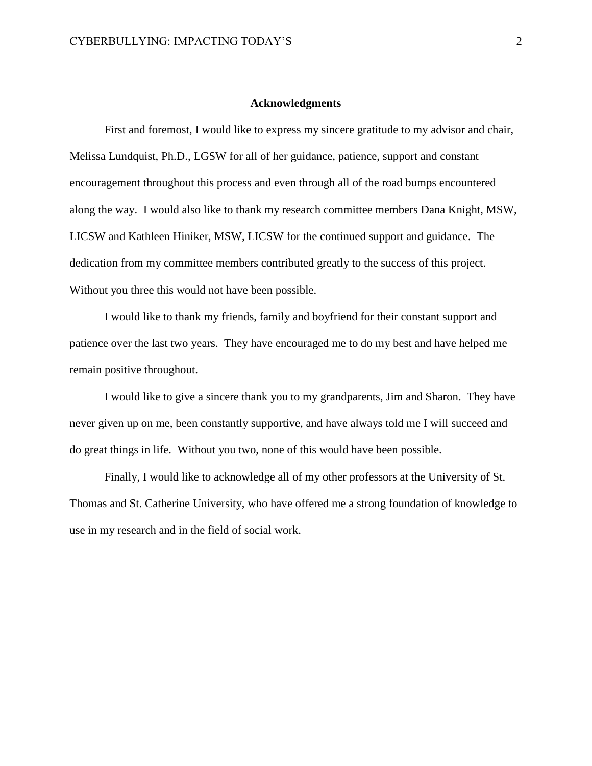## Acknowledgments

First and foremost, I would like to express my sincere gratitude to my advisor and chair, Melissa Lundquist, Ph.D., LGSW for all of her guidance, patience, support and constant encouragement throughout this process and even through all of the road bumps encountered along the way. I would also like to thank my research committee members Dana Knight, MSW, LICSW and Kathleen Hiniker, MSW, LICSW for the continued support and guidance. The dedication from my committee members contributed greatly to the success of this project. Without you three this would not have been possible.

I would like to thank my friends, family and boyfriend for their constant support and patience over the last two years. They have encouraged me to do my best and have helped me remain positive throughout.

I would like to give a sincere thank you to my grandparents, Jim and Sharon. They have never given up on me, been constantly supportive, and have always told me I will succeed and do great things in life. Without you two, none of this would have been possible.

Finally, I would like to acknowledge all of my other professors at the University of St. Thomas and St. Catherine University, who have offered me a strong foundation of knowledge to use in my research and in the field of social work.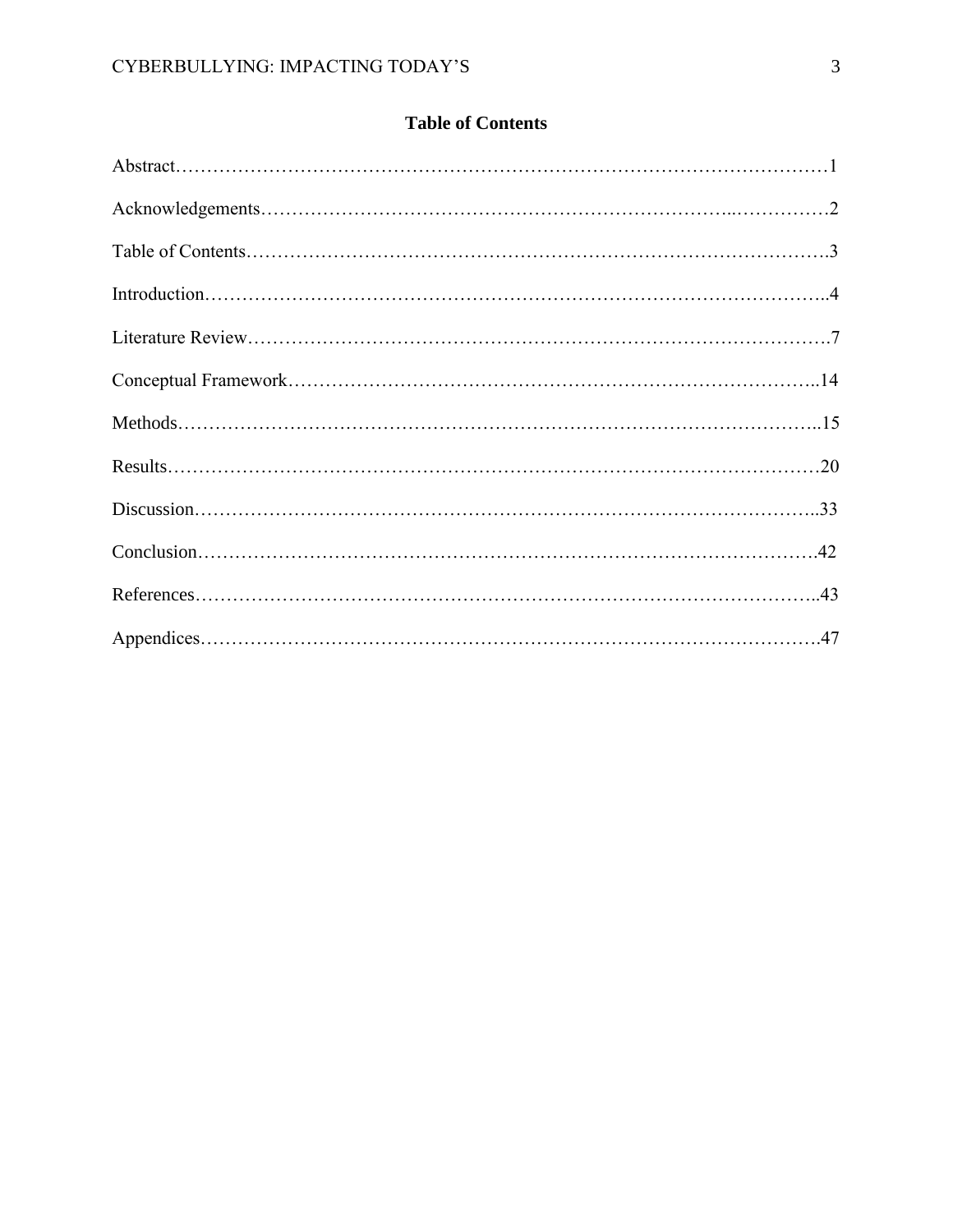# Table of Contents

Abstract……………………………………………………………………………………………1

Acknowledgements………………………………………………………………..……………2

Table of Contents……………………………………………………………………………….3

Introduction……………………………………………………………………………………..4

Literature Review……………………………………………………………………………….7

Conceptual Framework………………………………………………………………………..14

Methods………………………………………………………………………………………..15

Results…………………………………………………………………………………………20

Discussion……………………………………………………………………………………..33

Conclusion…………………………………………………………………………………….42

References……………………………………………………………………………………..43

Appendices…………………………………………………………………………………….47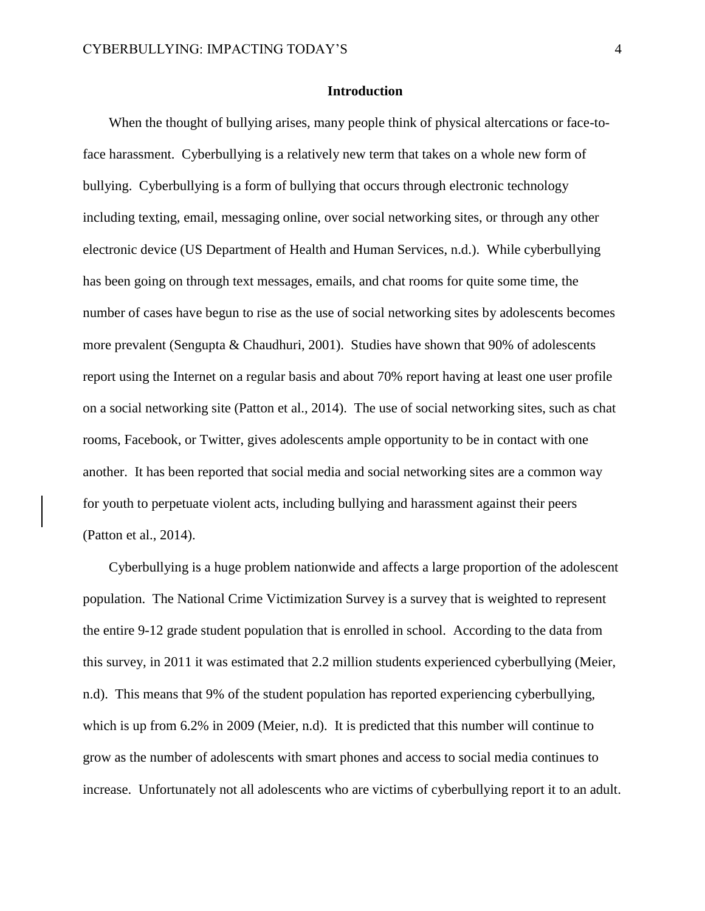## Introduction

When the thought of bullying arises, many people think of physical altercations or face-to-face harassment. Cyberbullying is a relatively new term that takes on a whole new form of bullying. Cyberbullying is a form of bullying that occurs through electronic technology including texting, email, messaging online, over social networking sites, or through any other electronic device (US Department of Health and Human Services, n.d.). While cyberbullying has been going on through text messages, emails, and chat rooms for quite some time, the number of cases have begun to rise as the use of social networking sites by adolescents becomes more prevalent (Sengupta & Chaudhuri, 2001). Studies have shown that 90% of adolescents report using the Internet on a regular basis and about 70% report having at least one user profile on a social networking site (Patton et al., 2014). The use of social networking sites, such as chat rooms, Facebook, or Twitter, gives adolescents ample opportunity to be in contact with one another. It has been reported that social media and social networking sites are a common way for youth to perpetuate violent acts, including bullying and harassment against their peers (Patton et al., 2014).

Cyberbullying is a huge problem nationwide and affects a large proportion of the adolescent population. The National Crime Victimization Survey is a survey that is weighted to represent the entire 9-12 grade student population that is enrolled in school. According to the data from this survey, in 2011 it was estimated that 2.2 million students experienced cyberbullying (Meier, n.d). This means that 9% of the student population has reported experiencing cyberbullying, which is up from 6.2% in 2009 (Meier, n.d). It is predicted that this number will continue to grow as the number of adolescents with smart phones and access to social media continues to increase. Unfortunately not all adolescents who are victims of cyberbullying report it to an adult.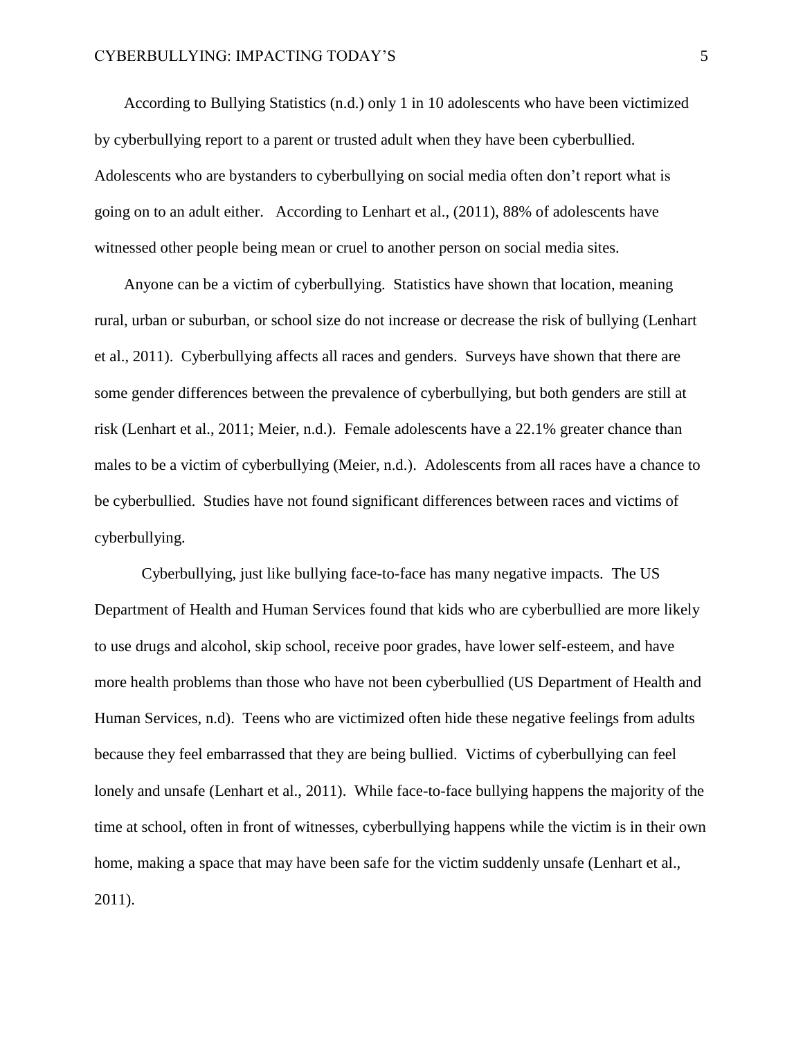According to Bullying Statistics (n.d.) only 1 in 10 adolescents who have been victimized by cyberbullying report to a parent or trusted adult when they have been cyberbullied. Adolescents who are bystanders to cyberbullying on social media often don't report what is going on to an adult either. According to Lenhart et al., (2011), 88% of adolescents have witnessed other people being mean or cruel to another person on social media sites.

Anyone can be a victim of cyberbullying. Statistics have shown that location, meaning rural, urban or suburban, or school size do not increase or decrease the risk of bullying (Lenhart et al., 2011). Cyberbullying affects all races and genders. Surveys have shown that there are some gender differences between the prevalence of cyberbullying, but both genders are still at risk (Lenhart et al., 2011; Meier, n.d.). Female adolescents have a 22.1% greater chance than males to be a victim of cyberbullying (Meier, n.d.). Adolescents from all races have a chance to be cyberbullied. Studies have not found significant differences between races and victims of cyberbullying.

Cyberbullying, just like bullying face-to-face has many negative impacts. The US Department of Health and Human Services found that kids who are cyberbullied are more likely to use drugs and alcohol, skip school, receive poor grades, have lower self-esteem, and have more health problems than those who have not been cyberbullied (US Department of Health and Human Services, n.d). Teens who are victimized often hide these negative feelings from adults because they feel embarrassed that they are being bullied. Victims of cyberbullying can feel lonely and unsafe (Lenhart et al., 2011). While face-to-face bullying happens the majority of the time at school, often in front of witnesses, cyberbullying happens while the victim is in their own home, making a space that may have been safe for the victim suddenly unsafe (Lenhart et al., 2011).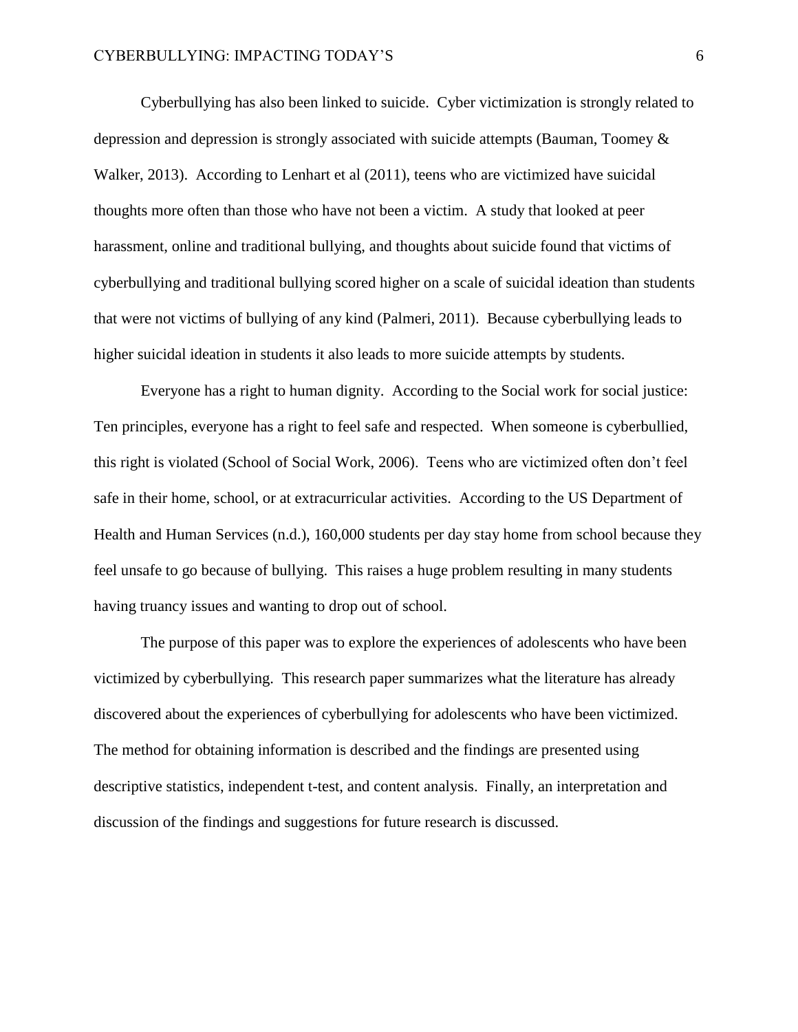Cyberbullying has also been linked to suicide. Cyber victimization is strongly related to depression and depression is strongly associated with suicide attempts (Bauman, Toomey & Walker, 2013). According to Lenhart et al (2011), teens who are victimized have suicidal thoughts more often than those who have not been a victim. A study that looked at peer harassment, online and traditional bullying, and thoughts about suicide found that victims of cyberbullying and traditional bullying scored higher on a scale of suicidal ideation than students that were not victims of bullying of any kind (Palmeri, 2011). Because cyberbullying leads to higher suicidal ideation in students it also leads to more suicide attempts by students.

Everyone has a right to human dignity. According to the Social work for social justice: Ten principles, everyone has a right to feel safe and respected. When someone is cyberbullied, this right is violated (School of Social Work, 2006). Teens who are victimized often don't feel safe in their home, school, or at extracurricular activities. According to the US Department of Health and Human Services (n.d.), 160,000 students per day stay home from school because they feel unsafe to go because of bullying. This raises a huge problem resulting in many students having truancy issues and wanting to drop out of school.

The purpose of this paper was to explore the experiences of adolescents who have been victimized by cyberbullying. This research paper summarizes what the literature has already discovered about the experiences of cyberbullying for adolescents who have been victimized. The method for obtaining information is described and the findings are presented using descriptive statistics, independent t-test, and content analysis. Finally, an interpretation and discussion of the findings and suggestions for future research is discussed.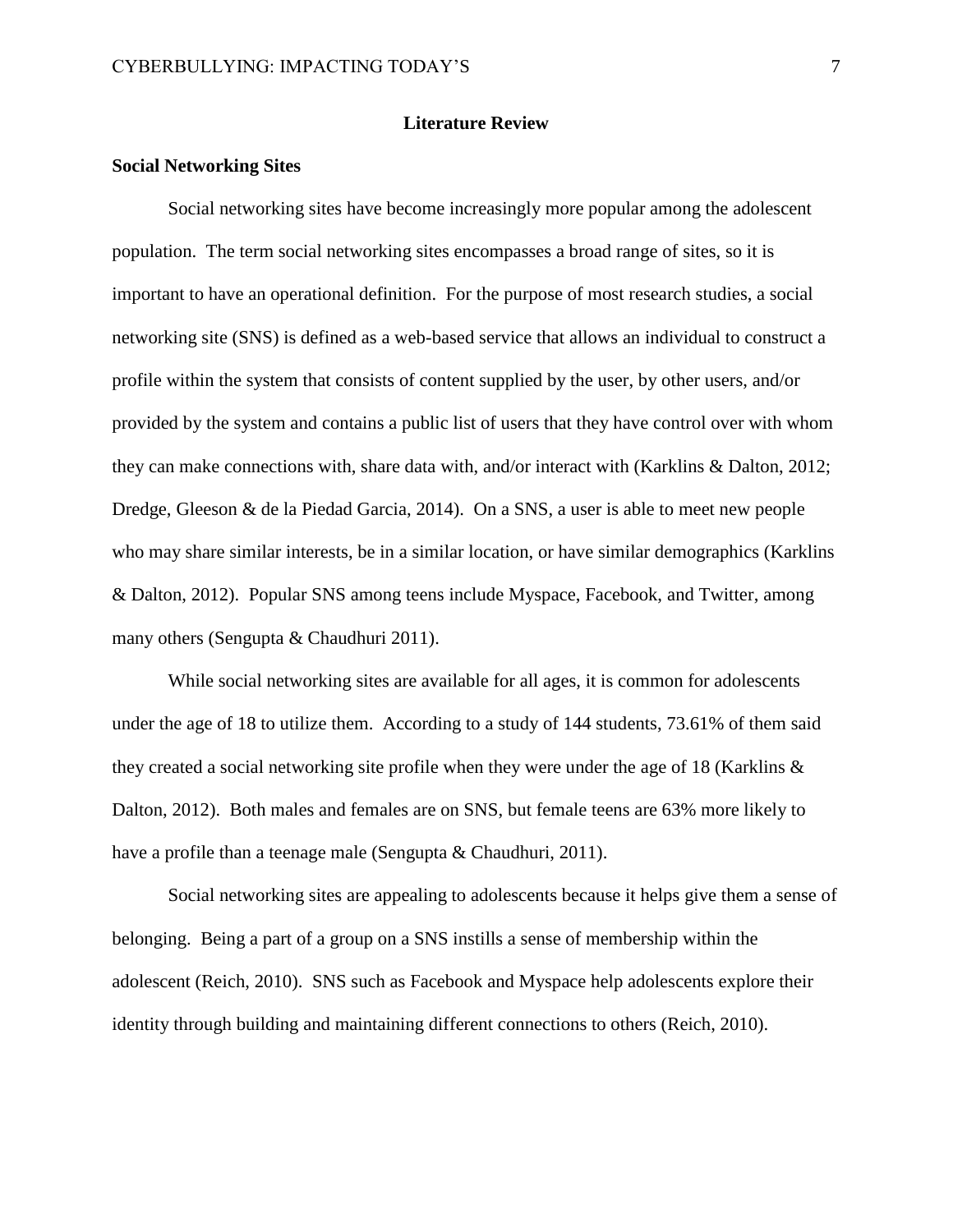## Literature Review

### Social Networking Sites

Social networking sites have become increasingly more popular among the adolescent population. The term social networking sites encompasses a broad range of sites, so it is important to have an operational definition. For the purpose of most research studies, a social networking site (SNS) is defined as a web-based service that allows an individual to construct a profile within the system that consists of content supplied by the user, by other users, and/or provided by the system and contains a public list of users that they have control over with whom they can make connections with, share data with, and/or interact with (Karklins & Dalton, 2012; Dredge, Gleeson & de la Piedad Garcia, 2014). On a SNS, a user is able to meet new people who may share similar interests, be in a similar location, or have similar demographics (Karklins & Dalton, 2012). Popular SNS among teens include Myspace, Facebook, and Twitter, among many others (Sengupta & Chaudhuri 2011).

While social networking sites are available for all ages, it is common for adolescents under the age of 18 to utilize them. According to a study of 144 students, 73.61% of them said they created a social networking site profile when they were under the age of 18 (Karklins & Dalton, 2012). Both males and females are on SNS, but female teens are 63% more likely to have a profile than a teenage male (Sengupta & Chaudhuri, 2011).

Social networking sites are appealing to adolescents because it helps give them a sense of belonging. Being a part of a group on a SNS instills a sense of membership within the adolescent (Reich, 2010). SNS such as Facebook and Myspace help adolescents explore their identity through building and maintaining different connections to others (Reich, 2010).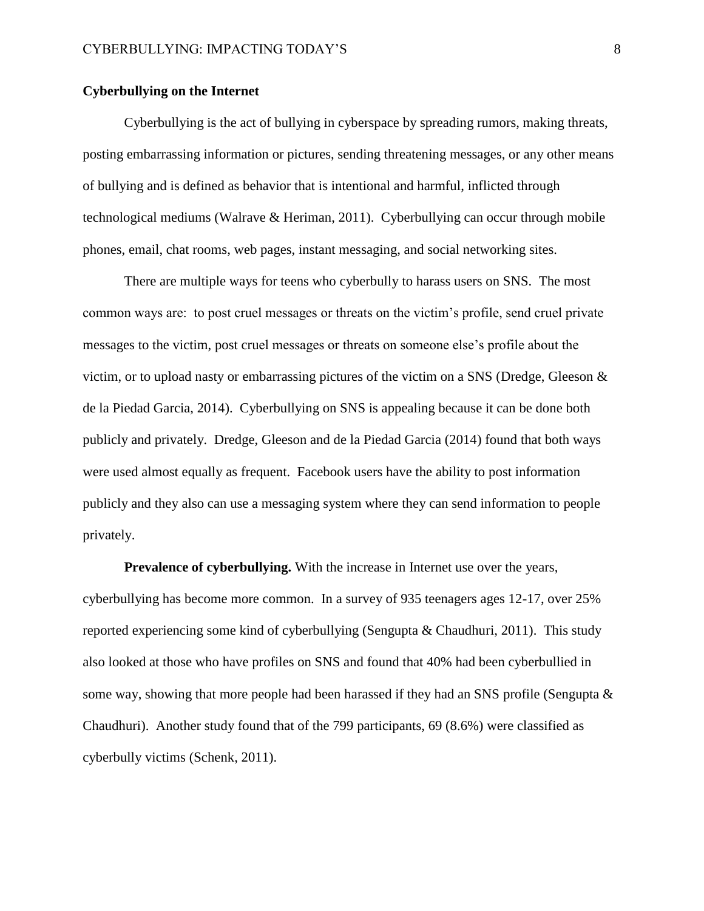## Cyberbullying on the Internet

Cyberbullying is the act of bullying in cyberspace by spreading rumors, making threats, posting embarrassing information or pictures, sending threatening messages, or any other means of bullying and is defined as behavior that is intentional and harmful, inflicted through technological mediums (Walrave & Heriman, 2011). Cyberbullying can occur through mobile phones, email, chat rooms, web pages, instant messaging, and social networking sites.

There are multiple ways for teens who cyberbully to harass users on SNS. The most common ways are: to post cruel messages or threats on the victim's profile, send cruel private messages to the victim, post cruel messages or threats on someone else's profile about the victim, or to upload nasty or embarrassing pictures of the victim on a SNS (Dredge, Gleeson & de la Piedad Garcia, 2014). Cyberbullying on SNS is appealing because it can be done both publicly and privately. Dredge, Gleeson and de la Piedad Garcia (2014) found that both ways were used almost equally as frequent. Facebook users have the ability to post information publicly and they also can use a messaging system where they can send information to people privately.

**Prevalence of cyberbullying.** With the increase in Internet use over the years, cyberbullying has become more common. In a survey of 935 teenagers ages 12-17, over 25% reported experiencing some kind of cyberbullying (Sengupta & Chaudhuri, 2011). This study also looked at those who have profiles on SNS and found that 40% had been cyberbullied in some way, showing that more people had been harassed if they had an SNS profile (Sengupta & Chaudhuri). Another study found that of the 799 participants, 69 (8.6%) were classified as cyberbully victims (Schenk, 2011).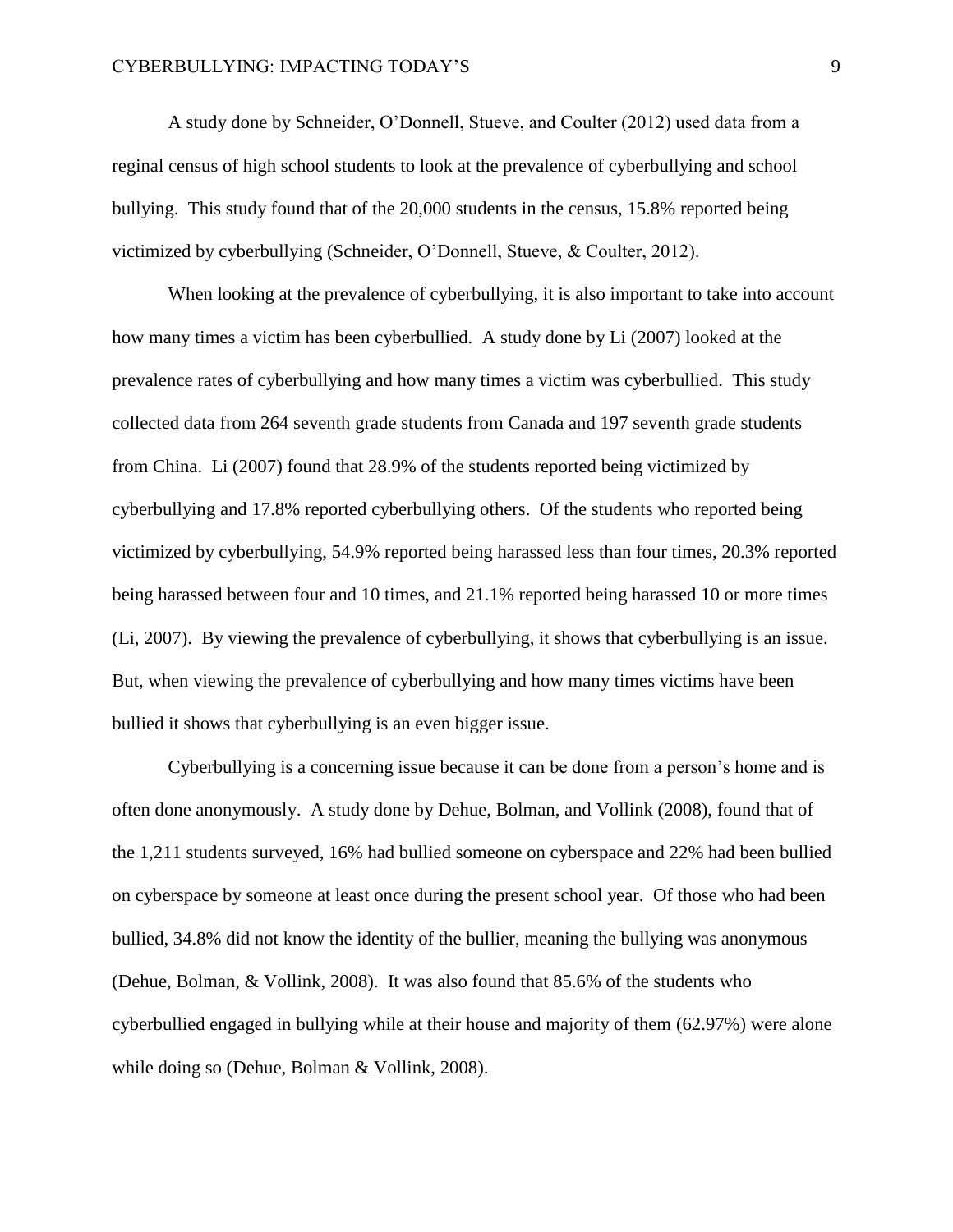A study done by Schneider, O'Donnell, Stueve, and Coulter (2012) used data from a reginal census of high school students to look at the prevalence of cyberbullying and school bullying. This study found that of the 20,000 students in the census, 15.8% reported being victimized by cyberbullying (Schneider, O'Donnell, Stueve, & Coulter, 2012).

When looking at the prevalence of cyberbullying, it is also important to take into account how many times a victim has been cyberbullied. A study done by Li (2007) looked at the prevalence rates of cyberbullying and how many times a victim was cyberbullied. This study collected data from 264 seventh grade students from Canada and 197 seventh grade students from China. Li (2007) found that 28.9% of the students reported being victimized by cyberbullying and 17.8% reported cyberbullying others. Of the students who reported being victimized by cyberbullying, 54.9% reported being harassed less than four times, 20.3% reported being harassed between four and 10 times, and 21.1% reported being harassed 10 or more times (Li, 2007). By viewing the prevalence of cyberbullying, it shows that cyberbullying is an issue. But, when viewing the prevalence of cyberbullying and how many times victims have been bullied it shows that cyberbullying is an even bigger issue.

Cyberbullying is a concerning issue because it can be done from a person's home and is often done anonymously. A study done by Dehue, Bolman, and Vollink (2008), found that of the 1,211 students surveyed, 16% had bullied someone on cyberspace and 22% had been bullied on cyberspace by someone at least once during the present school year. Of those who had been bullied, 34.8% did not know the identity of the bullier, meaning the bullying was anonymous (Dehue, Bolman, & Vollink, 2008). It was also found that 85.6% of the students who cyberbullied engaged in bullying while at their house and majority of them (62.97%) were alone while doing so (Dehue, Bolman & Vollink, 2008).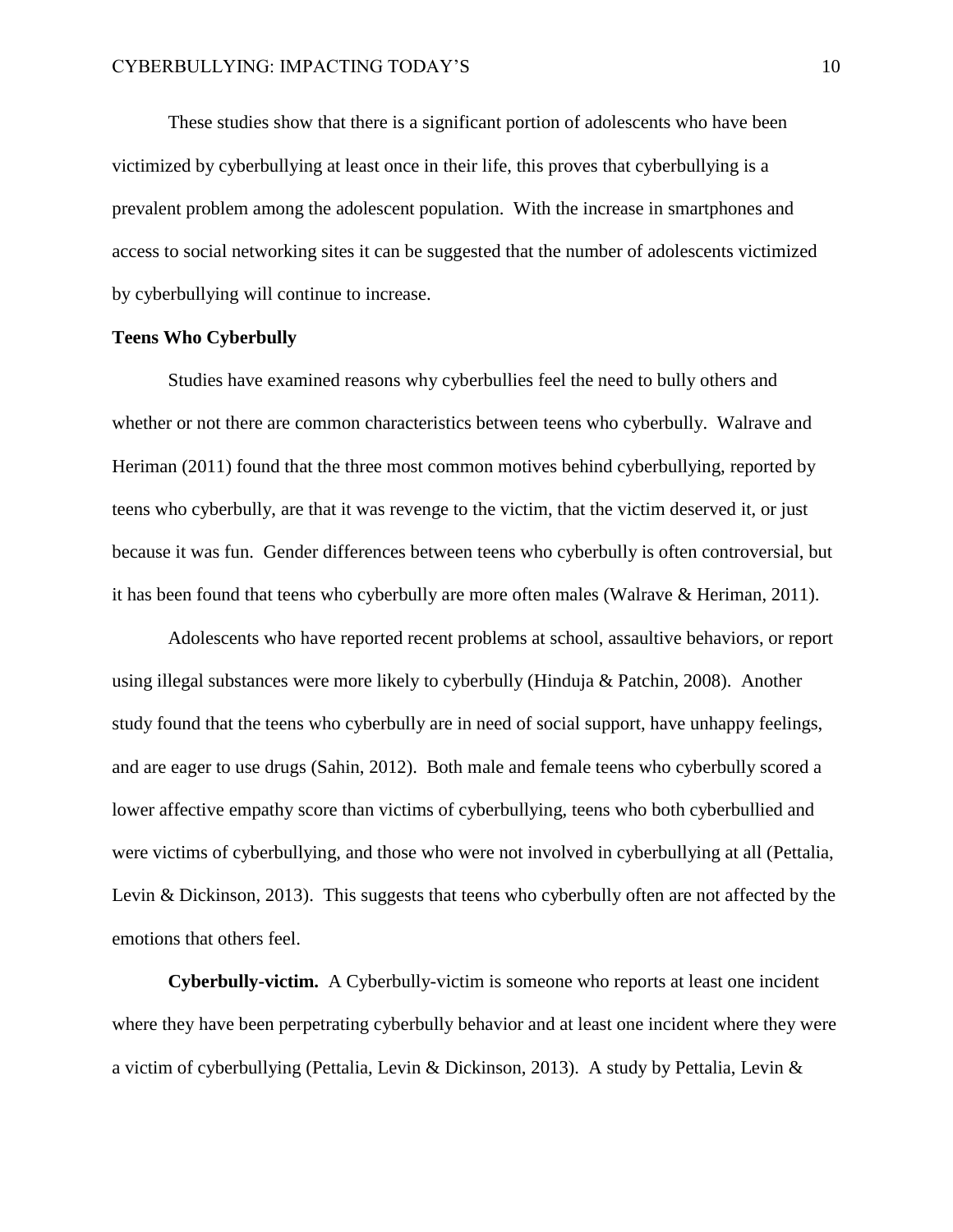These studies show that there is a significant portion of adolescents who have been victimized by cyberbullying at least once in their life, this proves that cyberbullying is a prevalent problem among the adolescent population. With the increase in smartphones and access to social networking sites it can be suggested that the number of adolescents victimized by cyberbullying will continue to increase.

## Teens Who Cyberbully

Studies have examined reasons why cyberbullies feel the need to bully others and whether or not there are common characteristics between teens who cyberbully. Walrave and Heriman (2011) found that the three most common motives behind cyberbullying, reported by teens who cyberbully, are that it was revenge to the victim, that the victim deserved it, or just because it was fun. Gender differences between teens who cyberbully is often controversial, but it has been found that teens who cyberbully are more often males (Walrave & Heriman, 2011).

Adolescents who have reported recent problems at school, assaultive behaviors, or report using illegal substances were more likely to cyberbully (Hinduja & Patchin, 2008). Another study found that the teens who cyberbully are in need of social support, have unhappy feelings, and are eager to use drugs (Sahin, 2012). Both male and female teens who cyberbully scored a lower affective empathy score than victims of cyberbullying, teens who both cyberbullied and were victims of cyberbullying, and those who were not involved in cyberbullying at all (Pettalia, Levin & Dickinson, 2013). This suggests that teens who cyberbully often are not affected by the emotions that others feel.

**Cyberbully-victim.** A Cyberbully-victim is someone who reports at least one incident where they have been perpetrating cyberbully behavior and at least one incident where they were a victim of cyberbullying (Pettalia, Levin & Dickinson, 2013). A study by Pettalia, Levin &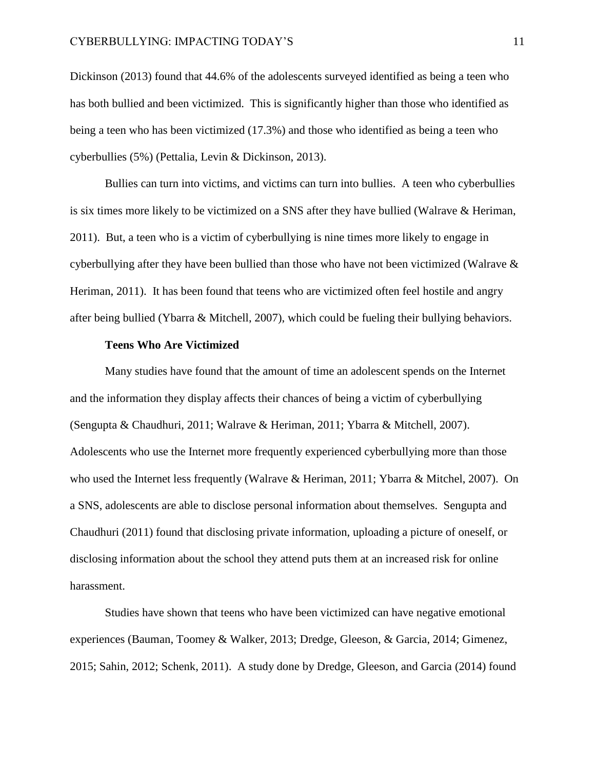Dickinson (2013) found that 44.6% of the adolescents surveyed identified as being a teen who has both bullied and been victimized. This is significantly higher than those who identified as being a teen who has been victimized (17.3%) and those who identified as being a teen who cyberbullies (5%) (Pettalia, Levin & Dickinson, 2013).

Bullies can turn into victims, and victims can turn into bullies. A teen who cyberbullies is six times more likely to be victimized on a SNS after they have bullied (Walrave & Heriman, 2011). But, a teen who is a victim of cyberbullying is nine times more likely to engage in cyberbullying after they have been bullied than those who have not been victimized (Walrave & Heriman, 2011). It has been found that teens who are victimized often feel hostile and angry after being bullied (Ybarra & Mitchell, 2007), which could be fueling their bullying behaviors.

### Teens Who Are Victimized

Many studies have found that the amount of time an adolescent spends on the Internet and the information they display affects their chances of being a victim of cyberbullying (Sengupta & Chaudhuri, 2011; Walrave & Heriman, 2011; Ybarra & Mitchell, 2007). Adolescents who use the Internet more frequently experienced cyberbullying more than those who used the Internet less frequently (Walrave & Heriman, 2011; Ybarra & Mitchel, 2007). On a SNS, adolescents are able to disclose personal information about themselves. Sengupta and Chaudhuri (2011) found that disclosing private information, uploading a picture of oneself, or disclosing information about the school they attend puts them at an increased risk for online harassment.

Studies have shown that teens who have been victimized can have negative emotional experiences (Bauman, Toomey & Walker, 2013; Dredge, Gleeson, & Garcia, 2014; Gimenez, 2015; Sahin, 2012; Schenk, 2011). A study done by Dredge, Gleeson, and Garcia (2014) found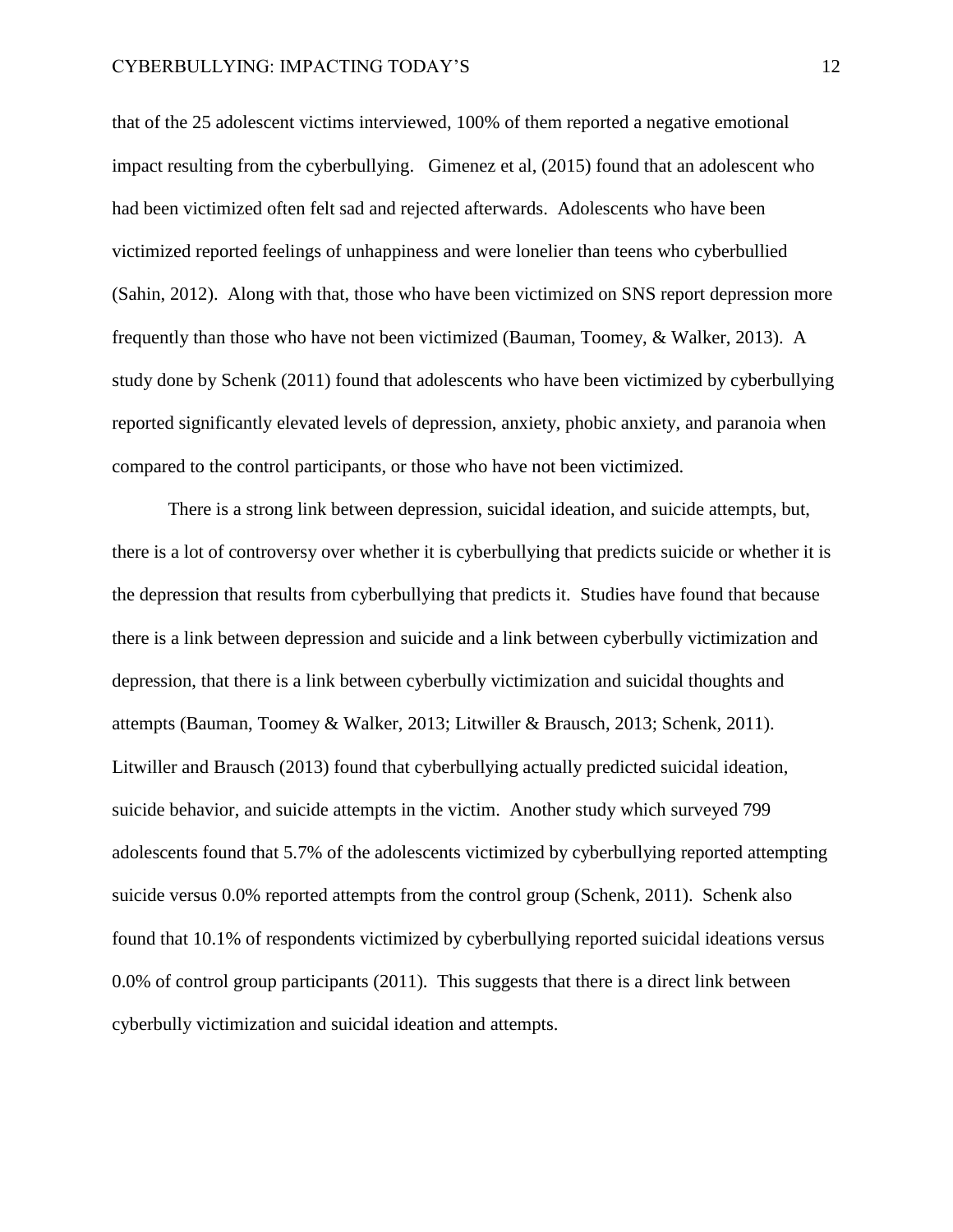that of the 25 adolescent victims interviewed, 100% of them reported a negative emotional impact resulting from the cyberbullying. Gimenez et al, (2015) found that an adolescent who had been victimized often felt sad and rejected afterwards. Adolescents who have been victimized reported feelings of unhappiness and were lonelier than teens who cyberbullied (Sahin, 2012). Along with that, those who have been victimized on SNS report depression more frequently than those who have not been victimized (Bauman, Toomey, & Walker, 2013). A study done by Schenk (2011) found that adolescents who have been victimized by cyberbullying reported significantly elevated levels of depression, anxiety, phobic anxiety, and paranoia when compared to the control participants, or those who have not been victimized.

There is a strong link between depression, suicidal ideation, and suicide attempts, but, there is a lot of controversy over whether it is cyberbullying that predicts suicide or whether it is the depression that results from cyberbullying that predicts it. Studies have found that because there is a link between depression and suicide and a link between cyberbully victimization and depression, that there is a link between cyberbully victimization and suicidal thoughts and attempts (Bauman, Toomey & Walker, 2013; Litwiller & Brausch, 2013; Schenk, 2011). Litwiller and Brausch (2013) found that cyberbullying actually predicted suicidal ideation, suicide behavior, and suicide attempts in the victim. Another study which surveyed 799 adolescents found that 5.7% of the adolescents victimized by cyberbullying reported attempting suicide versus 0.0% reported attempts from the control group (Schenk, 2011). Schenk also found that 10.1% of respondents victimized by cyberbullying reported suicidal ideations versus 0.0% of control group participants (2011). This suggests that there is a direct link between cyberbully victimization and suicidal ideation and attempts.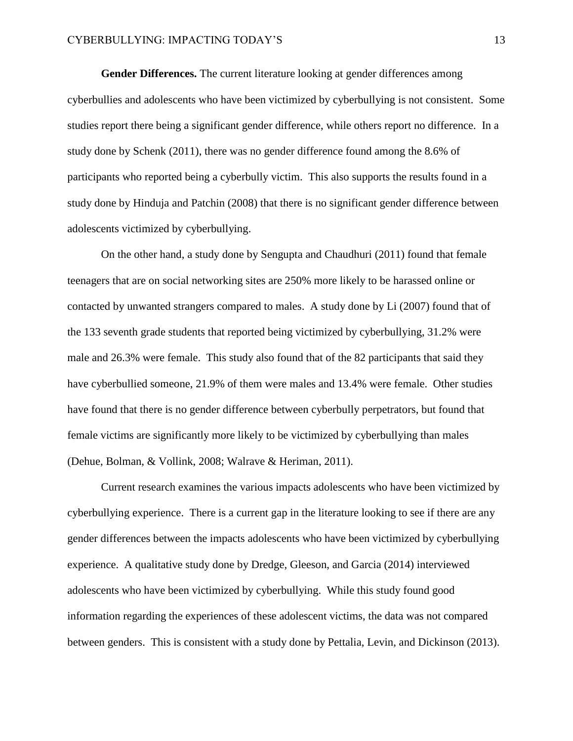**Gender Differences.** The current literature looking at gender differences among cyberbullies and adolescents who have been victimized by cyberbullying is not consistent. Some studies report there being a significant gender difference, while others report no difference. In a study done by Schenk (2011), there was no gender difference found among the 8.6% of participants who reported being a cyberbully victim. This also supports the results found in a study done by Hinduja and Patchin (2008) that there is no significant gender difference between adolescents victimized by cyberbullying.

On the other hand, a study done by Sengupta and Chaudhuri (2011) found that female teenagers that are on social networking sites are 250% more likely to be harassed online or contacted by unwanted strangers compared to males. A study done by Li (2007) found that of the 133 seventh grade students that reported being victimized by cyberbullying, 31.2% were male and 26.3% were female. This study also found that of the 82 participants that said they have cyberbullied someone, 21.9% of them were males and 13.4% were female. Other studies have found that there is no gender difference between cyberbully perpetrators, but found that female victims are significantly more likely to be victimized by cyberbullying than males (Dehue, Bolman, & Vollink, 2008; Walrave & Heriman, 2011).

Current research examines the various impacts adolescents who have been victimized by cyberbullying experience. There is a current gap in the literature looking to see if there are any gender differences between the impacts adolescents who have been victimized by cyberbullying experience. A qualitative study done by Dredge, Gleeson, and Garcia (2014) interviewed adolescents who have been victimized by cyberbullying. While this study found good information regarding the experiences of these adolescent victims, the data was not compared between genders. This is consistent with a study done by Pettalia, Levin, and Dickinson (2013).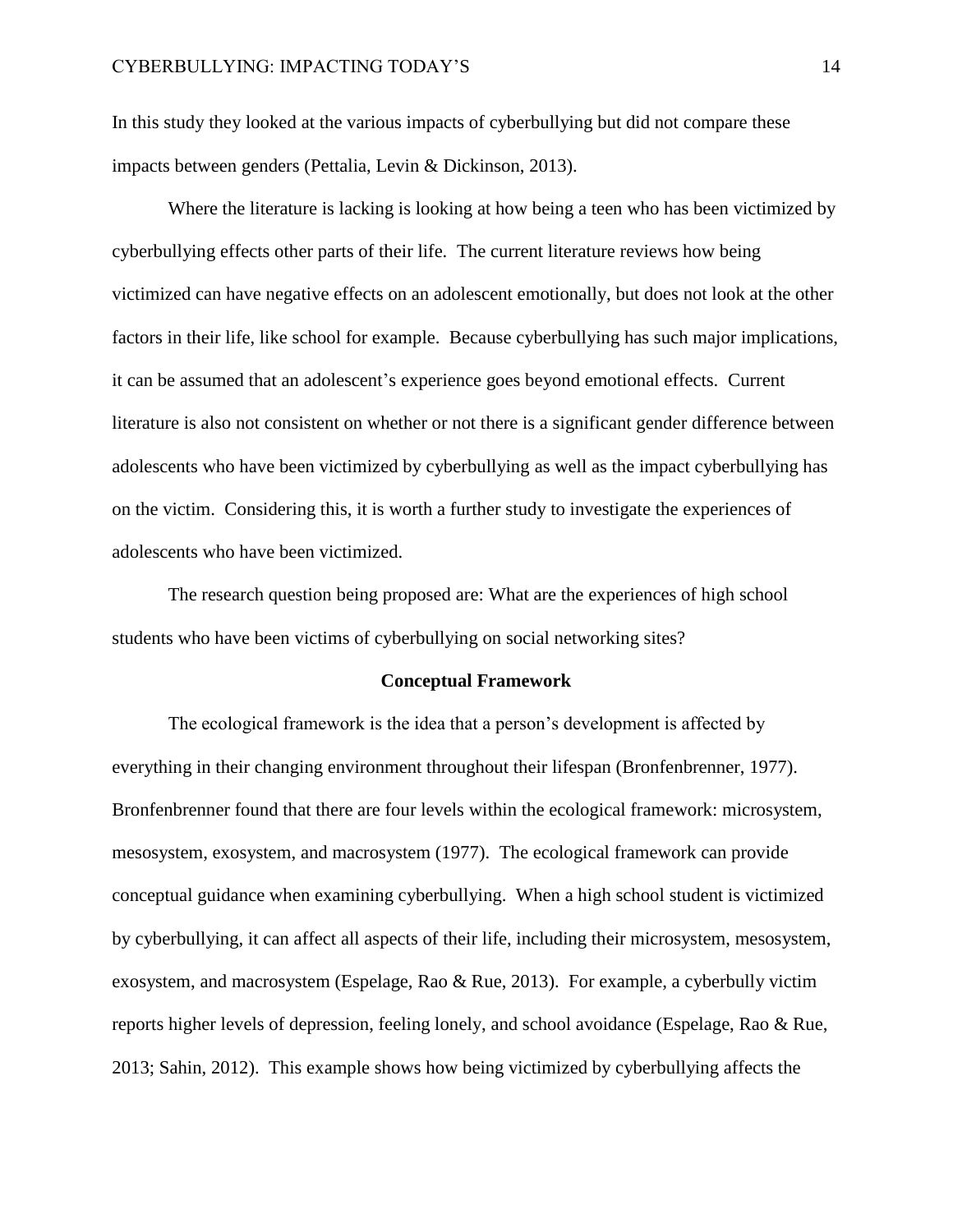In this study they looked at the various impacts of cyberbullying but did not compare these impacts between genders (Pettalia, Levin & Dickinson, 2013).

Where the literature is lacking is looking at how being a teen who has been victimized by cyberbullying effects other parts of their life. The current literature reviews how being victimized can have negative effects on an adolescent emotionally, but does not look at the other factors in their life, like school for example. Because cyberbullying has such major implications, it can be assumed that an adolescent's experience goes beyond emotional effects. Current literature is also not consistent on whether or not there is a significant gender difference between adolescents who have been victimized by cyberbullying as well as the impact cyberbullying has on the victim. Considering this, it is worth a further study to investigate the experiences of adolescents who have been victimized.

The research question being proposed are: What are the experiences of high school students who have been victims of cyberbullying on social networking sites?

## Conceptual Framework

The ecological framework is the idea that a person's development is affected by everything in their changing environment throughout their lifespan (Bronfenbrenner, 1977). Bronfenbrenner found that there are four levels within the ecological framework: microsystem, mesosystem, exosystem, and macrosystem (1977). The ecological framework can provide conceptual guidance when examining cyberbullying. When a high school student is victimized by cyberbullying, it can affect all aspects of their life, including their microsystem, mesosystem, exosystem, and macrosystem (Espelage, Rao & Rue, 2013). For example, a cyberbully victim reports higher levels of depression, feeling lonely, and school avoidance (Espelage, Rao & Rue, 2013; Sahin, 2012). This example shows how being victimized by cyberbullying affects the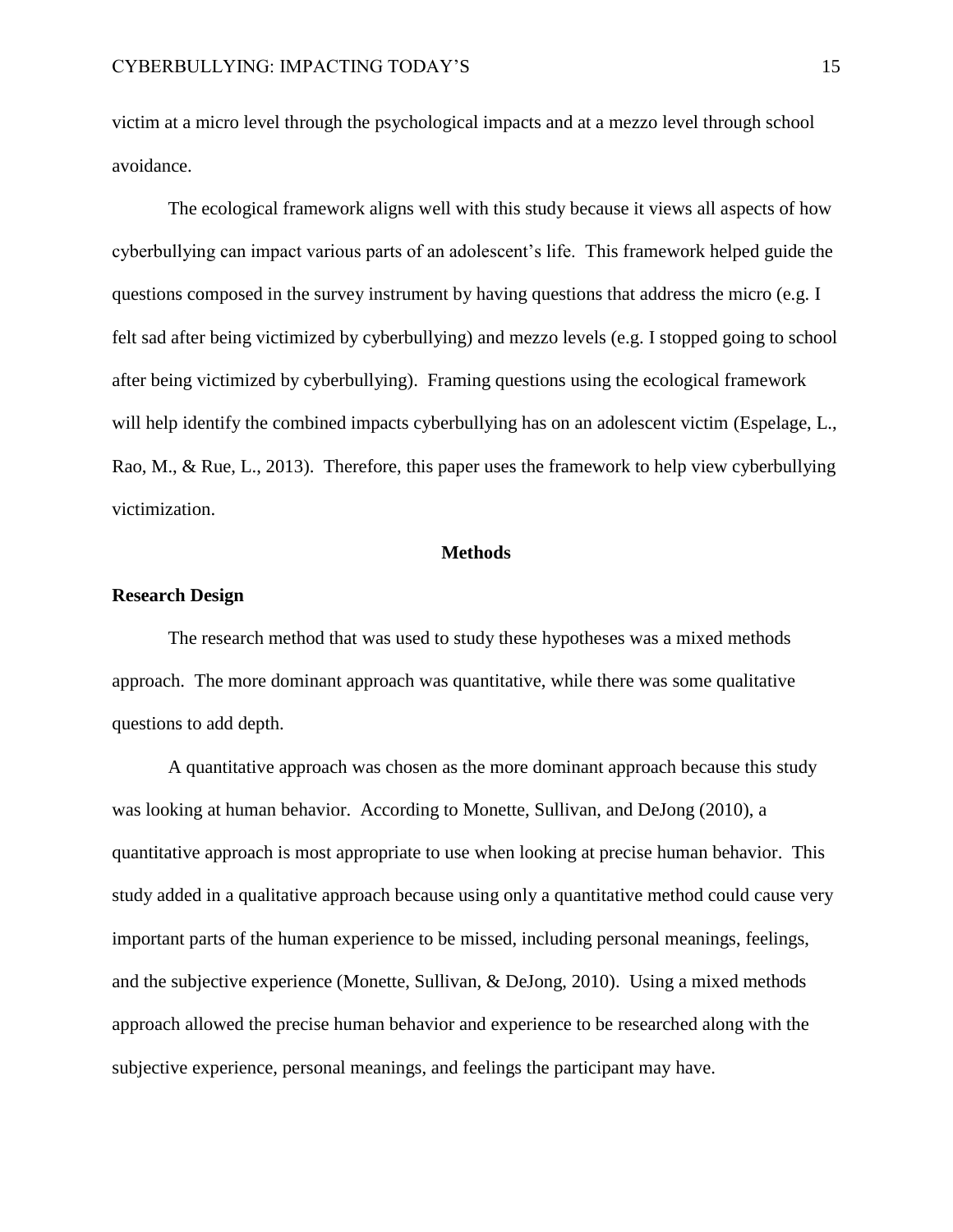victim at a micro level through the psychological impacts and at a mezzo level through school avoidance.

The ecological framework aligns well with this study because it views all aspects of how cyberbullying can impact various parts of an adolescent's life. This framework helped guide the questions composed in the survey instrument by having questions that address the micro (e.g. I felt sad after being victimized by cyberbullying) and mezzo levels (e.g. I stopped going to school after being victimized by cyberbullying). Framing questions using the ecological framework will help identify the combined impacts cyberbullying has on an adolescent victim (Espelage, L., Rao, M., & Rue, L., 2013). Therefore, this paper uses the framework to help view cyberbullying victimization.

## Methods

### Research Design

The research method that was used to study these hypotheses was a mixed methods approach. The more dominant approach was quantitative, while there was some qualitative questions to add depth.

A quantitative approach was chosen as the more dominant approach because this study was looking at human behavior. According to Monette, Sullivan, and DeJong (2010), a quantitative approach is most appropriate to use when looking at precise human behavior. This study added in a qualitative approach because using only a quantitative method could cause very important parts of the human experience to be missed, including personal meanings, feelings, and the subjective experience (Monette, Sullivan, & DeJong, 2010). Using a mixed methods approach allowed the precise human behavior and experience to be researched along with the subjective experience, personal meanings, and feelings the participant may have.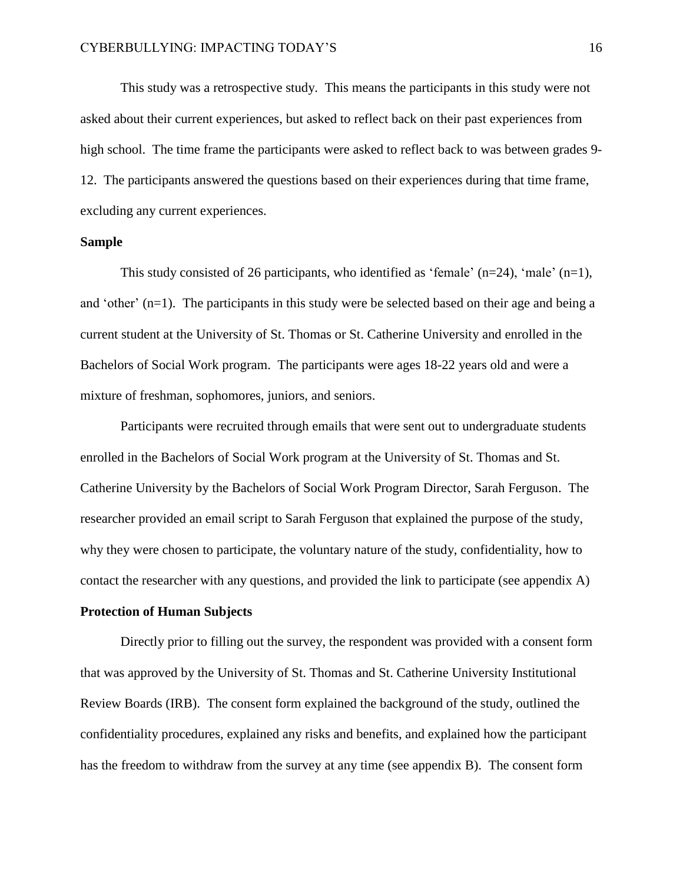This study was a retrospective study. This means the participants in this study were not asked about their current experiences, but asked to reflect back on their past experiences from high school. The time frame the participants were asked to reflect back to was between grades 9-12. The participants answered the questions based on their experiences during that time frame, excluding any current experiences.

**Sample**

This study consisted of 26 participants, who identified as 'female' (n=24), 'male' (n=1), and 'other' (n=1). The participants in this study were be selected based on their age and being a current student at the University of St. Thomas or St. Catherine University and enrolled in the Bachelors of Social Work program. The participants were ages 18-22 years old and were a mixture of freshman, sophomores, juniors, and seniors.

Participants were recruited through emails that were sent out to undergraduate students enrolled in the Bachelors of Social Work program at the University of St. Thomas and St. Catherine University by the Bachelors of Social Work Program Director, Sarah Ferguson. The researcher provided an email script to Sarah Ferguson that explained the purpose of the study, why they were chosen to participate, the voluntary nature of the study, confidentiality, how to contact the researcher with any questions, and provided the link to participate (see appendix A)

**Protection of Human Subjects**

Directly prior to filling out the survey, the respondent was provided with a consent form that was approved by the University of St. Thomas and St. Catherine University Institutional Review Boards (IRB). The consent form explained the background of the study, outlined the confidentiality procedures, explained any risks and benefits, and explained how the participant has the freedom to withdraw from the survey at any time (see appendix B). The consent form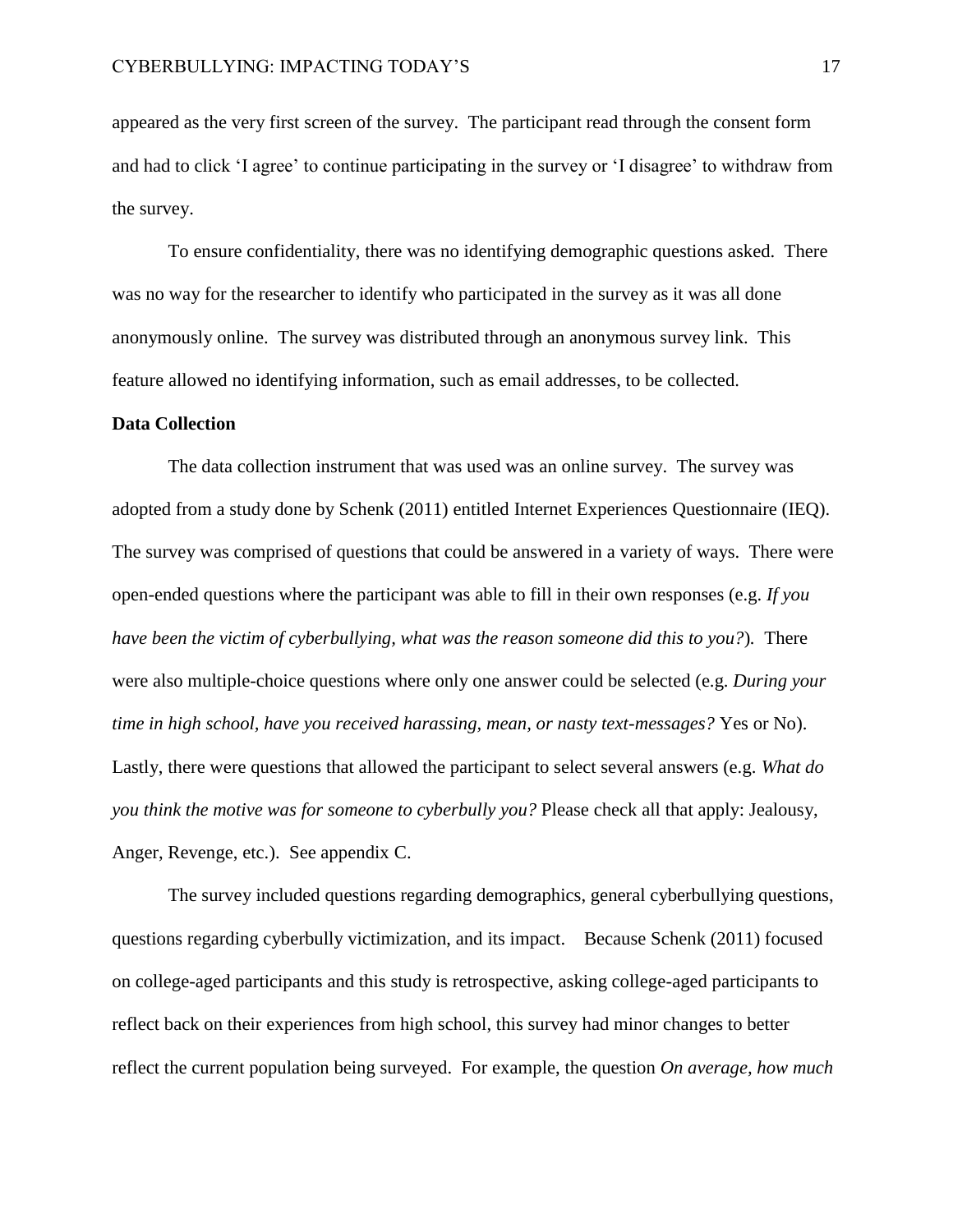appeared as the very first screen of the survey. The participant read through the consent form and had to click 'I agree' to continue participating in the survey or 'I disagree' to withdraw from the survey.

To ensure confidentiality, there was no identifying demographic questions asked. There was no way for the researcher to identify who participated in the survey as it was all done anonymously online. The survey was distributed through an anonymous survey link. This feature allowed no identifying information, such as email addresses, to be collected.

**Data Collection**

The data collection instrument that was used was an online survey. The survey was adopted from a study done by Schenk (2011) entitled Internet Experiences Questionnaire (IEQ). The survey was comprised of questions that could be answered in a variety of ways. There were open-ended questions where the participant was able to fill in their own responses (e.g. *If you have been the victim of cyberbullying, what was the reason someone did this to you?*). There were also multiple-choice questions where only one answer could be selected (e.g. *During your time in high school, have you received harassing, mean, or nasty text-messages?* Yes or No). Lastly, there were questions that allowed the participant to select several answers (e.g. *What do you think the motive was for someone to cyberbully you?* Please check all that apply: Jealousy, Anger, Revenge, etc.). See appendix C.

The survey included questions regarding demographics, general cyberbullying questions, questions regarding cyberbully victimization, and its impact. Because Schenk (2011) focused on college-aged participants and this study is retrospective, asking college-aged participants to reflect back on their experiences from high school, this survey had minor changes to better reflect the current population being surveyed. For example, the question *On average, how much*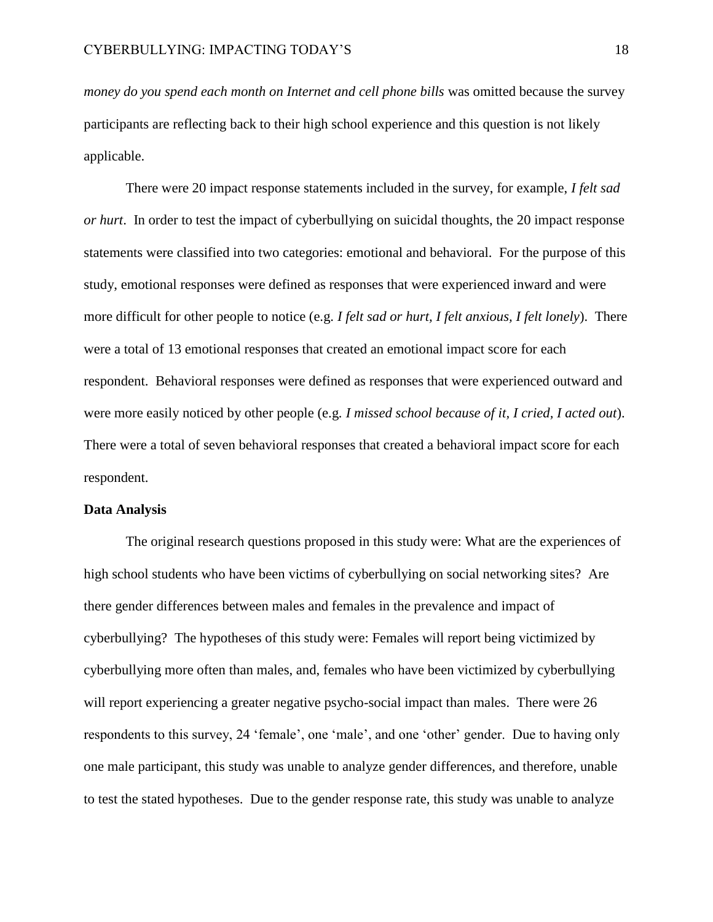*money do you spend each month on Internet and cell phone bills* was omitted because the survey participants are reflecting back to their high school experience and this question is not likely applicable.

There were 20 impact response statements included in the survey, for example, *I felt sad or hurt*. In order to test the impact of cyberbullying on suicidal thoughts, the 20 impact response statements were classified into two categories: emotional and behavioral. For the purpose of this study, emotional responses were defined as responses that were experienced inward and were more difficult for other people to notice (e.g. *I felt sad or hurt, I felt anxious, I felt lonely*). There were a total of 13 emotional responses that created an emotional impact score for each respondent. Behavioral responses were defined as responses that were experienced outward and were more easily noticed by other people (e.g. *I missed school because of it, I cried, I acted out*). There were a total of seven behavioral responses that created a behavioral impact score for each respondent.

**Data Analysis**

The original research questions proposed in this study were: What are the experiences of high school students who have been victims of cyberbullying on social networking sites? Are there gender differences between males and females in the prevalence and impact of cyberbullying? The hypotheses of this study were: Females will report being victimized by cyberbullying more often than males, and, females who have been victimized by cyberbullying will report experiencing a greater negative psycho-social impact than males. There were 26 respondents to this survey, 24 'female', one 'male', and one 'other' gender. Due to having only one male participant, this study was unable to analyze gender differences, and therefore, unable to test the stated hypotheses. Due to the gender response rate, this study was unable to analyze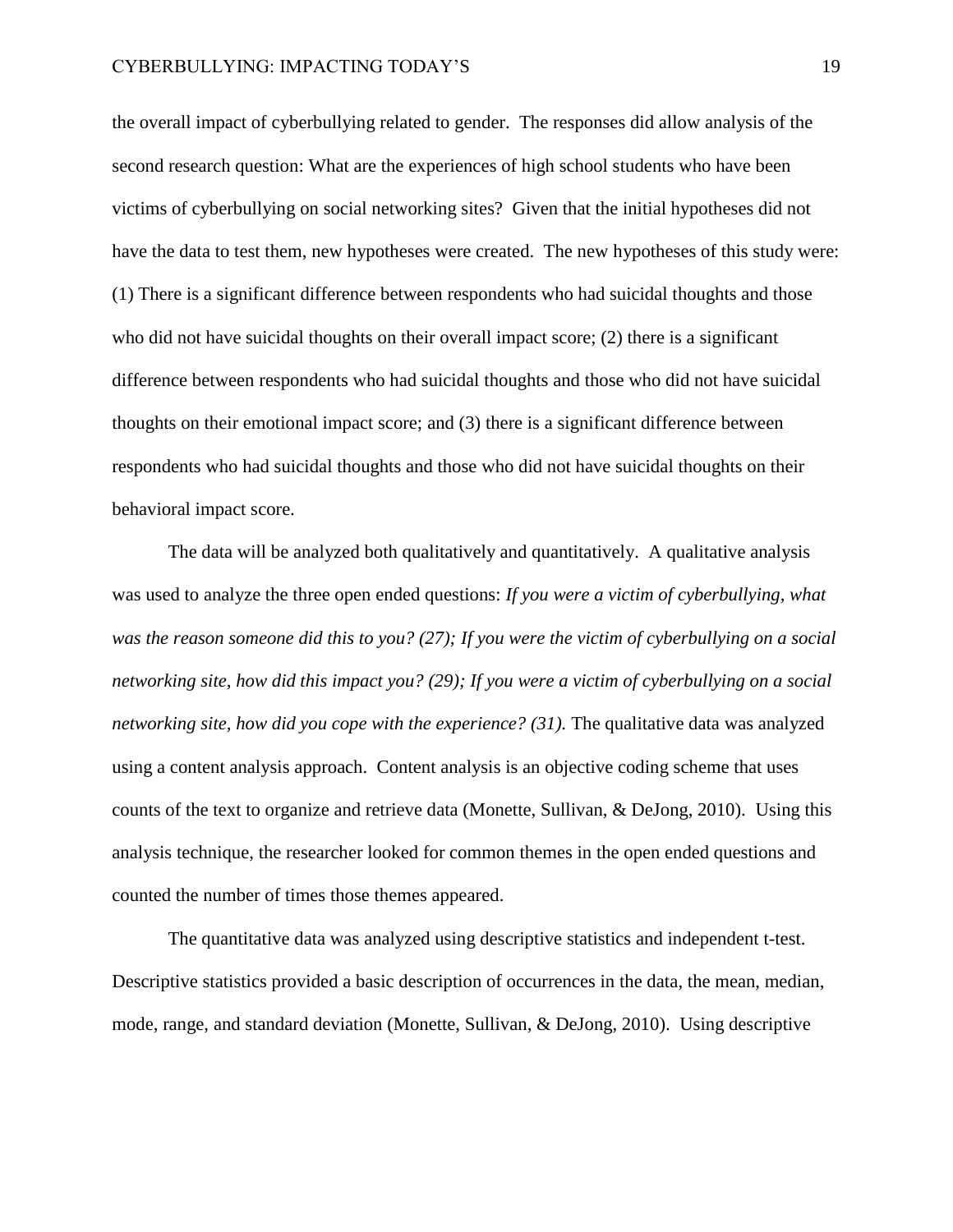the overall impact of cyberbullying related to gender. The responses did allow analysis of the second research question: What are the experiences of high school students who have been victims of cyberbullying on social networking sites? Given that the initial hypotheses did not have the data to test them, new hypotheses were created. The new hypotheses of this study were: (1) There is a significant difference between respondents who had suicidal thoughts and those who did not have suicidal thoughts on their overall impact score; (2) there is a significant difference between respondents who had suicidal thoughts and those who did not have suicidal thoughts on their emotional impact score; and (3) there is a significant difference between respondents who had suicidal thoughts and those who did not have suicidal thoughts on their behavioral impact score.

The data will be analyzed both qualitatively and quantitatively. A qualitative analysis was used to analyze the three open ended questions: *If you were a victim of cyberbullying, what was the reason someone did this to you? (27); If you were the victim of cyberbullying on a social networking site, how did this impact you? (29); If you were a victim of cyberbullying on a social networking site, how did you cope with the experience? (31).* The qualitative data was analyzed using a content analysis approach. Content analysis is an objective coding scheme that uses counts of the text to organize and retrieve data (Monette, Sullivan, & DeJong, 2010). Using this analysis technique, the researcher looked for common themes in the open ended questions and counted the number of times those themes appeared.

The quantitative data was analyzed using descriptive statistics and independent t-test. Descriptive statistics provided a basic description of occurrences in the data, the mean, median, mode, range, and standard deviation (Monette, Sullivan, & DeJong, 2010). Using descriptive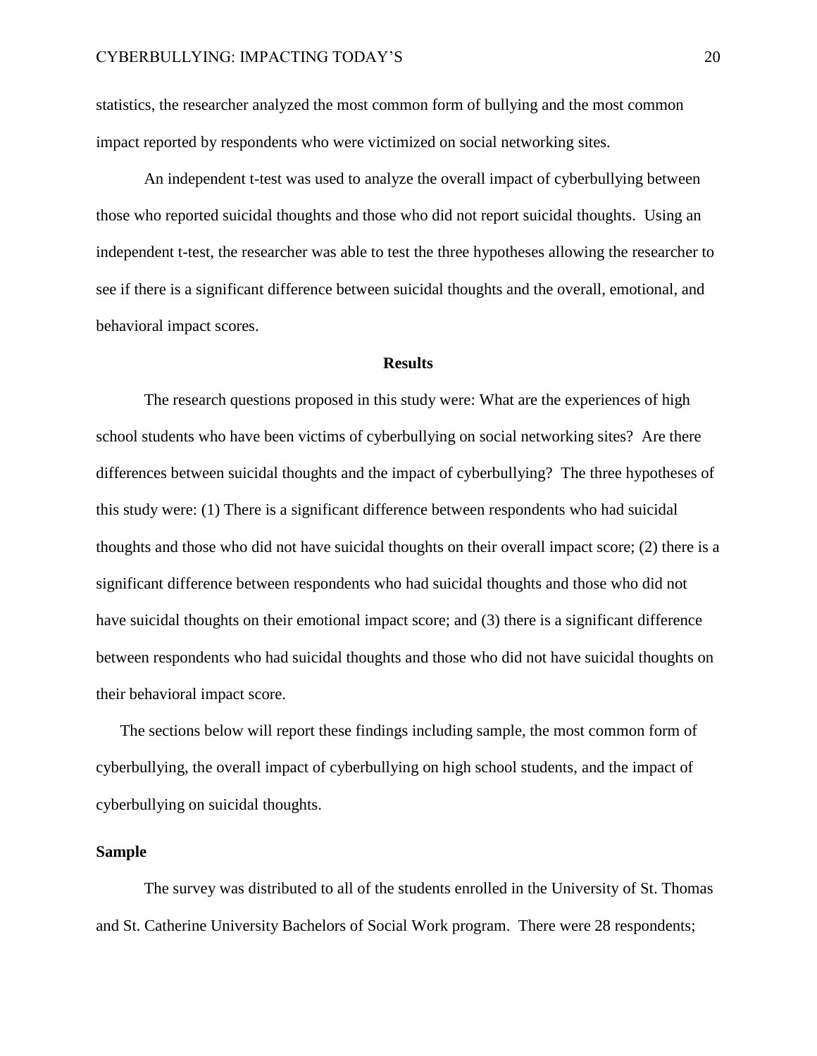statistics, the researcher analyzed the most common form of bullying and the most common impact reported by respondents who were victimized on social networking sites.

An independent t-test was used to analyze the overall impact of cyberbullying between those who reported suicidal thoughts and those who did not report suicidal thoughts. Using an independent t-test, the researcher was able to test the three hypotheses allowing the researcher to see if there is a significant difference between suicidal thoughts and the overall, emotional, and behavioral impact scores.

## Results

The research questions proposed in this study were: What are the experiences of high school students who have been victims of cyberbullying on social networking sites? Are there differences between suicidal thoughts and the impact of cyberbullying? The three hypotheses of this study were: (1) There is a significant difference between respondents who had suicidal thoughts and those who did not have suicidal thoughts on their overall impact score; (2) there is a significant difference between respondents who had suicidal thoughts and those who did not have suicidal thoughts on their emotional impact score; and (3) there is a significant difference between respondents who had suicidal thoughts and those who did not have suicidal thoughts on their behavioral impact score.

The sections below will report these findings including sample, the most common form of cyberbullying, the overall impact of cyberbullying on high school students, and the impact of cyberbullying on suicidal thoughts.

### Sample

The survey was distributed to all of the students enrolled in the University of St. Thomas and St. Catherine University Bachelors of Social Work program. There were 28 respondents;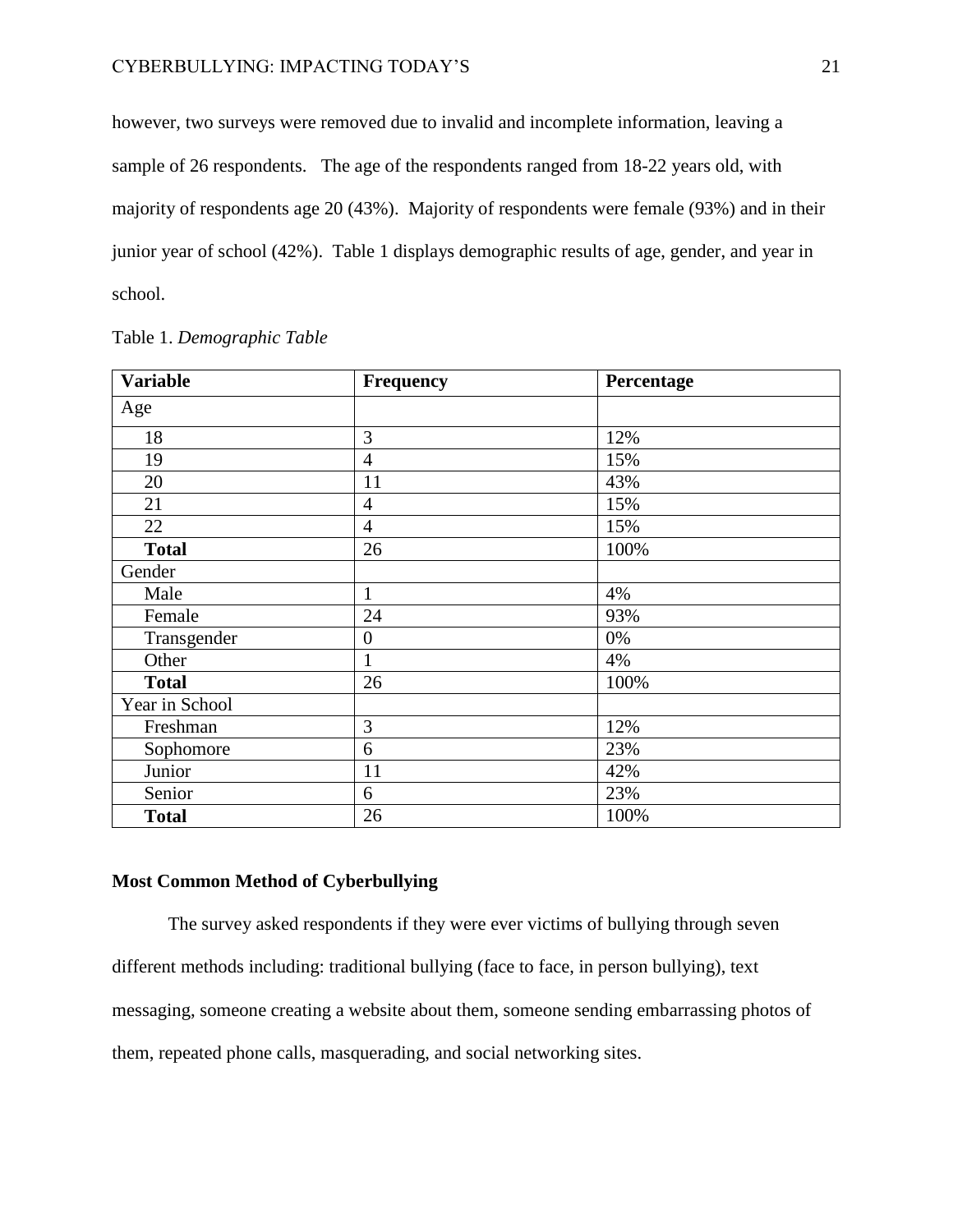however, two surveys were removed due to invalid and incomplete information, leaving a sample of 26 respondents. The age of the respondents ranged from 18-22 years old, with majority of respondents age 20 (43%). Majority of respondents were female (93%) and in their junior year of school (42%). Table 1 displays demographic results of age, gender, and year in school.

Table 1. *Demographic Table*

| **Variable** | **Frequency** | **Percentage** |
|---|---|---|
| Age | | |
| 18 | 3 | 12% |
| 19 | 4 | 15% |
| 20 | 11 | 43% |
| 21 | 4 | 15% |
| 22 | 4 | 15% |
| **Total** | 26 | 100% |
| Gender | | |
| Male | 1 | 4% |
| Female | 24 | 93% |
| Transgender | 0 | 0% |
| Other | 1 | 4% |
| **Total** | 26 | 100% |
| Year in School | | |
| Freshman | 3 | 12% |
| Sophomore | 6 | 23% |
| Junior | 11 | 42% |
| Senior | 6 | 23% |
| **Total** | 26 | 100% |

### Most Common Method of Cyberbullying

The survey asked respondents if they were ever victims of bullying through seven different methods including: traditional bullying (face to face, in person bullying), text messaging, someone creating a website about them, someone sending embarrassing photos of them, repeated phone calls, masquerading, and social networking sites.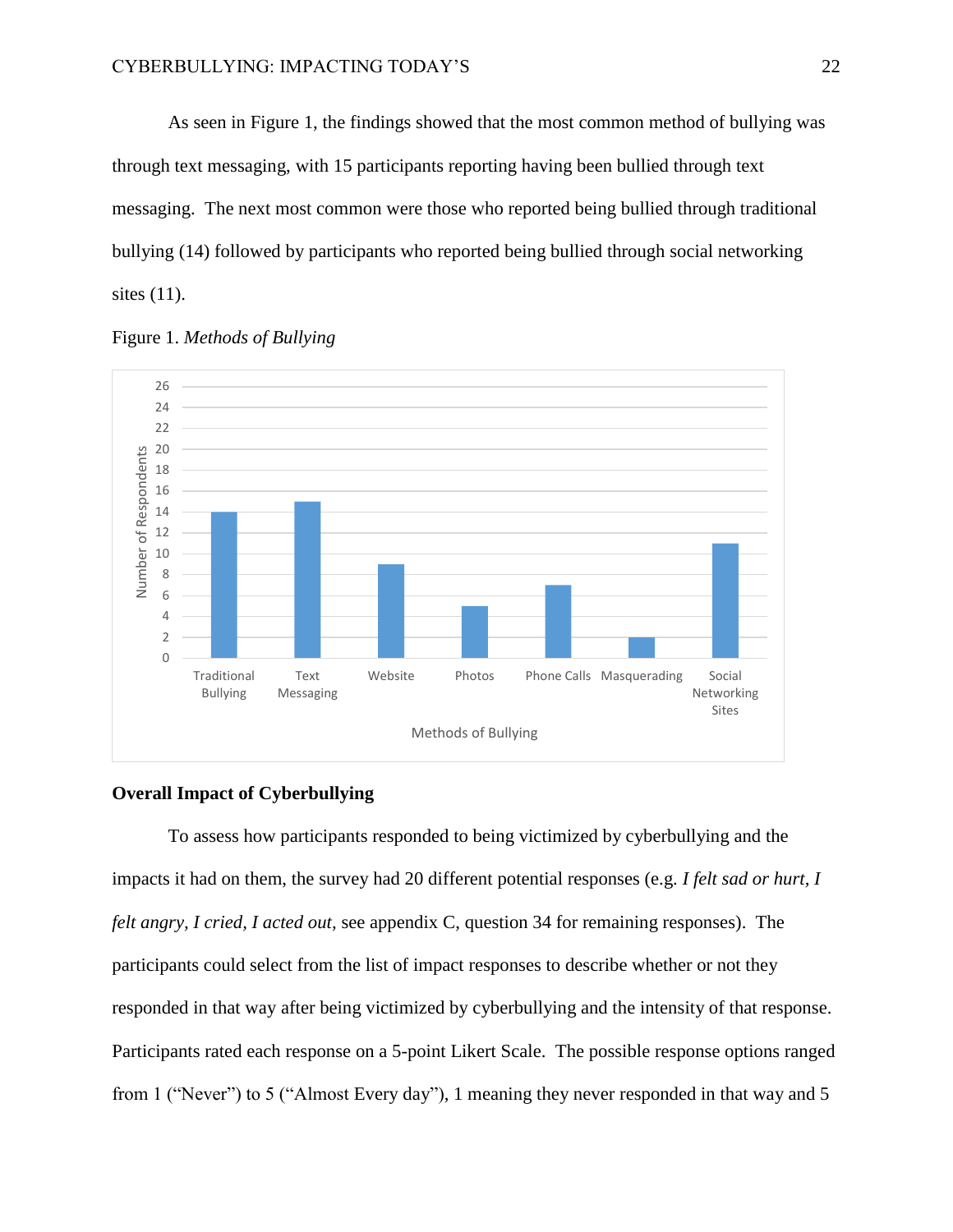As seen in Figure 1, the findings showed that the most common method of bullying was through text messaging, with 15 participants reporting having been bullied through text messaging. The next most common were those who reported being bullied through traditional bullying (14) followed by participants who reported being bullied through social networking sites (11).

Figure 1. *Methods of Bullying*

| Methods of Bullying | Number of Respondents |
|---|---|
| Traditional Bullying | 14 |
| Text Messaging | 15 |
| Website | 9 |
| Photos | 5 |
| Phone Calls | 7 |
| Masquerading | 2 |
| Social Networking Sites | 11 |

## Overall Impact of Cyberbullying

To assess how participants responded to being victimized by cyberbullying and the impacts it had on them, the survey had 20 different potential responses (e.g. *I felt sad or hurt, I felt angry, I cried, I acted out*, see appendix C, question 34 for remaining responses). The participants could select from the list of impact responses to describe whether or not they responded in that way after being victimized by cyberbullying and the intensity of that response. Participants rated each response on a 5-point Likert Scale. The possible response options ranged from 1 ("Never") to 5 ("Almost Every day"), 1 meaning they never responded in that way and 5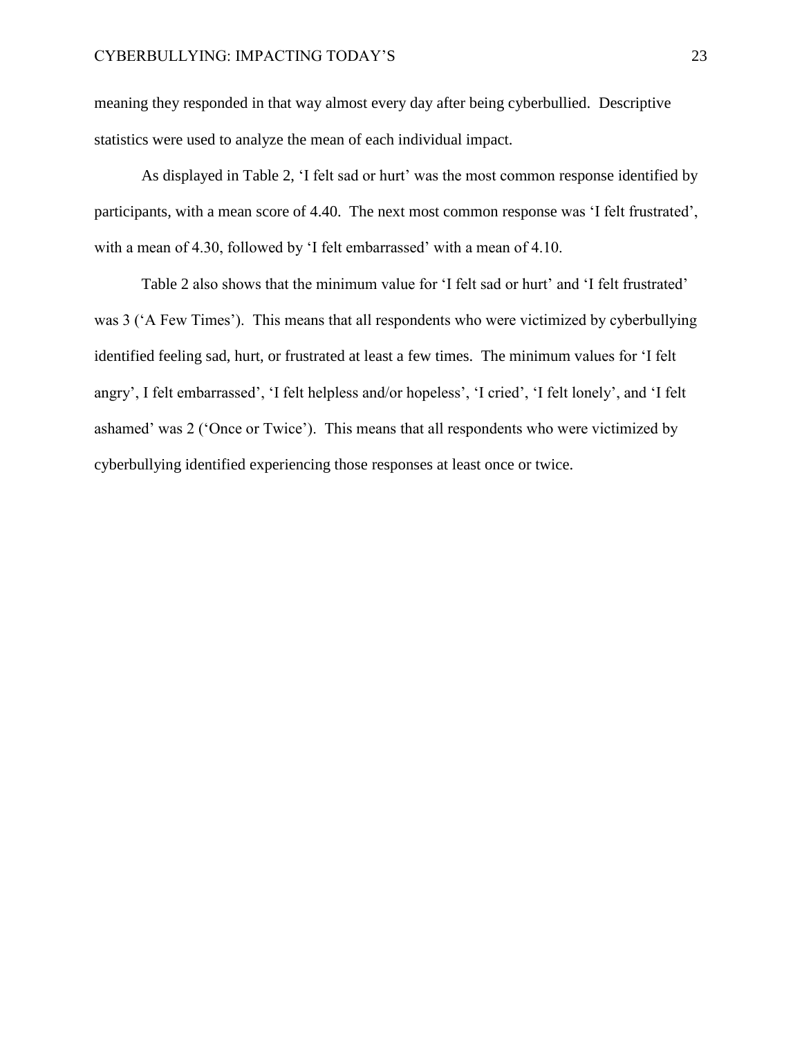meaning they responded in that way almost every day after being cyberbullied. Descriptive statistics were used to analyze the mean of each individual impact.

As displayed in Table 2, 'I felt sad or hurt' was the most common response identified by participants, with a mean score of 4.40. The next most common response was 'I felt frustrated', with a mean of 4.30, followed by 'I felt embarrassed' with a mean of 4.10.

Table 2 also shows that the minimum value for 'I felt sad or hurt' and 'I felt frustrated' was 3 ('A Few Times'). This means that all respondents who were victimized by cyberbullying identified feeling sad, hurt, or frustrated at least a few times. The minimum values for 'I felt angry', I felt embarrassed', 'I felt helpless and/or hopeless', 'I cried', 'I felt lonely', and 'I felt ashamed' was 2 ('Once or Twice'). This means that all respondents who were victimized by cyberbullying identified experiencing those responses at least once or twice.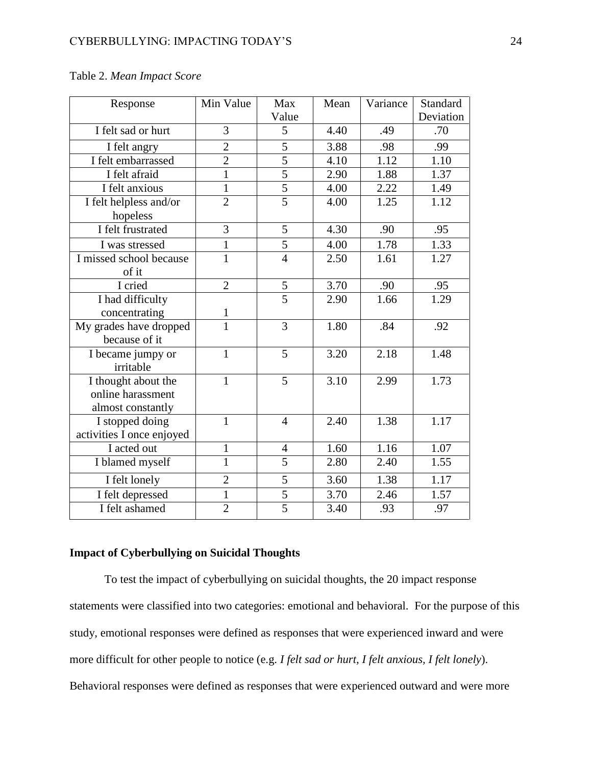Table 2. *Mean Impact Score*

| Response | Min Value | Max Value | Mean | Variance | Standard Deviation |
|---|---|---|---|---|---|
| I felt sad or hurt | 3 | 5 | 4.40 | .49 | .70 |
| I felt angry | 2 | 5 | 3.88 | .98 | .99 |
| I felt embarrassed | 2 | 5 | 4.10 | 1.12 | 1.10 |
| I felt afraid | 1 | 5 | 2.90 | 1.88 | 1.37 |
| I felt anxious | 1 | 5 | 4.00 | 2.22 | 1.49 |
| I felt helpless and/or hopeless | 2 | 5 | 4.00 | 1.25 | 1.12 |
| I felt frustrated | 3 | 5 | 4.30 | .90 | .95 |
| I was stressed | 1 | 5 | 4.00 | 1.78 | 1.33 |
| I missed school because of it | 1 | 4 | 2.50 | 1.61 | 1.27 |
| I cried | 2 | 5 | 3.70 | .90 | .95 |
| I had difficulty concentrating | 1 | 5 | 2.90 | 1.66 | 1.29 |
| My grades have dropped because of it | 1 | 3 | 1.80 | .84 | .92 |
| I became jumpy or irritable | 1 | 5 | 3.20 | 2.18 | 1.48 |
| I thought about the online harassment almost constantly | 1 | 5 | 3.10 | 2.99 | 1.73 |
| I stopped doing activities I once enjoyed | 1 | 4 | 2.40 | 1.38 | 1.17 |
| I acted out | 1 | 4 | 1.60 | 1.16 | 1.07 |
| I blamed myself | 1 | 5 | 2.80 | 2.40 | 1.55 |
| I felt lonely | 2 | 5 | 3.60 | 1.38 | 1.17 |
| I felt depressed | 1 | 5 | 3.70 | 2.46 | 1.57 |
| I felt ashamed | 2 | 5 | 3.40 | .93 | .97 |

**Impact of Cyberbullying on Suicidal Thoughts**

To test the impact of cyberbullying on suicidal thoughts, the 20 impact response statements were classified into two categories: emotional and behavioral. For the purpose of this study, emotional responses were defined as responses that were experienced inward and were more difficult for other people to notice (e.g. *I felt sad or hurt, I felt anxious, I felt lonely*). Behavioral responses were defined as responses that were experienced outward and were more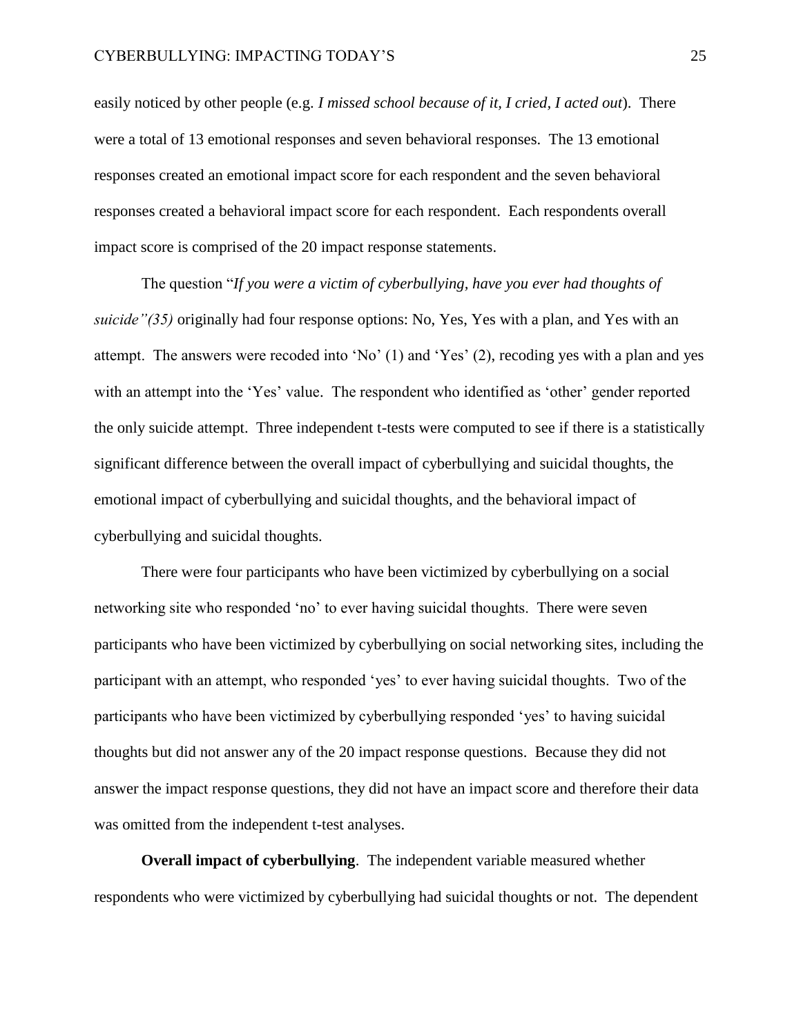easily noticed by other people (e.g. *I missed school because of it, I cried, I acted out*). There were a total of 13 emotional responses and seven behavioral responses. The 13 emotional responses created an emotional impact score for each respondent and the seven behavioral responses created a behavioral impact score for each respondent. Each respondents overall impact score is comprised of the 20 impact response statements.

The question "*If you were a victim of cyberbullying, have you ever had thoughts of suicide"(35)* originally had four response options: No, Yes, Yes with a plan, and Yes with an attempt. The answers were recoded into 'No' (1) and 'Yes' (2), recoding yes with a plan and yes with an attempt into the 'Yes' value. The respondent who identified as 'other' gender reported the only suicide attempt. Three independent t-tests were computed to see if there is a statistically significant difference between the overall impact of cyberbullying and suicidal thoughts, the emotional impact of cyberbullying and suicidal thoughts, and the behavioral impact of cyberbullying and suicidal thoughts.

There were four participants who have been victimized by cyberbullying on a social networking site who responded 'no' to ever having suicidal thoughts. There were seven participants who have been victimized by cyberbullying on social networking sites, including the participant with an attempt, who responded 'yes' to ever having suicidal thoughts. Two of the participants who have been victimized by cyberbullying responded 'yes' to having suicidal thoughts but did not answer any of the 20 impact response questions. Because they did not answer the impact response questions, they did not have an impact score and therefore their data was omitted from the independent t-test analyses.

**Overall impact of cyberbullying**. The independent variable measured whether respondents who were victimized by cyberbullying had suicidal thoughts or not. The dependent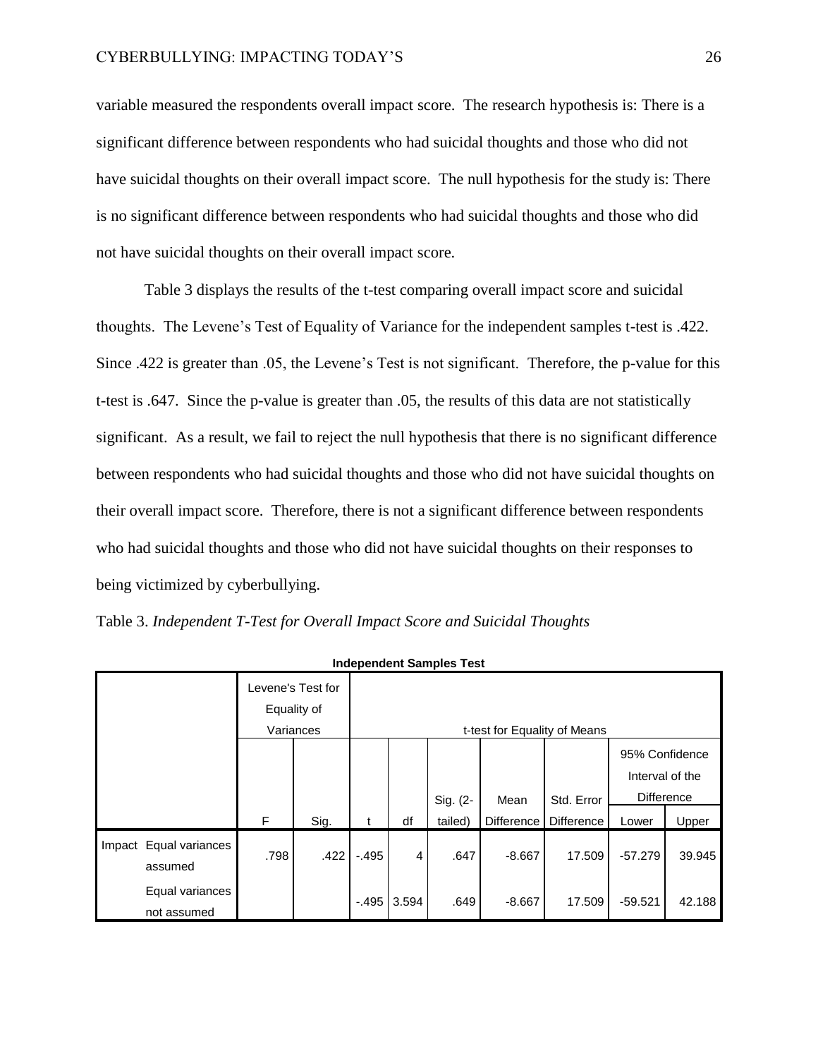variable measured the respondents overall impact score. The research hypothesis is: There is a significant difference between respondents who had suicidal thoughts and those who did not have suicidal thoughts on their overall impact score. The null hypothesis for the study is: There is no significant difference between respondents who had suicidal thoughts and those who did not have suicidal thoughts on their overall impact score.

Table 3 displays the results of the t-test comparing overall impact score and suicidal thoughts. The Levene's Test of Equality of Variance for the independent samples t-test is .422. Since .422 is greater than .05, the Levene's Test is not significant. Therefore, the p-value for this t-test is .647. Since the p-value is greater than .05, the results of this data are not statistically significant. As a result, we fail to reject the null hypothesis that there is no significant difference between respondents who had suicidal thoughts and those who did not have suicidal thoughts on their overall impact score. Therefore, there is not a significant difference between respondents who had suicidal thoughts and those who did not have suicidal thoughts on their responses to being victimized by cyberbullying.

Table 3. *Independent T-Test for Overall Impact Score and Suicidal Thoughts*

**Independent Samples Test**

| | | Levene's Test for Equality of Variances | | t-test for Equality of Means | | | | | | |
|---|---|---|---|---|---|---|---|---|---|---|
| | | | | | | | | | 95% Confidence Interval of the Difference | |
| | | F | Sig. | t | df | Sig. (2-tailed) | Mean Difference | Std. Error Difference | Lower | Upper |
| Impact | Equal variances assumed | .798 | .422 | -.495 | 4 | .647 | -8.667 | 17.509 | -57.279 | 39.945 |
| | Equal variances not assumed | | | -.495 | 3.594 | .649 | -8.667 | 17.509 | -59.521 | 42.188 |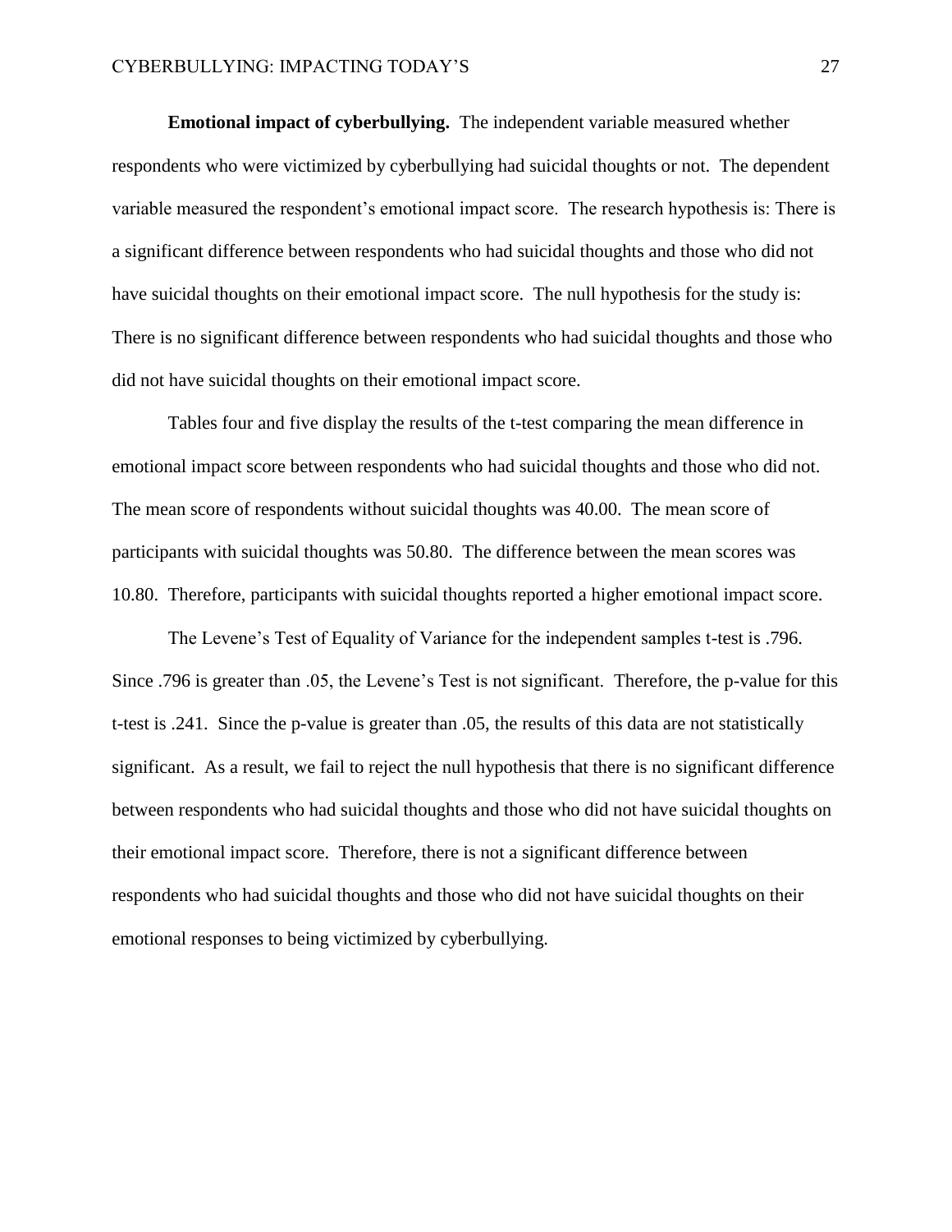**Emotional impact of cyberbullying.** The independent variable measured whether respondents who were victimized by cyberbullying had suicidal thoughts or not. The dependent variable measured the respondent's emotional impact score. The research hypothesis is: There is a significant difference between respondents who had suicidal thoughts and those who did not have suicidal thoughts on their emotional impact score. The null hypothesis for the study is: There is no significant difference between respondents who had suicidal thoughts and those who did not have suicidal thoughts on their emotional impact score.

Tables four and five display the results of the t-test comparing the mean difference in emotional impact score between respondents who had suicidal thoughts and those who did not. The mean score of respondents without suicidal thoughts was 40.00. The mean score of participants with suicidal thoughts was 50.80. The difference between the mean scores was 10.80. Therefore, participants with suicidal thoughts reported a higher emotional impact score.

The Levene's Test of Equality of Variance for the independent samples t-test is .796. Since .796 is greater than .05, the Levene's Test is not significant. Therefore, the p-value for this t-test is .241. Since the p-value is greater than .05, the results of this data are not statistically significant. As a result, we fail to reject the null hypothesis that there is no significant difference between respondents who had suicidal thoughts and those who did not have suicidal thoughts on their emotional impact score. Therefore, there is not a significant difference between respondents who had suicidal thoughts and those who did not have suicidal thoughts on their emotional responses to being victimized by cyberbullying.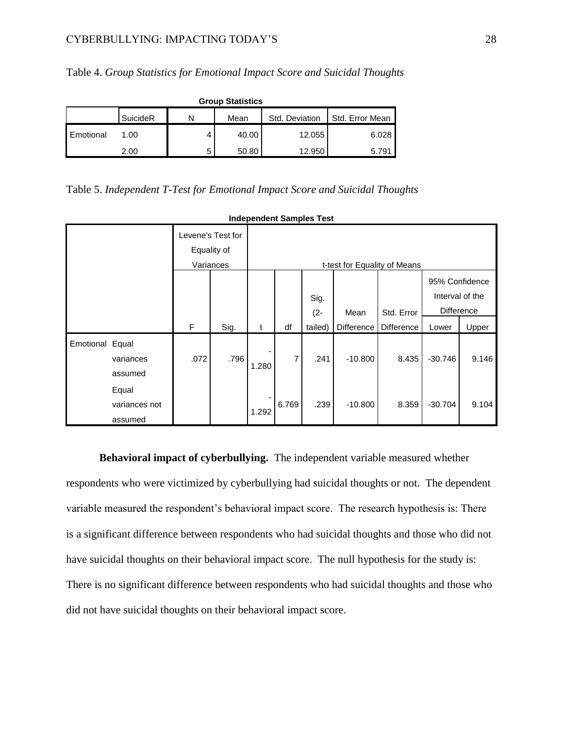Table 4. *Group Statistics for Emotional Impact Score and Suicidal Thoughts*

**Group Statistics**

| | SuicideR | N | Mean | Std. Deviation | Std. Error Mean |
|---|---|---|---|---|---|
| Emotional | 1.00 | 4 | 40.00 | 12.055 | 6.028 |
| | 2.00 | 5 | 50.80 | 12.950 | 5.791 |

Table 5. *Independent T-Test for Emotional Impact Score and Suicidal Thoughts*

**Independent Samples Test**

| | | Levene's Test for Equality of Variances | | t-test for Equality of Means | | | | | | |
|---|---|---|---|---|---|---|---|---|---|---|
| | | | | | | | | | 95% Confidence Interval of the Difference | |
| | | F | Sig. | t | df | Sig. (2-tailed) | Mean Difference | Std. Error Difference | Lower | Upper |
| Emotional | Equal variances assumed | .072 | .796 | -1.280 | 7 | .241 | -10.800 | 8.435 | -30.746 | 9.146 |
| | Equal variances not assumed | | | -1.292 | 6.769 | .239 | -10.800 | 8.359 | -30.704 | 9.104 |

**Behavioral impact of cyberbullying.** The independent variable measured whether respondents who were victimized by cyberbullying had suicidal thoughts or not. The dependent variable measured the respondent's behavioral impact score. The research hypothesis is: There is a significant difference between respondents who had suicidal thoughts and those who did not have suicidal thoughts on their behavioral impact score. The null hypothesis for the study is: There is no significant difference between respondents who had suicidal thoughts and those who did not have suicidal thoughts on their behavioral impact score.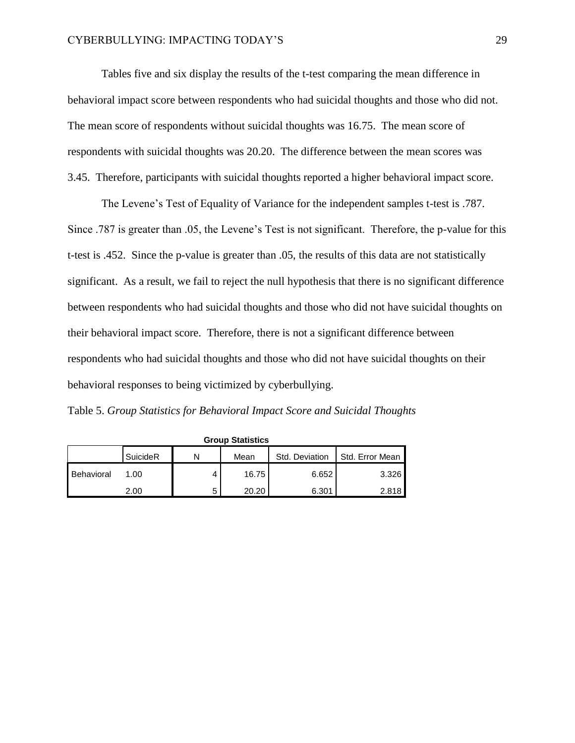Tables five and six display the results of the t-test comparing the mean difference in behavioral impact score between respondents who had suicidal thoughts and those who did not. The mean score of respondents without suicidal thoughts was 16.75. The mean score of respondents with suicidal thoughts was 20.20. The difference between the mean scores was 3.45. Therefore, participants with suicidal thoughts reported a higher behavioral impact score.

The Levene's Test of Equality of Variance for the independent samples t-test is .787. Since .787 is greater than .05, the Levene's Test is not significant. Therefore, the p-value for this t-test is .452. Since the p-value is greater than .05, the results of this data are not statistically significant. As a result, we fail to reject the null hypothesis that there is no significant difference between respondents who had suicidal thoughts and those who did not have suicidal thoughts on their behavioral impact score. Therefore, there is not a significant difference between respondents who had suicidal thoughts and those who did not have suicidal thoughts on their behavioral responses to being victimized by cyberbullying.

Table 5. *Group Statistics for Behavioral Impact Score and Suicidal Thoughts*

**Group Statistics**

| | SuicideR | N | Mean | Std. Deviation | Std. Error Mean |
|---|---|---|---|---|---|
| Behavioral | 1.00 | 4 | 16.75 | 6.652 | 3.326 |
| | 2.00 | 5 | 20.20 | 6.301 | 2.818 |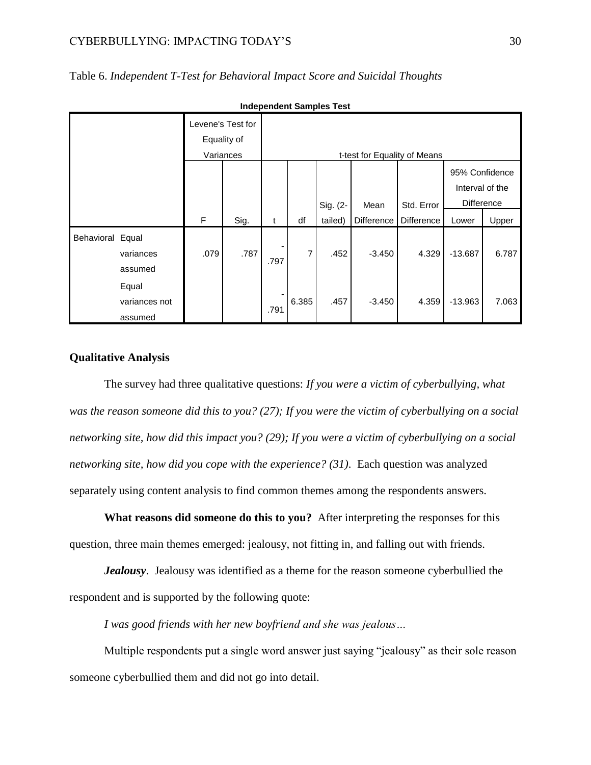Table 6. *Independent T-Test for Behavioral Impact Score and Suicidal Thoughts*

**Independent Samples Test**

| | | Levene's Test for Equality of Variances | | t-test for Equality of Means | | | | | | |
|---|---|---|---|---|---|---|---|---|---|---|
| | | | | | | | | | 95% Confidence Interval of the Difference | |
| | | F | Sig. | t | df | Sig. (2-tailed) | Mean Difference | Std. Error Difference | Lower | Upper |
| Behavioral | Equal variances assumed | .079 | .787 | -.797 | 7 | .452 | -3.450 | 4.329 | -13.687 | 6.787 |
| | Equal variances not assumed | | | -.791 | 6.385 | .457 | -3.450 | 4.359 | -13.963 | 7.063 |

### Qualitative Analysis

The survey had three qualitative questions: *If you were a victim of cyberbullying, what was the reason someone did this to you? (27); If you were the victim of cyberbullying on a social networking site, how did this impact you? (29); If you were a victim of cyberbullying on a social networking site, how did you cope with the experience? (31)*. Each question was analyzed separately using content analysis to find common themes among the respondents answers.

**What reasons did someone do this to you?** After interpreting the responses for this question, three main themes emerged: jealousy, not fitting in, and falling out with friends.

***Jealousy***. Jealousy was identified as a theme for the reason someone cyberbullied the respondent and is supported by the following quote:

*I was good friends with her new boyfriend and she was jealous…*

Multiple respondents put a single word answer just saying "jealousy" as their sole reason someone cyberbullied them and did not go into detail.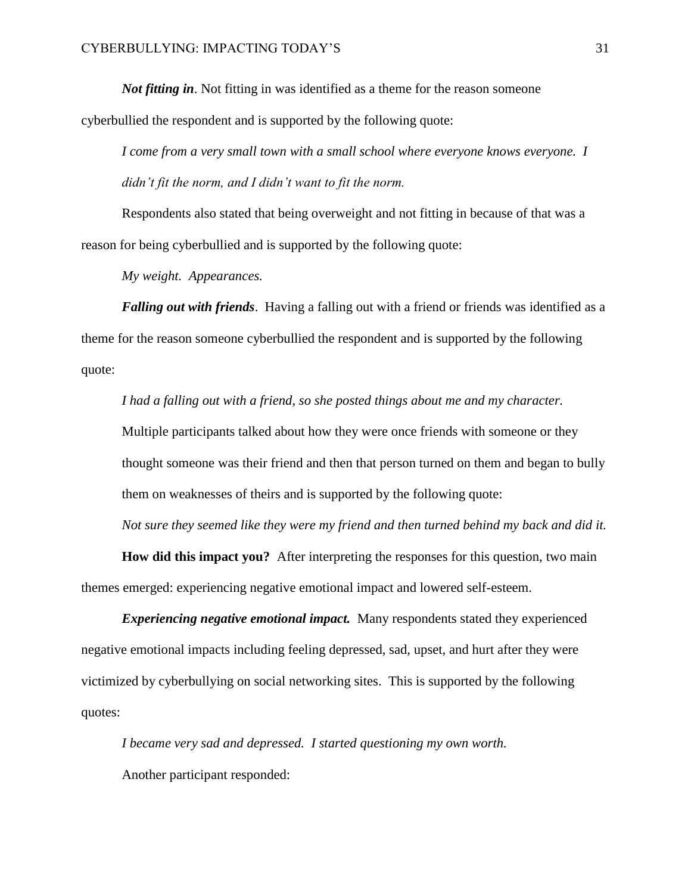***Not fitting in***. Not fitting in was identified as a theme for the reason someone cyberbullied the respondent and is supported by the following quote:

*I come from a very small town with a small school where everyone knows everyone. I didn't fit the norm, and I didn't want to fit the norm.*

Respondents also stated that being overweight and not fitting in because of that was a reason for being cyberbullied and is supported by the following quote:

*My weight. Appearances.*

***Falling out with friends***. Having a falling out with a friend or friends was identified as a theme for the reason someone cyberbullied the respondent and is supported by the following quote:

*I had a falling out with a friend, so she posted things about me and my character.*

Multiple participants talked about how they were once friends with someone or they thought someone was their friend and then that person turned on them and began to bully them on weaknesses of theirs and is supported by the following quote:

*Not sure they seemed like they were my friend and then turned behind my back and did it.*

**How did this impact you?** After interpreting the responses for this question, two main themes emerged: experiencing negative emotional impact and lowered self-esteem.

***Experiencing negative emotional impact.*** Many respondents stated they experienced negative emotional impacts including feeling depressed, sad, upset, and hurt after they were victimized by cyberbullying on social networking sites. This is supported by the following quotes:

*I became very sad and depressed. I started questioning my own worth.*

Another participant responded: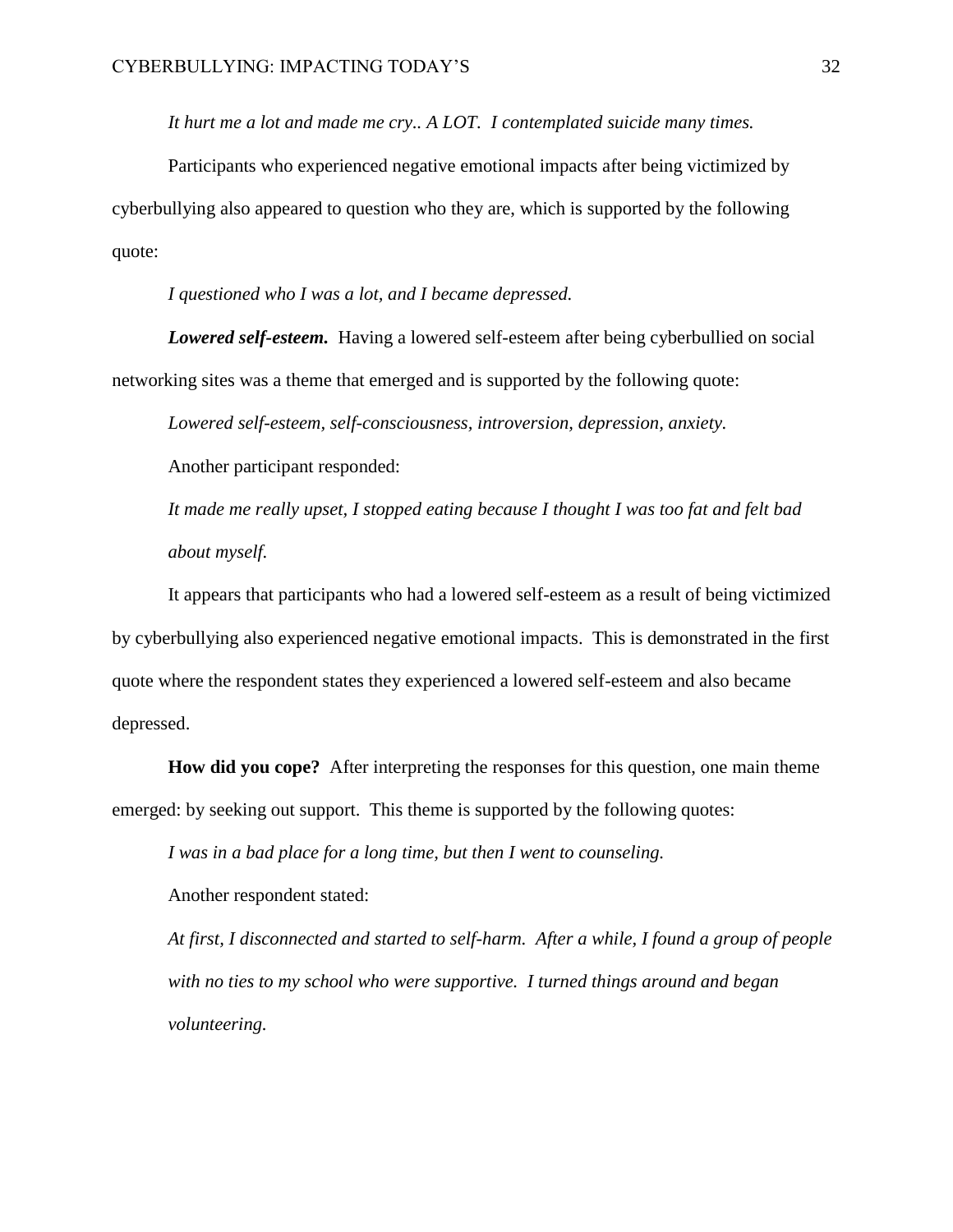*It hurt me a lot and made me cry.. A LOT. I contemplated suicide many times.*

Participants who experienced negative emotional impacts after being victimized by cyberbullying also appeared to question who they are, which is supported by the following quote:

*I questioned who I was a lot, and I became depressed.*

***Lowered self-esteem.*** Having a lowered self-esteem after being cyberbullied on social networking sites was a theme that emerged and is supported by the following quote:

*Lowered self-esteem, self-consciousness, introversion, depression, anxiety.*

Another participant responded:

*It made me really upset, I stopped eating because I thought I was too fat and felt bad about myself.*

It appears that participants who had a lowered self-esteem as a result of being victimized by cyberbullying also experienced negative emotional impacts. This is demonstrated in the first quote where the respondent states they experienced a lowered self-esteem and also became depressed.

**How did you cope?** After interpreting the responses for this question, one main theme emerged: by seeking out support. This theme is supported by the following quotes:

*I was in a bad place for a long time, but then I went to counseling.*

Another respondent stated:

*At first, I disconnected and started to self-harm. After a while, I found a group of people with no ties to my school who were supportive. I turned things around and began volunteering.*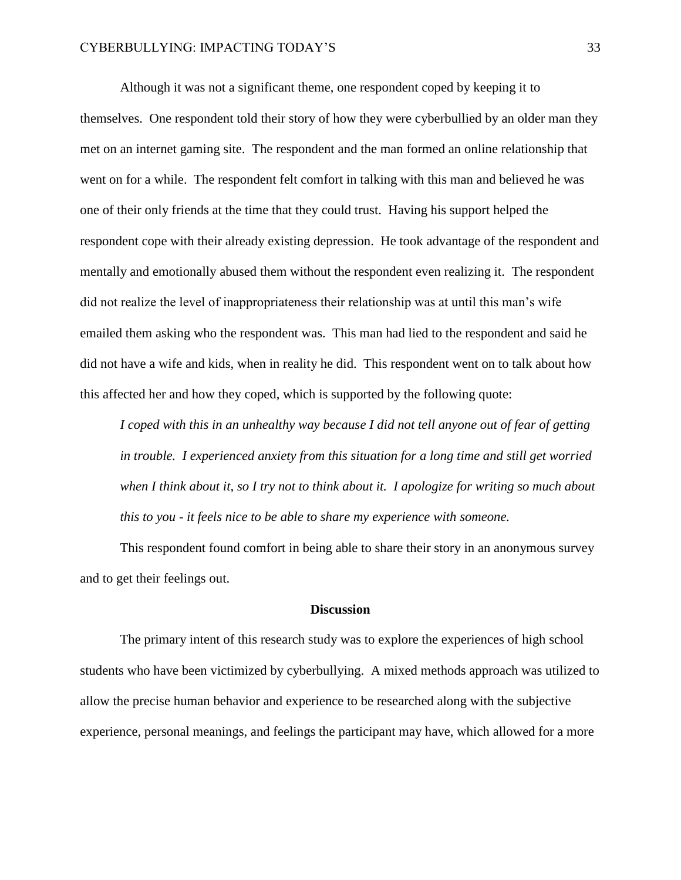Although it was not a significant theme, one respondent coped by keeping it to themselves. One respondent told their story of how they were cyberbullied by an older man they met on an internet gaming site. The respondent and the man formed an online relationship that went on for a while. The respondent felt comfort in talking with this man and believed he was one of their only friends at the time that they could trust. Having his support helped the respondent cope with their already existing depression. He took advantage of the respondent and mentally and emotionally abused them without the respondent even realizing it. The respondent did not realize the level of inappropriateness their relationship was at until this man's wife emailed them asking who the respondent was. This man had lied to the respondent and said he did not have a wife and kids, when in reality he did. This respondent went on to talk about how this affected her and how they coped, which is supported by the following quote:

> *I coped with this in an unhealthy way because I did not tell anyone out of fear of getting in trouble. I experienced anxiety from this situation for a long time and still get worried when I think about it, so I try not to think about it. I apologize for writing so much about this to you - it feels nice to be able to share my experience with someone.*

This respondent found comfort in being able to share their story in an anonymous survey and to get their feelings out.

## Discussion

The primary intent of this research study was to explore the experiences of high school students who have been victimized by cyberbullying. A mixed methods approach was utilized to allow the precise human behavior and experience to be researched along with the subjective experience, personal meanings, and feelings the participant may have, which allowed for a more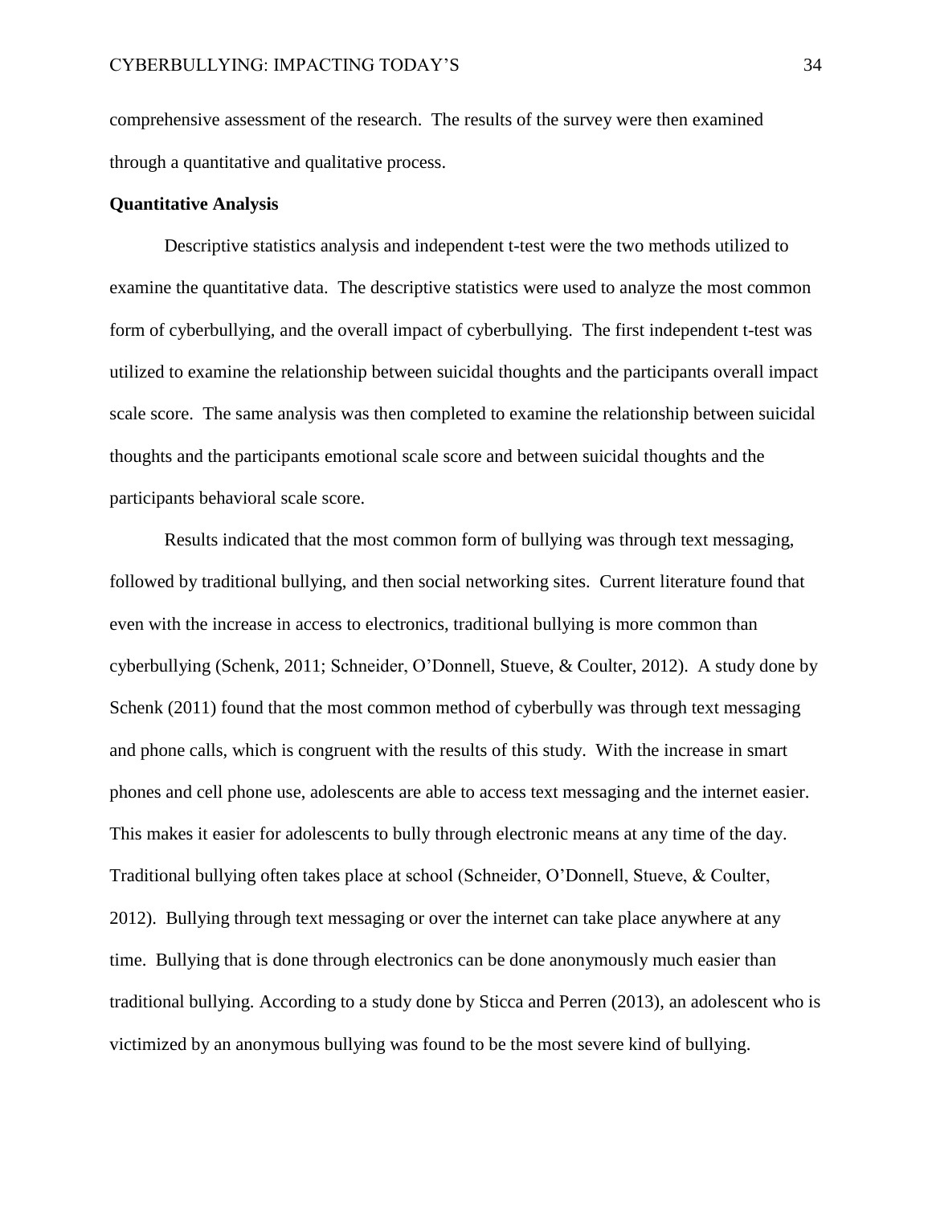comprehensive assessment of the research. The results of the survey were then examined through a quantitative and qualitative process.

**Quantitative Analysis**

Descriptive statistics analysis and independent t-test were the two methods utilized to examine the quantitative data. The descriptive statistics were used to analyze the most common form of cyberbullying, and the overall impact of cyberbullying. The first independent t-test was utilized to examine the relationship between suicidal thoughts and the participants overall impact scale score. The same analysis was then completed to examine the relationship between suicidal thoughts and the participants emotional scale score and between suicidal thoughts and the participants behavioral scale score.

Results indicated that the most common form of bullying was through text messaging, followed by traditional bullying, and then social networking sites. Current literature found that even with the increase in access to electronics, traditional bullying is more common than cyberbullying (Schenk, 2011; Schneider, O'Donnell, Stueve, & Coulter, 2012). A study done by Schenk (2011) found that the most common method of cyberbully was through text messaging and phone calls, which is congruent with the results of this study. With the increase in smart phones and cell phone use, adolescents are able to access text messaging and the internet easier. This makes it easier for adolescents to bully through electronic means at any time of the day. Traditional bullying often takes place at school (Schneider, O'Donnell, Stueve, & Coulter, 2012). Bullying through text messaging or over the internet can take place anywhere at any time. Bullying that is done through electronics can be done anonymously much easier than traditional bullying. According to a study done by Sticca and Perren (2013), an adolescent who is victimized by an anonymous bullying was found to be the most severe kind of bullying.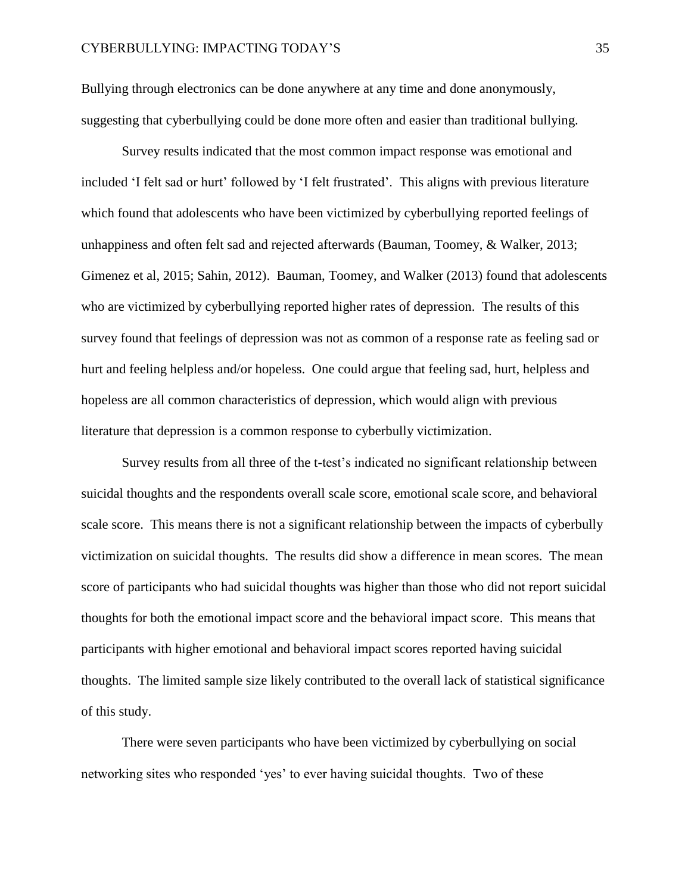Bullying through electronics can be done anywhere at any time and done anonymously, suggesting that cyberbullying could be done more often and easier than traditional bullying.

Survey results indicated that the most common impact response was emotional and included 'I felt sad or hurt' followed by 'I felt frustrated'. This aligns with previous literature which found that adolescents who have been victimized by cyberbullying reported feelings of unhappiness and often felt sad and rejected afterwards (Bauman, Toomey, & Walker, 2013; Gimenez et al, 2015; Sahin, 2012). Bauman, Toomey, and Walker (2013) found that adolescents who are victimized by cyberbullying reported higher rates of depression. The results of this survey found that feelings of depression was not as common of a response rate as feeling sad or hurt and feeling helpless and/or hopeless. One could argue that feeling sad, hurt, helpless and hopeless are all common characteristics of depression, which would align with previous literature that depression is a common response to cyberbully victimization.

Survey results from all three of the t-test's indicated no significant relationship between suicidal thoughts and the respondents overall scale score, emotional scale score, and behavioral scale score. This means there is not a significant relationship between the impacts of cyberbully victimization on suicidal thoughts. The results did show a difference in mean scores. The mean score of participants who had suicidal thoughts was higher than those who did not report suicidal thoughts for both the emotional impact score and the behavioral impact score. This means that participants with higher emotional and behavioral impact scores reported having suicidal thoughts. The limited sample size likely contributed to the overall lack of statistical significance of this study.

There were seven participants who have been victimized by cyberbullying on social networking sites who responded 'yes' to ever having suicidal thoughts. Two of these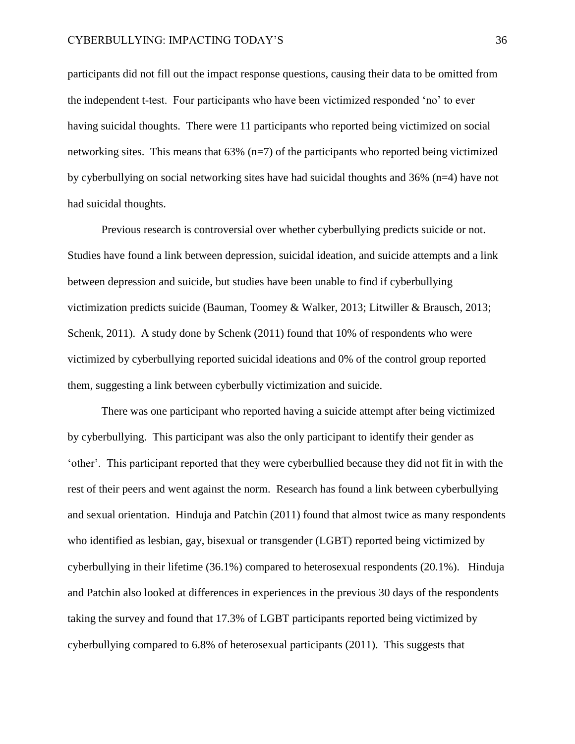participants did not fill out the impact response questions, causing their data to be omitted from the independent t-test. Four participants who have been victimized responded 'no' to ever having suicidal thoughts. There were 11 participants who reported being victimized on social networking sites. This means that 63% (n=7) of the participants who reported being victimized by cyberbullying on social networking sites have had suicidal thoughts and 36% (n=4) have not had suicidal thoughts.

Previous research is controversial over whether cyberbullying predicts suicide or not. Studies have found a link between depression, suicidal ideation, and suicide attempts and a link between depression and suicide, but studies have been unable to find if cyberbullying victimization predicts suicide (Bauman, Toomey & Walker, 2013; Litwiller & Brausch, 2013; Schenk, 2011). A study done by Schenk (2011) found that 10% of respondents who were victimized by cyberbullying reported suicidal ideations and 0% of the control group reported them, suggesting a link between cyberbully victimization and suicide.

There was one participant who reported having a suicide attempt after being victimized by cyberbullying. This participant was also the only participant to identify their gender as 'other'. This participant reported that they were cyberbullied because they did not fit in with the rest of their peers and went against the norm. Research has found a link between cyberbullying and sexual orientation. Hinduja and Patchin (2011) found that almost twice as many respondents who identified as lesbian, gay, bisexual or transgender (LGBT) reported being victimized by cyberbullying in their lifetime (36.1%) compared to heterosexual respondents (20.1%). Hinduja and Patchin also looked at differences in experiences in the previous 30 days of the respondents taking the survey and found that 17.3% of LGBT participants reported being victimized by cyberbullying compared to 6.8% of heterosexual participants (2011). This suggests that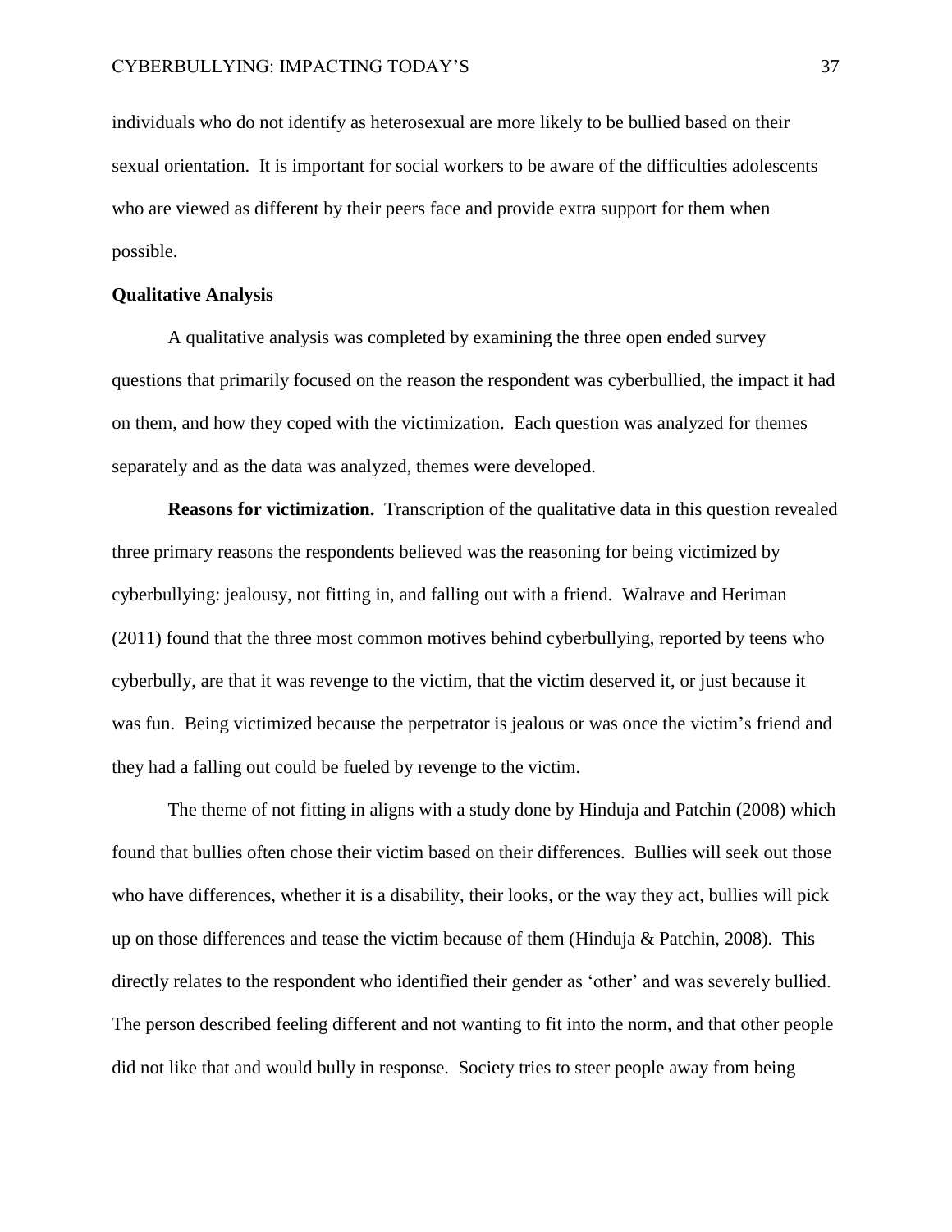individuals who do not identify as heterosexual are more likely to be bullied based on their sexual orientation. It is important for social workers to be aware of the difficulties adolescents who are viewed as different by their peers face and provide extra support for them when possible.

**Qualitative Analysis**

A qualitative analysis was completed by examining the three open ended survey questions that primarily focused on the reason the respondent was cyberbullied, the impact it had on them, and how they coped with the victimization. Each question was analyzed for themes separately and as the data was analyzed, themes were developed.

**Reasons for victimization.** Transcription of the qualitative data in this question revealed three primary reasons the respondents believed was the reasoning for being victimized by cyberbullying: jealousy, not fitting in, and falling out with a friend. Walrave and Heriman (2011) found that the three most common motives behind cyberbullying, reported by teens who cyberbully, are that it was revenge to the victim, that the victim deserved it, or just because it was fun. Being victimized because the perpetrator is jealous or was once the victim's friend and they had a falling out could be fueled by revenge to the victim.

The theme of not fitting in aligns with a study done by Hinduja and Patchin (2008) which found that bullies often chose their victim based on their differences. Bullies will seek out those who have differences, whether it is a disability, their looks, or the way they act, bullies will pick up on those differences and tease the victim because of them (Hinduja & Patchin, 2008). This directly relates to the respondent who identified their gender as 'other' and was severely bullied. The person described feeling different and not wanting to fit into the norm, and that other people did not like that and would bully in response. Society tries to steer people away from being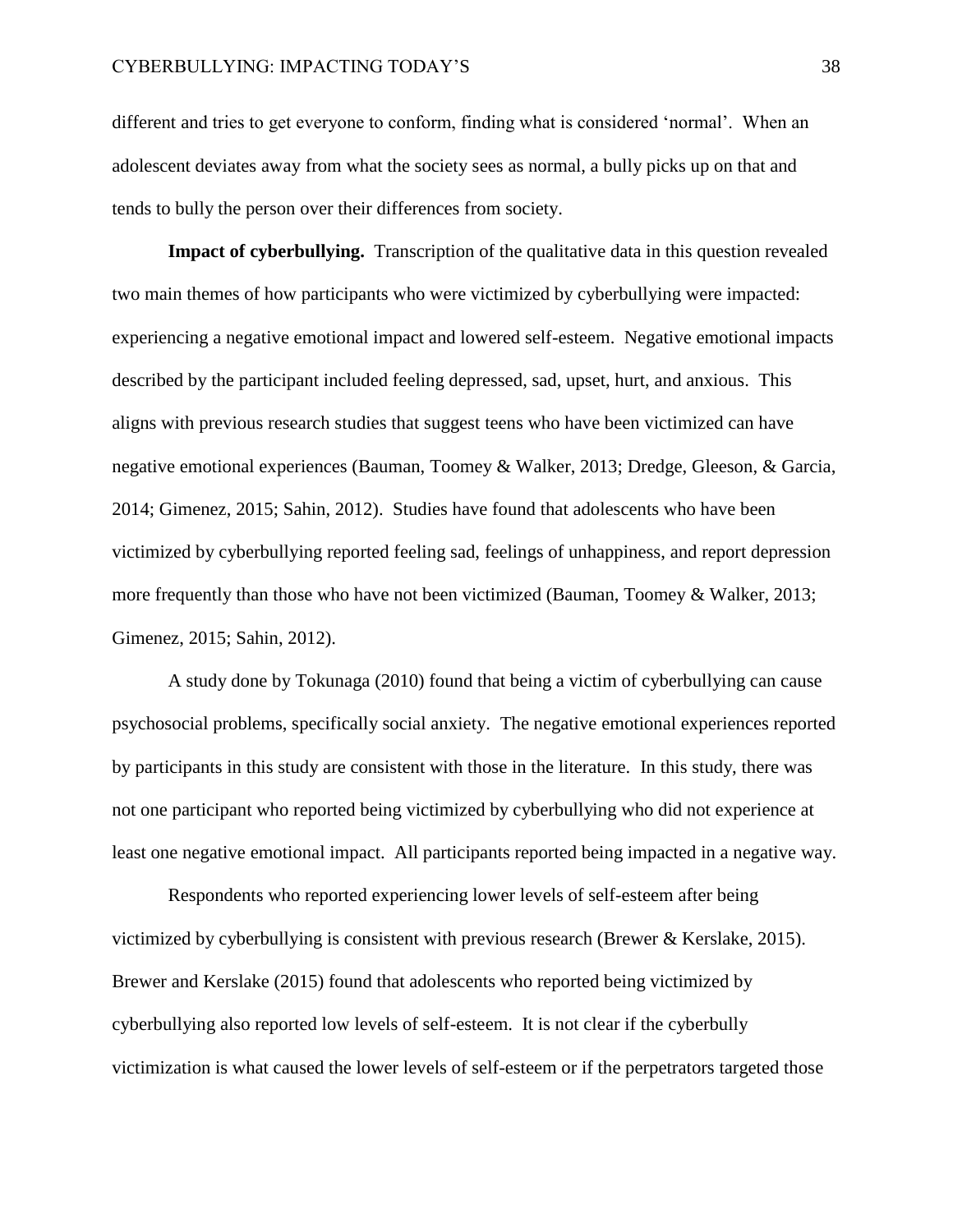different and tries to get everyone to conform, finding what is considered 'normal'. When an adolescent deviates away from what the society sees as normal, a bully picks up on that and tends to bully the person over their differences from society.

**Impact of cyberbullying.** Transcription of the qualitative data in this question revealed two main themes of how participants who were victimized by cyberbullying were impacted: experiencing a negative emotional impact and lowered self-esteem. Negative emotional impacts described by the participant included feeling depressed, sad, upset, hurt, and anxious. This aligns with previous research studies that suggest teens who have been victimized can have negative emotional experiences (Bauman, Toomey & Walker, 2013; Dredge, Gleeson, & Garcia, 2014; Gimenez, 2015; Sahin, 2012). Studies have found that adolescents who have been victimized by cyberbullying reported feeling sad, feelings of unhappiness, and report depression more frequently than those who have not been victimized (Bauman, Toomey & Walker, 2013; Gimenez, 2015; Sahin, 2012).

A study done by Tokunaga (2010) found that being a victim of cyberbullying can cause psychosocial problems, specifically social anxiety. The negative emotional experiences reported by participants in this study are consistent with those in the literature. In this study, there was not one participant who reported being victimized by cyberbullying who did not experience at least one negative emotional impact. All participants reported being impacted in a negative way.

Respondents who reported experiencing lower levels of self-esteem after being victimized by cyberbullying is consistent with previous research (Brewer & Kerslake, 2015). Brewer and Kerslake (2015) found that adolescents who reported being victimized by cyberbullying also reported low levels of self-esteem. It is not clear if the cyberbully victimization is what caused the lower levels of self-esteem or if the perpetrators targeted those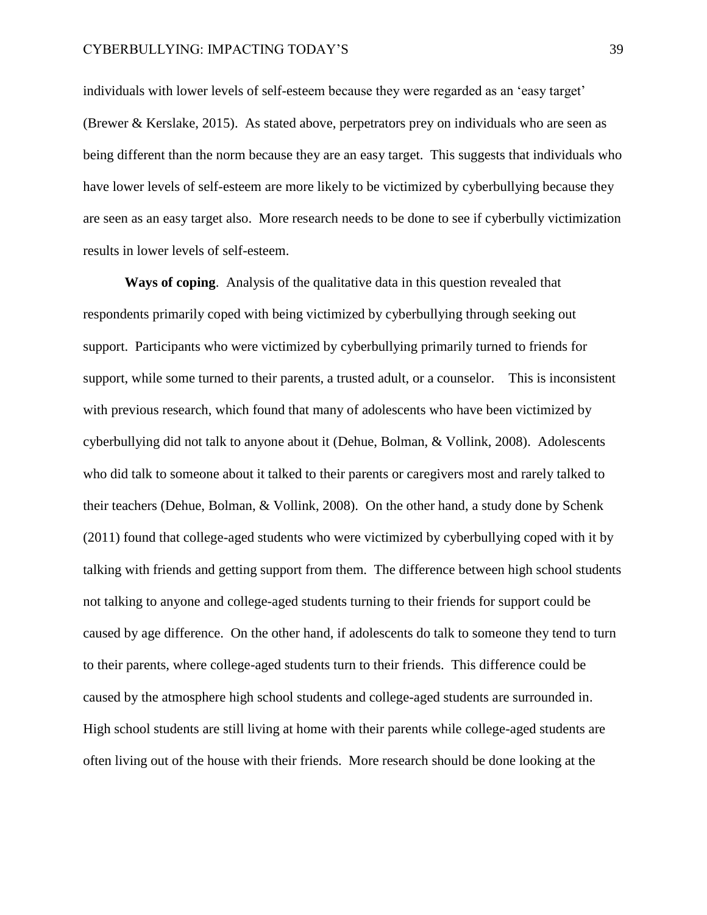individuals with lower levels of self-esteem because they were regarded as an 'easy target' (Brewer & Kerslake, 2015). As stated above, perpetrators prey on individuals who are seen as being different than the norm because they are an easy target. This suggests that individuals who have lower levels of self-esteem are more likely to be victimized by cyberbullying because they are seen as an easy target also. More research needs to be done to see if cyberbully victimization results in lower levels of self-esteem.

**Ways of coping**. Analysis of the qualitative data in this question revealed that respondents primarily coped with being victimized by cyberbullying through seeking out support. Participants who were victimized by cyberbullying primarily turned to friends for support, while some turned to their parents, a trusted adult, or a counselor. This is inconsistent with previous research, which found that many of adolescents who have been victimized by cyberbullying did not talk to anyone about it (Dehue, Bolman, & Vollink, 2008). Adolescents who did talk to someone about it talked to their parents or caregivers most and rarely talked to their teachers (Dehue, Bolman, & Vollink, 2008). On the other hand, a study done by Schenk (2011) found that college-aged students who were victimized by cyberbullying coped with it by talking with friends and getting support from them. The difference between high school students not talking to anyone and college-aged students turning to their friends for support could be caused by age difference. On the other hand, if adolescents do talk to someone they tend to turn to their parents, where college-aged students turn to their friends. This difference could be caused by the atmosphere high school students and college-aged students are surrounded in. High school students are still living at home with their parents while college-aged students are often living out of the house with their friends. More research should be done looking at the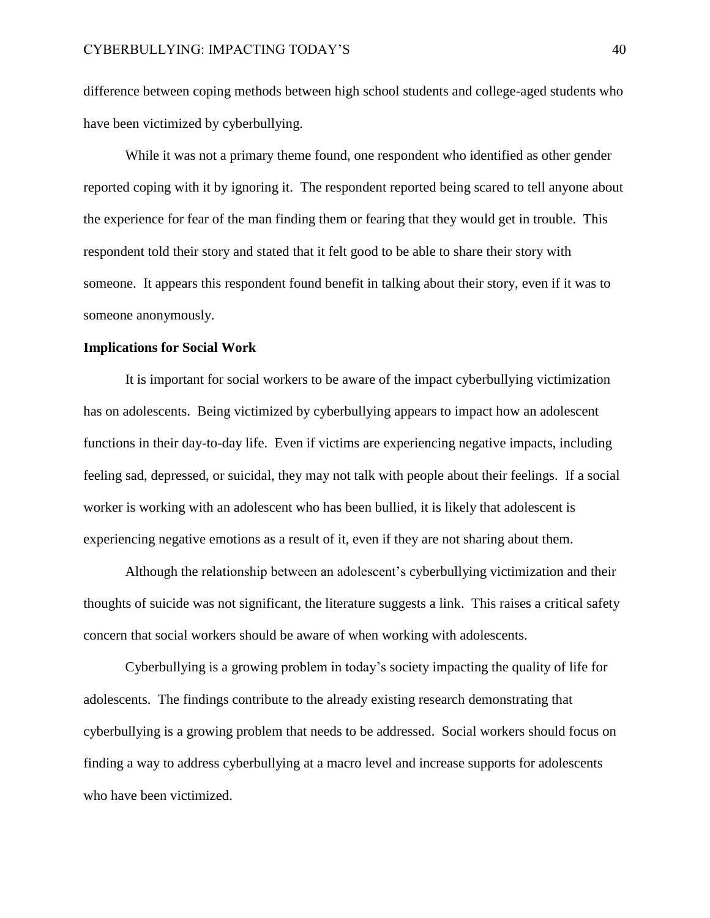difference between coping methods between high school students and college-aged students who have been victimized by cyberbullying.

While it was not a primary theme found, one respondent who identified as other gender reported coping with it by ignoring it. The respondent reported being scared to tell anyone about the experience for fear of the man finding them or fearing that they would get in trouble. This respondent told their story and stated that it felt good to be able to share their story with someone. It appears this respondent found benefit in talking about their story, even if it was to someone anonymously.

**Implications for Social Work**

It is important for social workers to be aware of the impact cyberbullying victimization has on adolescents. Being victimized by cyberbullying appears to impact how an adolescent functions in their day-to-day life. Even if victims are experiencing negative impacts, including feeling sad, depressed, or suicidal, they may not talk with people about their feelings. If a social worker is working with an adolescent who has been bullied, it is likely that adolescent is experiencing negative emotions as a result of it, even if they are not sharing about them.

Although the relationship between an adolescent's cyberbullying victimization and their thoughts of suicide was not significant, the literature suggests a link. This raises a critical safety concern that social workers should be aware of when working with adolescents.

Cyberbullying is a growing problem in today's society impacting the quality of life for adolescents. The findings contribute to the already existing research demonstrating that cyberbullying is a growing problem that needs to be addressed. Social workers should focus on finding a way to address cyberbullying at a macro level and increase supports for adolescents who have been victimized.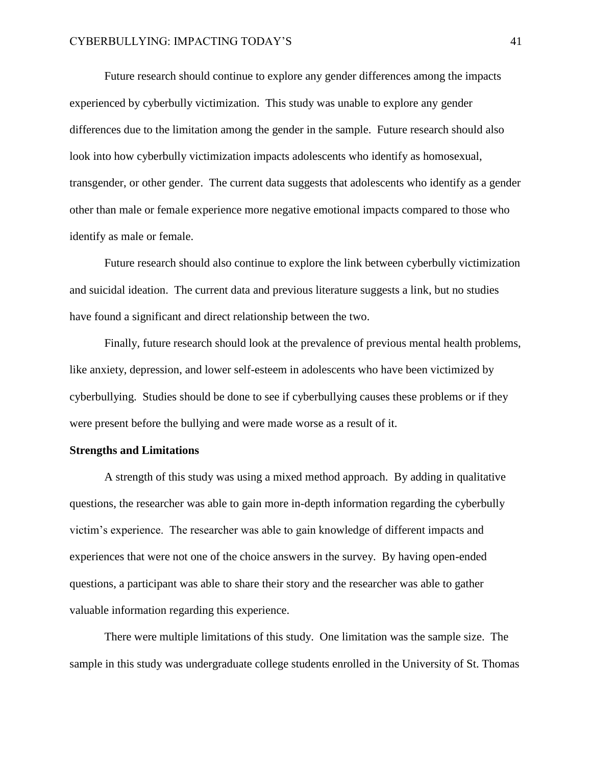Future research should continue to explore any gender differences among the impacts experienced by cyberbully victimization. This study was unable to explore any gender differences due to the limitation among the gender in the sample. Future research should also look into how cyberbully victimization impacts adolescents who identify as homosexual, transgender, or other gender. The current data suggests that adolescents who identify as a gender other than male or female experience more negative emotional impacts compared to those who identify as male or female.

Future research should also continue to explore the link between cyberbully victimization and suicidal ideation. The current data and previous literature suggests a link, but no studies have found a significant and direct relationship between the two.

Finally, future research should look at the prevalence of previous mental health problems, like anxiety, depression, and lower self-esteem in adolescents who have been victimized by cyberbullying. Studies should be done to see if cyberbullying causes these problems or if they were present before the bullying and were made worse as a result of it.

**Strengths and Limitations**

A strength of this study was using a mixed method approach. By adding in qualitative questions, the researcher was able to gain more in-depth information regarding the cyberbully victim's experience. The researcher was able to gain knowledge of different impacts and experiences that were not one of the choice answers in the survey. By having open-ended questions, a participant was able to share their story and the researcher was able to gather valuable information regarding this experience.

There were multiple limitations of this study. One limitation was the sample size. The sample in this study was undergraduate college students enrolled in the University of St. Thomas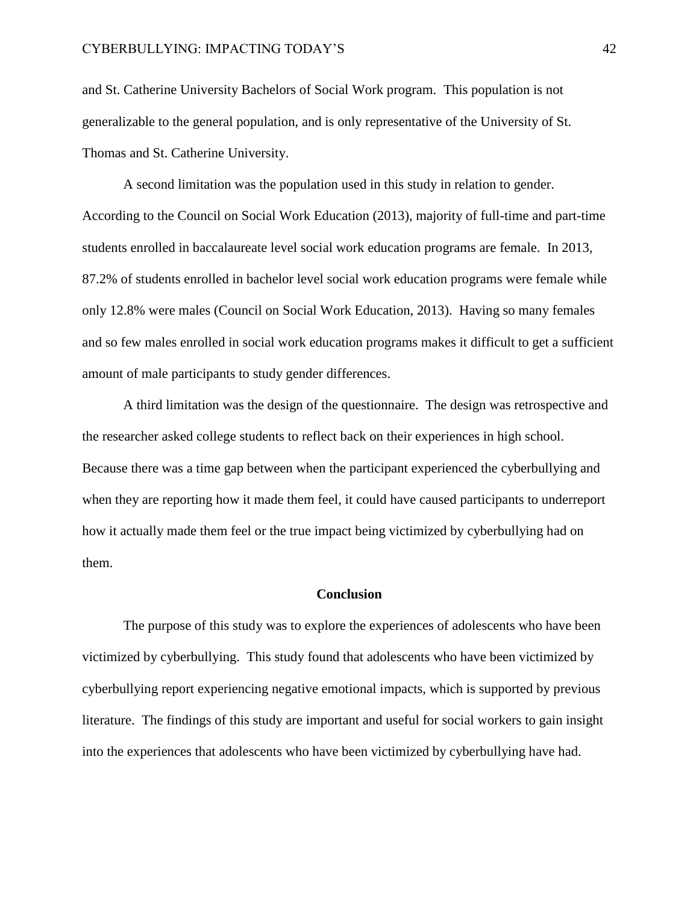and St. Catherine University Bachelors of Social Work program. This population is not generalizable to the general population, and is only representative of the University of St. Thomas and St. Catherine University.

A second limitation was the population used in this study in relation to gender. According to the Council on Social Work Education (2013), majority of full-time and part-time students enrolled in baccalaureate level social work education programs are female. In 2013, 87.2% of students enrolled in bachelor level social work education programs were female while only 12.8% were males (Council on Social Work Education, 2013). Having so many females and so few males enrolled in social work education programs makes it difficult to get a sufficient amount of male participants to study gender differences.

A third limitation was the design of the questionnaire. The design was retrospective and the researcher asked college students to reflect back on their experiences in high school. Because there was a time gap between when the participant experienced the cyberbullying and when they are reporting how it made them feel, it could have caused participants to underreport how it actually made them feel or the true impact being victimized by cyberbullying had on them.

## Conclusion

The purpose of this study was to explore the experiences of adolescents who have been victimized by cyberbullying. This study found that adolescents who have been victimized by cyberbullying report experiencing negative emotional impacts, which is supported by previous literature. The findings of this study are important and useful for social workers to gain insight into the experiences that adolescents who have been victimized by cyberbullying have had.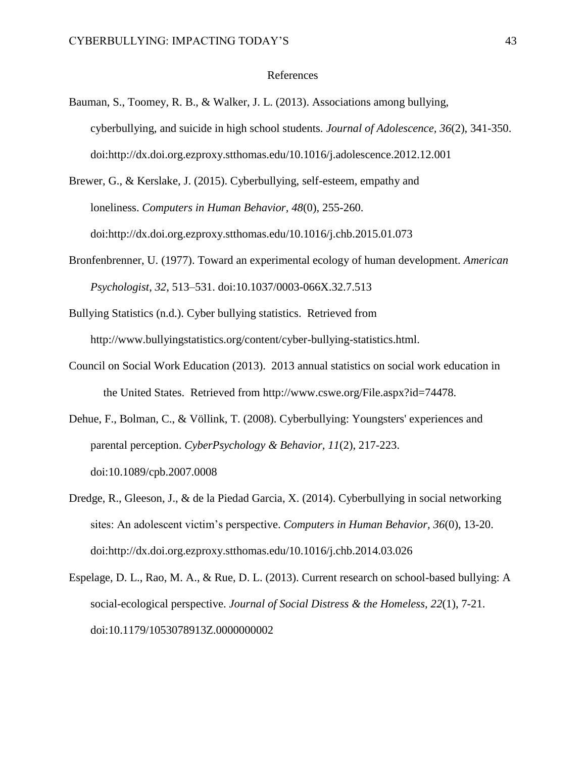# References

Bauman, S., Toomey, R. B., & Walker, J. L. (2013). Associations among bullying, cyberbullying, and suicide in high school students. *Journal of Adolescence, 36*(2), 341-350. doi:http://dx.doi.org.ezproxy.stthomas.edu/10.1016/j.adolescence.2012.12.001

Brewer, G., & Kerslake, J. (2015). Cyberbullying, self-esteem, empathy and loneliness. *Computers in Human Behavior, 48*(0), 255-260. doi:http://dx.doi.org.ezproxy.stthomas.edu/10.1016/j.chb.2015.01.073

Bronfenbrenner, U. (1977). Toward an experimental ecology of human development. *American Psychologist, 32*, 513–531. doi:10.1037/0003-066X.32.7.513

Bullying Statistics (n.d.). Cyber bullying statistics. Retrieved from http://www.bullyingstatistics.org/content/cyber-bullying-statistics.html.

Council on Social Work Education (2013). 2013 annual statistics on social work education in the United States. Retrieved from http://www.cswe.org/File.aspx?id=74478.

Dehue, F., Bolman, C., & Völlink, T. (2008). Cyberbullying: Youngsters' experiences and parental perception. *CyberPsychology & Behavior, 11*(2), 217-223. doi:10.1089/cpb.2007.0008

Dredge, R., Gleeson, J., & de la Piedad Garcia, X. (2014). Cyberbullying in social networking sites: An adolescent victim's perspective. *Computers in Human Behavior, 36*(0), 13-20. doi:http://dx.doi.org.ezproxy.stthomas.edu/10.1016/j.chb.2014.03.026

Espelage, D. L., Rao, M. A., & Rue, D. L. (2013). Current research on school-based bullying: A social-ecological perspective. *Journal of Social Distress & the Homeless, 22*(1), 7-21. doi:10.1179/1053078913Z.0000000002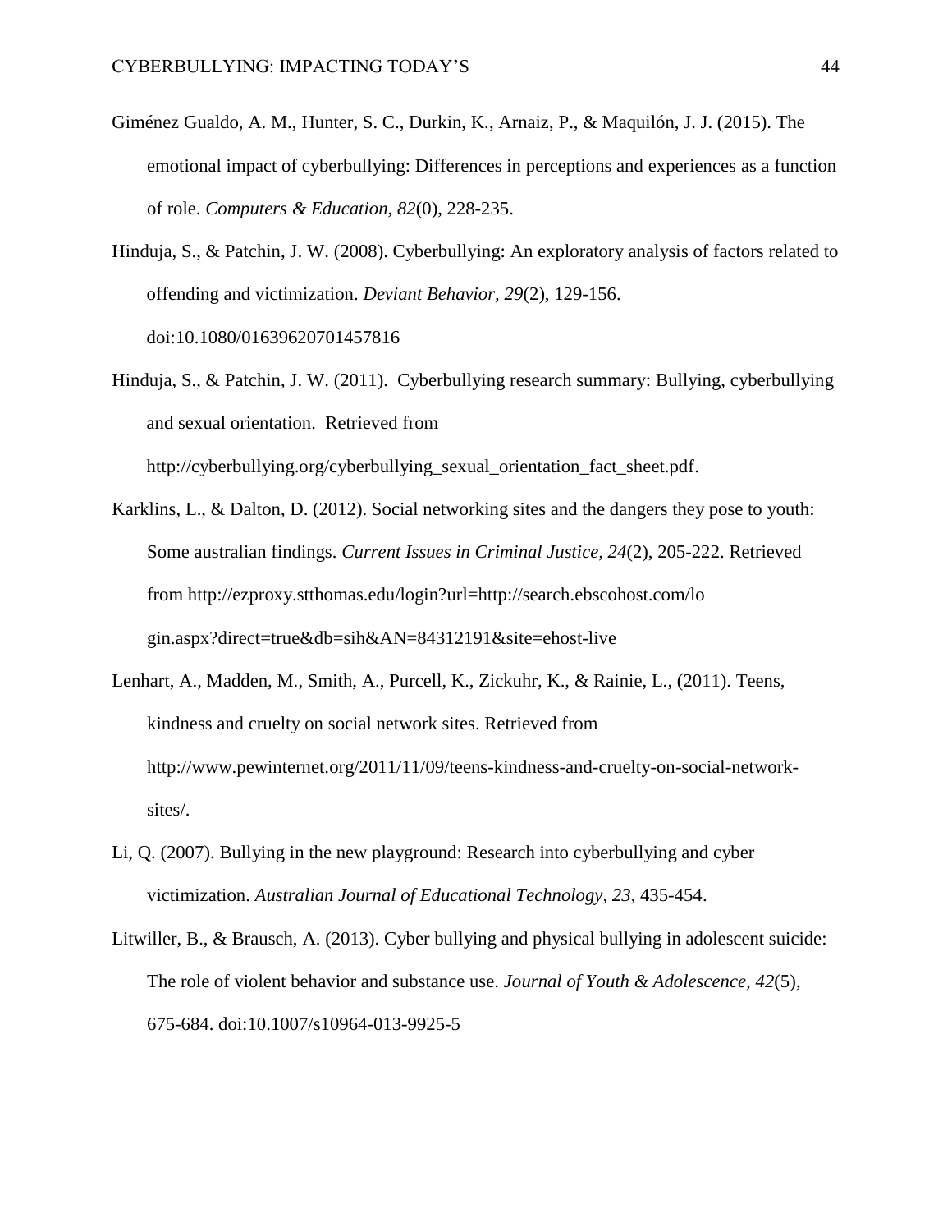Giménez Gualdo, A. M., Hunter, S. C., Durkin, K., Arnaiz, P., & Maquilón, J. J. (2015). The emotional impact of cyberbullying: Differences in perceptions and experiences as a function of role. *Computers & Education, 82*(0), 228-235.

Hinduja, S., & Patchin, J. W. (2008). Cyberbullying: An exploratory analysis of factors related to offending and victimization. *Deviant Behavior, 29*(2), 129-156. doi:10.1080/01639620701457816

Hinduja, S., & Patchin, J. W. (2011). Cyberbullying research summary: Bullying, cyberbullying and sexual orientation. Retrieved from http://cyberbullying.org/cyberbullying_sexual_orientation_fact_sheet.pdf.

Karklins, L., & Dalton, D. (2012). Social networking sites and the dangers they pose to youth: Some australian findings. *Current Issues in Criminal Justice, 24*(2), 205-222. Retrieved from http://ezproxy.stthomas.edu/login?url=http://search.ebscohost.com/login.aspx?direct=true&db=sih&AN=84312191&site=ehost-live

Lenhart, A., Madden, M., Smith, A., Purcell, K., Zickuhr, K., & Rainie, L., (2011). Teens, kindness and cruelty on social network sites. Retrieved from http://www.pewinternet.org/2011/11/09/teens-kindness-and-cruelty-on-social-network-sites/.

Li, Q. (2007). Bullying in the new playground: Research into cyberbullying and cyber victimization. *Australian Journal of Educational Technology, 23*, 435-454.

Litwiller, B., & Brausch, A. (2013). Cyber bullying and physical bullying in adolescent suicide: The role of violent behavior and substance use. *Journal of Youth & Adolescence, 42*(5), 675-684. doi:10.1007/s10964-013-9925-5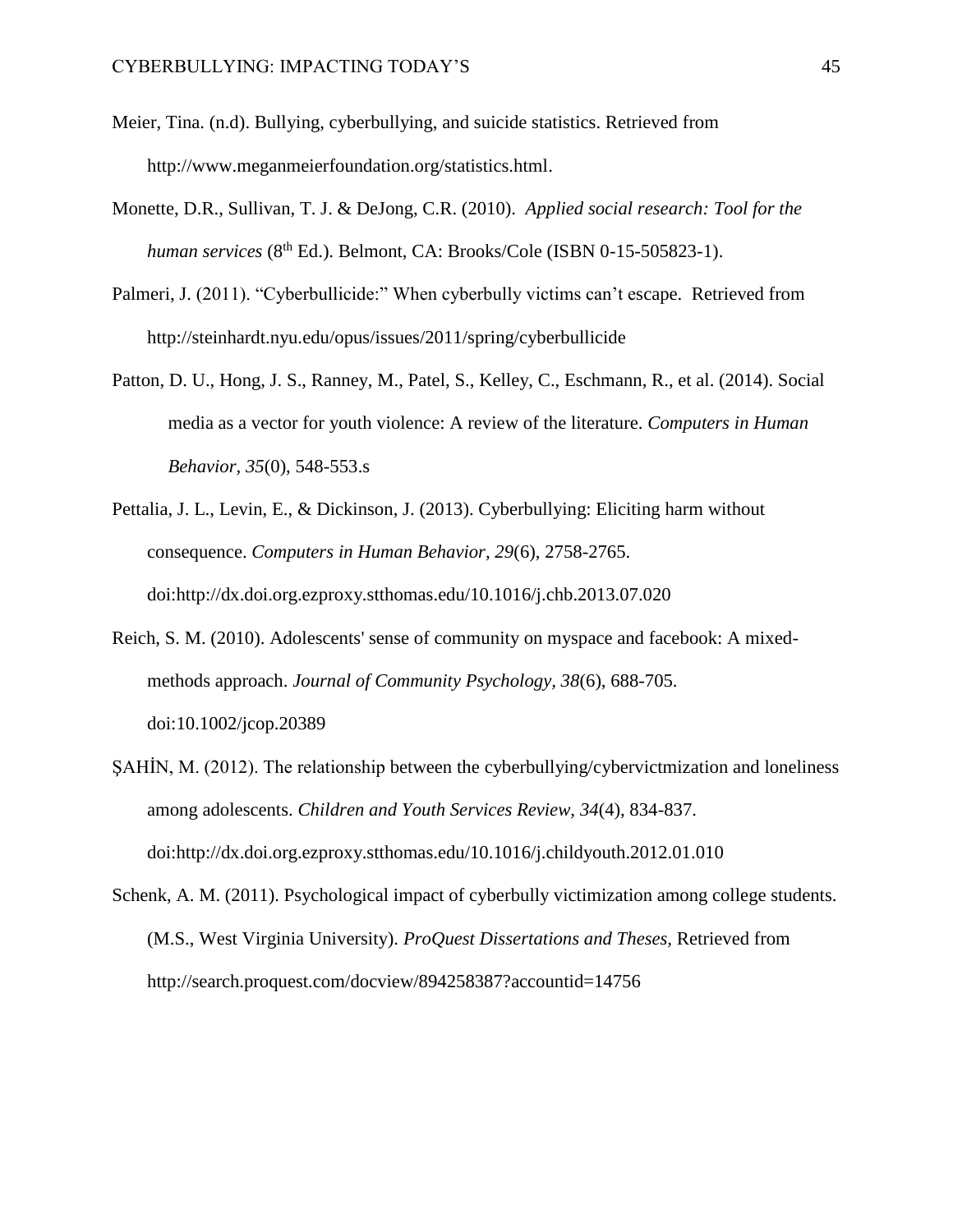Meier, Tina. (n.d). Bullying, cyberbullying, and suicide statistics. Retrieved from http://www.meganmeierfoundation.org/statistics.html.

Monette, D.R., Sullivan, T. J. & DeJong, C.R. (2010). *Applied social research: Tool for the human services* (8th Ed.). Belmont, CA: Brooks/Cole (ISBN 0-15-505823-1).

Palmeri, J. (2011). "Cyberbullicide:" When cyberbully victims can't escape. Retrieved from http://steinhardt.nyu.edu/opus/issues/2011/spring/cyberbullicide

Patton, D. U., Hong, J. S., Ranney, M., Patel, S., Kelley, C., Eschmann, R., et al. (2014). Social media as a vector for youth violence: A review of the literature. *Computers in Human Behavior, 35*(0), 548-553.s

Pettalia, J. L., Levin, E., & Dickinson, J. (2013). Cyberbullying: Eliciting harm without consequence. *Computers in Human Behavior, 29*(6), 2758-2765. doi:http://dx.doi.org.ezproxy.stthomas.edu/10.1016/j.chb.2013.07.020

Reich, S. M. (2010). Adolescents' sense of community on myspace and facebook: A mixed-methods approach. *Journal of Community Psychology, 38*(6), 688-705. doi:10.1002/jcop.20389

ŞAHİN, M. (2012). The relationship between the cyberbullying/cybervictmization and loneliness among adolescents. *Children and Youth Services Review, 34*(4), 834-837. doi:http://dx.doi.org.ezproxy.stthomas.edu/10.1016/j.childyouth.2012.01.010

Schenk, A. M. (2011). Psychological impact of cyberbully victimization among college students. (M.S., West Virginia University). *ProQuest Dissertations and Theses,* Retrieved from http://search.proquest.com/docview/894258387?accountid=14756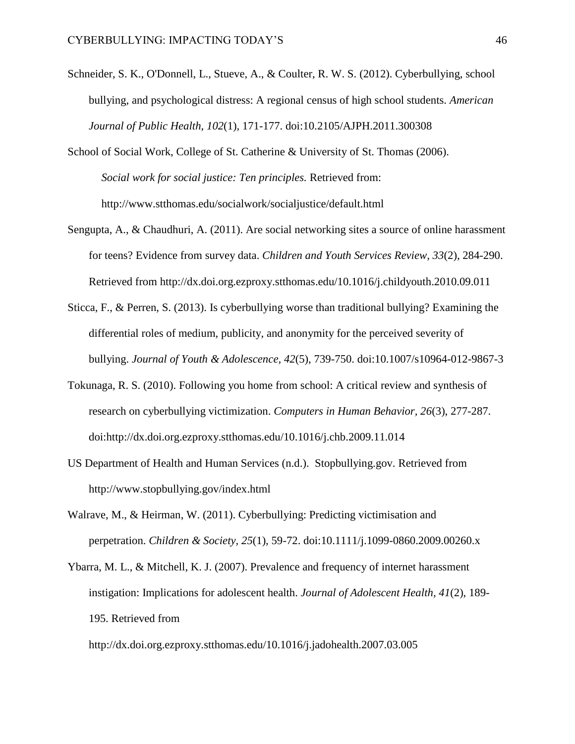Schneider, S. K., O'Donnell, L., Stueve, A., & Coulter, R. W. S. (2012). Cyberbullying, school bullying, and psychological distress: A regional census of high school students. *American Journal of Public Health*, *102*(1), 171-177. doi:10.2105/AJPH.2011.300308

School of Social Work, College of St. Catherine & University of St. Thomas (2006). *Social work for social justice: Ten principles.* Retrieved from: http://www.stthomas.edu/socialwork/socialjustice/default.html

Sengupta, A., & Chaudhuri, A. (2011). Are social networking sites a source of online harassment for teens? Evidence from survey data. *Children and Youth Services Review, 33*(2), 284-290. Retrieved from http://dx.doi.org.ezproxy.stthomas.edu/10.1016/j.childyouth.2010.09.011

Sticca, F., & Perren, S. (2013). Is cyberbullying worse than traditional bullying? Examining the differential roles of medium, publicity, and anonymity for the perceived severity of bullying. *Journal of Youth & Adolescence, 42*(5), 739-750. doi:10.1007/s10964-012-9867-3

Tokunaga, R. S. (2010). Following you home from school: A critical review and synthesis of research on cyberbullying victimization. *Computers in Human Behavior, 26*(3), 277-287. doi:http://dx.doi.org.ezproxy.stthomas.edu/10.1016/j.chb.2009.11.014

US Department of Health and Human Services (n.d.). Stopbullying.gov. Retrieved from http://www.stopbullying.gov/index.html

Walrave, M., & Heirman, W. (2011). Cyberbullying: Predicting victimisation and perpetration. *Children & Society, 25*(1), 59-72. doi:10.1111/j.1099-0860.2009.00260.x

Ybarra, M. L., & Mitchell, K. J. (2007). Prevalence and frequency of internet harassment instigation: Implications for adolescent health. *Journal of Adolescent Health, 41*(2), 189-195. Retrieved from http://dx.doi.org.ezproxy.stthomas.edu/10.1016/j.jadohealth.2007.03.005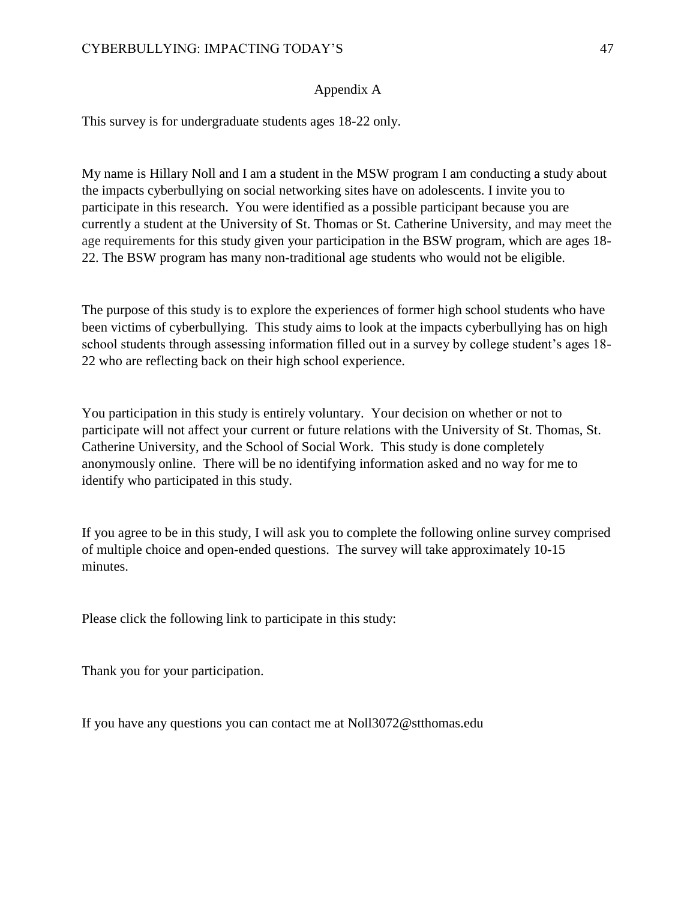## Appendix A

This survey is for undergraduate students ages 18-22 only.

My name is Hillary Noll and I am a student in the MSW program I am conducting a study about the impacts cyberbullying on social networking sites have on adolescents. I invite you to participate in this research. You were identified as a possible participant because you are currently a student at the University of St. Thomas or St. Catherine University, and may meet the age requirements for this study given your participation in the BSW program, which are ages 18-22. The BSW program has many non-traditional age students who would not be eligible.

The purpose of this study is to explore the experiences of former high school students who have been victims of cyberbullying. This study aims to look at the impacts cyberbullying has on high school students through assessing information filled out in a survey by college student's ages 18-22 who are reflecting back on their high school experience.

You participation in this study is entirely voluntary. Your decision on whether or not to participate will not affect your current or future relations with the University of St. Thomas, St. Catherine University, and the School of Social Work. This study is done completely anonymously online. There will be no identifying information asked and no way for me to identify who participated in this study.

If you agree to be in this study, I will ask you to complete the following online survey comprised of multiple choice and open-ended questions. The survey will take approximately 10-15 minutes.

Please click the following link to participate in this study:

Thank you for your participation.

If you have any questions you can contact me at Noll3072@stthomas.edu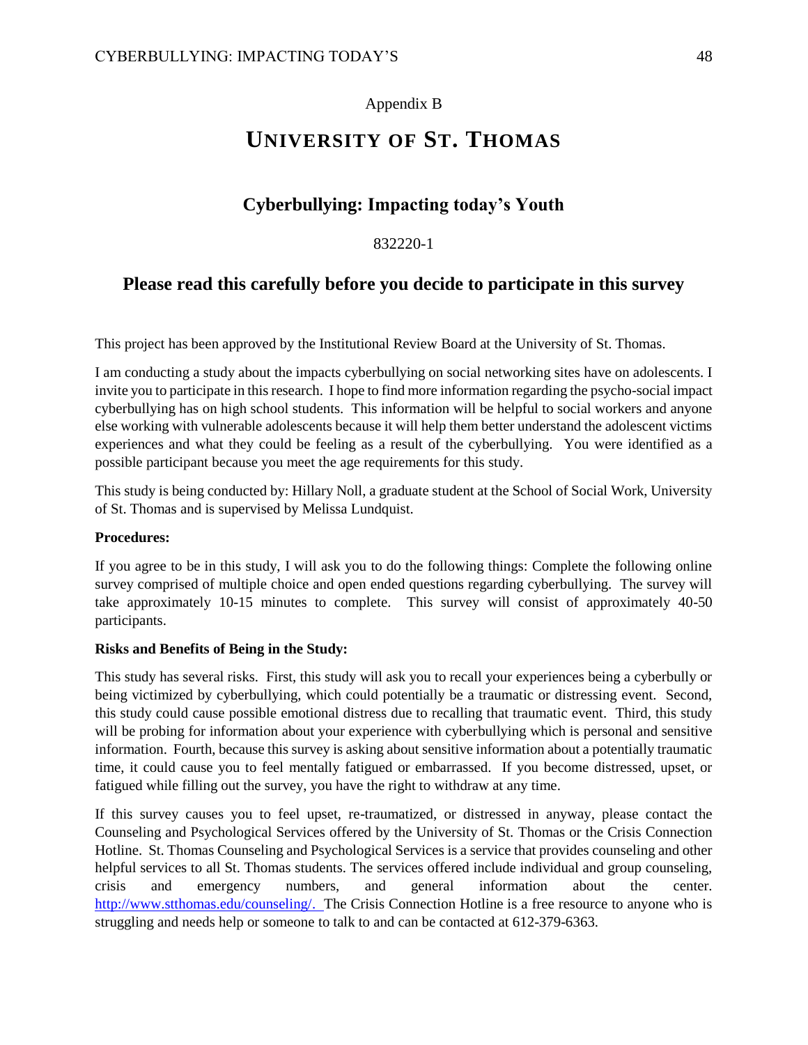Appendix B

# UNIVERSITY OF ST. THOMAS

## Cyberbullying: Impacting today's Youth

832220-1

## Please read this carefully before you decide to participate in this survey

This project has been approved by the Institutional Review Board at the University of St. Thomas.

I am conducting a study about the impacts cyberbullying on social networking sites have on adolescents. I invite you to participate in this research. I hope to find more information regarding the psycho-social impact cyberbullying has on high school students. This information will be helpful to social workers and anyone else working with vulnerable adolescents because it will help them better understand the adolescent victims experiences and what they could be feeling as a result of the cyberbullying. You were identified as a possible participant because you meet the age requirements for this study.

This study is being conducted by: Hillary Noll, a graduate student at the School of Social Work, University of St. Thomas and is supervised by Melissa Lundquist.

**Procedures:**

If you agree to be in this study, I will ask you to do the following things: Complete the following online survey comprised of multiple choice and open ended questions regarding cyberbullying. The survey will take approximately 10-15 minutes to complete. This survey will consist of approximately 40-50 participants.

**Risks and Benefits of Being in the Study:**

This study has several risks. First, this study will ask you to recall your experiences being a cyberbully or being victimized by cyberbullying, which could potentially be a traumatic or distressing event. Second, this study could cause possible emotional distress due to recalling that traumatic event. Third, this study will be probing for information about your experience with cyberbullying which is personal and sensitive information. Fourth, because this survey is asking about sensitive information about a potentially traumatic time, it could cause you to feel mentally fatigued or embarrassed. If you become distressed, upset, or fatigued while filling out the survey, you have the right to withdraw at any time.

If this survey causes you to feel upset, re-traumatized, or distressed in anyway, please contact the Counseling and Psychological Services offered by the University of St. Thomas or the Crisis Connection Hotline. St. Thomas Counseling and Psychological Services is a service that provides counseling and other helpful services to all St. Thomas students. The services offered include individual and group counseling, crisis and emergency numbers, and general information about the center. http://www.stthomas.edu/counseling/. The Crisis Connection Hotline is a free resource to anyone who is struggling and needs help or someone to talk to and can be contacted at 612-379-6363.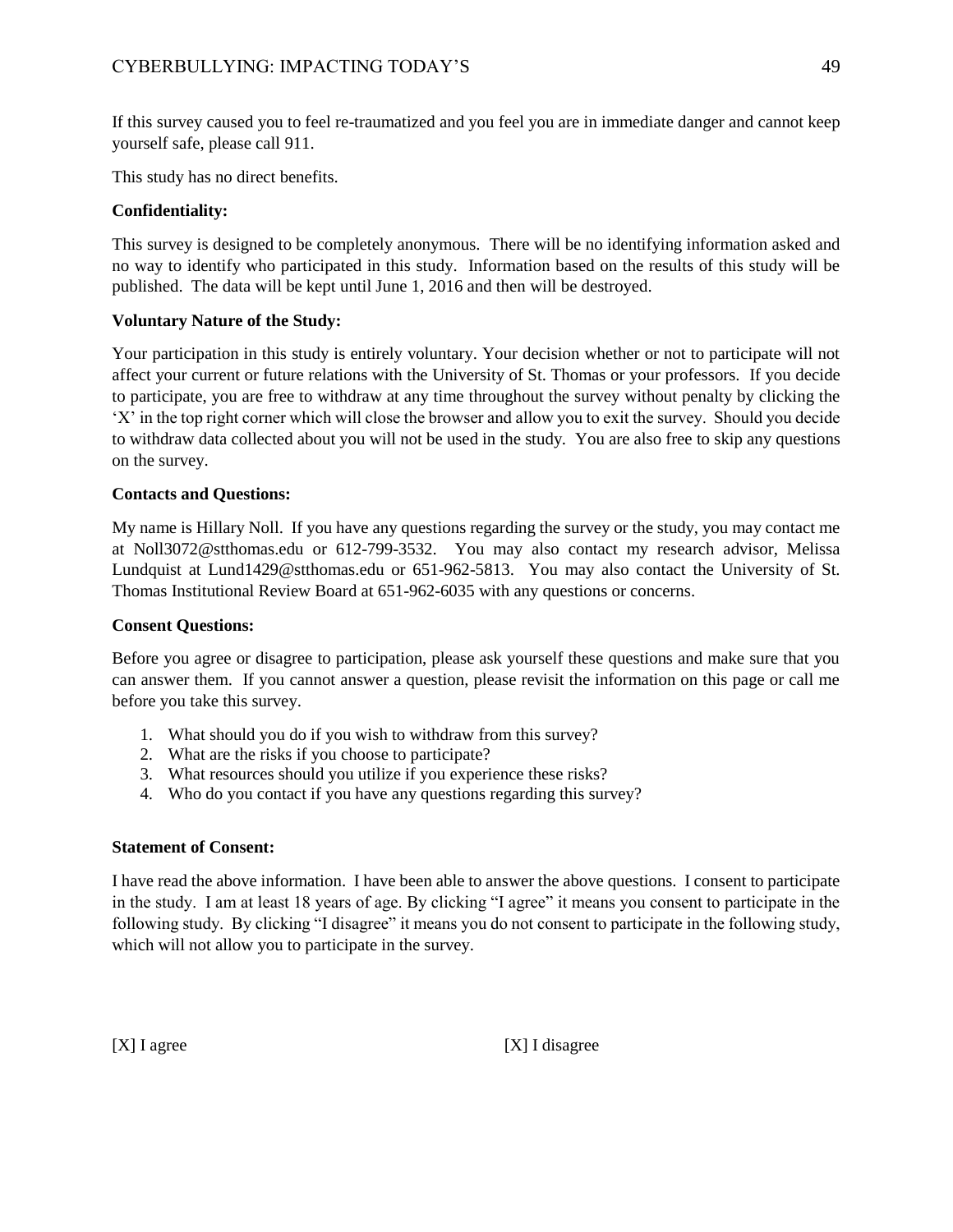If this survey caused you to feel re-traumatized and you feel you are in immediate danger and cannot keep yourself safe, please call 911.

This study has no direct benefits.

**Confidentiality:**

This survey is designed to be completely anonymous. There will be no identifying information asked and no way to identify who participated in this study. Information based on the results of this study will be published. The data will be kept until June 1, 2016 and then will be destroyed.

**Voluntary Nature of the Study:**

Your participation in this study is entirely voluntary. Your decision whether or not to participate will not affect your current or future relations with the University of St. Thomas or your professors. If you decide to participate, you are free to withdraw at any time throughout the survey without penalty by clicking the 'X' in the top right corner which will close the browser and allow you to exit the survey. Should you decide to withdraw data collected about you will not be used in the study. You are also free to skip any questions on the survey.

**Contacts and Questions:**

My name is Hillary Noll. If you have any questions regarding the survey or the study, you may contact me at Noll3072@stthomas.edu or 612-799-3532. You may also contact my research advisor, Melissa Lundquist at Lund1429@stthomas.edu or 651-962-5813. You may also contact the University of St. Thomas Institutional Review Board at 651-962-6035 with any questions or concerns.

**Consent Questions:**

Before you agree or disagree to participation, please ask yourself these questions and make sure that you can answer them. If you cannot answer a question, please revisit the information on this page or call me before you take this survey.

1. What should you do if you wish to withdraw from this survey?
2. What are the risks if you choose to participate?
3. What resources should you utilize if you experience these risks?
4. Who do you contact if you have any questions regarding this survey?

**Statement of Consent:**

I have read the above information. I have been able to answer the above questions. I consent to participate in the study. I am at least 18 years of age. By clicking "I agree" it means you consent to participate in the following study. By clicking "I disagree" it means you do not consent to participate in the following study, which will not allow you to participate in the survey.

[X] I agree [X] I disagree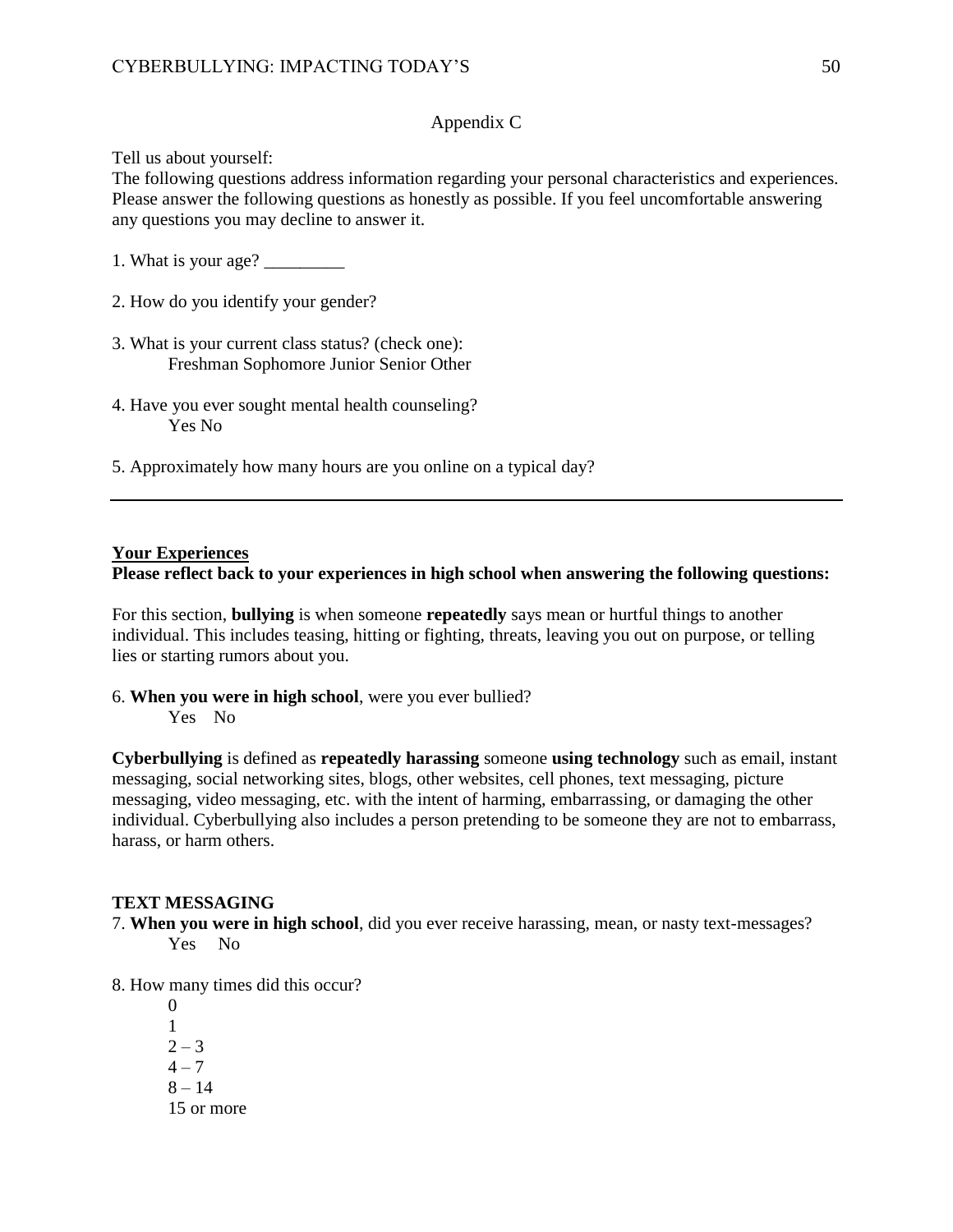Appendix C

Tell us about yourself:
The following questions address information regarding your personal characteristics and experiences. Please answer the following questions as honestly as possible. If you feel uncomfortable answering any questions you may decline to answer it.

1. What is your age? _________

2. How do you identify your gender?

3. What is your current class status? (check one):
   Freshman Sophomore Junior Senior Other

4. Have you ever sought mental health counseling?
   Yes No

5. Approximately how many hours are you online on a typical day?

---

**Your Experiences**
**Please reflect back to your experiences in high school when answering the following questions:**

For this section, **bullying** is when someone **repeatedly** says mean or hurtful things to another individual. This includes teasing, hitting or fighting, threats, leaving you out on purpose, or telling lies or starting rumors about you.

6. **When you were in high school**, were you ever bullied?
   Yes No

**Cyberbullying** is defined as **repeatedly harassing** someone **using technology** such as email, instant messaging, social networking sites, blogs, other websites, cell phones, text messaging, picture messaging, video messaging, etc. with the intent of harming, embarrassing, or damaging the other individual. Cyberbullying also includes a person pretending to be someone they are not to embarrass, harass, or harm others.

**TEXT MESSAGING**

7. **When you were in high school**, did you ever receive harassing, mean, or nasty text-messages?
   Yes No

8. How many times did this occur?
   0
   1
   2 – 3
   4 – 7
   8 – 14
   15 or more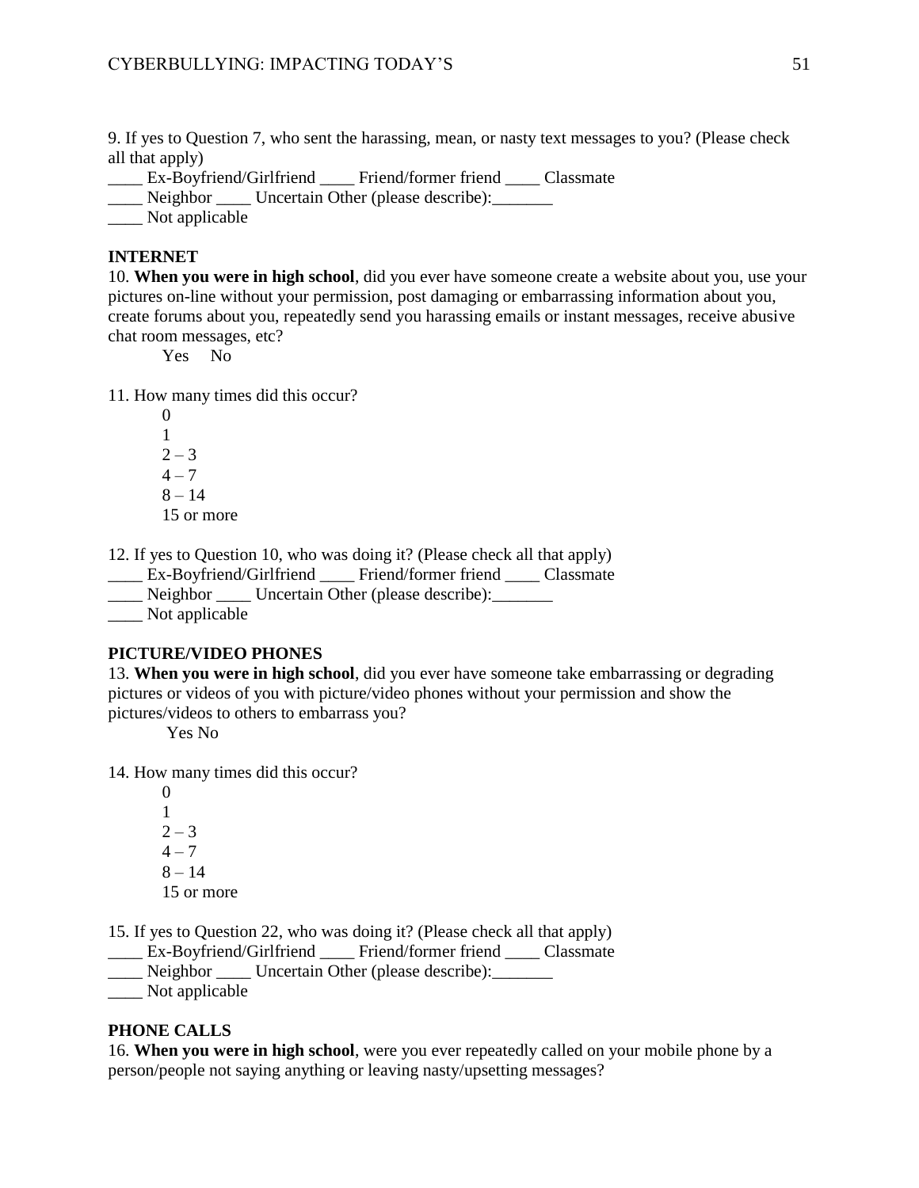9. If yes to Question 7, who sent the harassing, mean, or nasty text messages to you? (Please check all that apply)

____ Ex-Boyfriend/Girlfriend ____ Friend/former friend ____ Classmate
____ Neighbor ____ Uncertain Other (please describe):_______
____ Not applicable

**INTERNET**

10. **When you were in high school**, did you ever have someone create a website about you, use your pictures on-line without your permission, post damaging or embarrassing information about you, create forums about you, repeatedly send you harassing emails or instant messages, receive abusive chat room messages, etc?

Yes No

11. How many times did this occur?

0
1
2 – 3
4 – 7
8 – 14
15 or more

12. If yes to Question 10, who was doing it? (Please check all that apply)

____ Ex-Boyfriend/Girlfriend ____ Friend/former friend ____ Classmate
____ Neighbor ____ Uncertain Other (please describe):_______
____ Not applicable

**PICTURE/VIDEO PHONES**

13. **When you were in high school**, did you ever have someone take embarrassing or degrading pictures or videos of you with picture/video phones without your permission and show the pictures/videos to others to embarrass you?

Yes No

14. How many times did this occur?

0
1
2 – 3
4 – 7
8 – 14
15 or more

15. If yes to Question 22, who was doing it? (Please check all that apply)

____ Ex-Boyfriend/Girlfriend ____ Friend/former friend ____ Classmate
____ Neighbor ____ Uncertain Other (please describe):_______
____ Not applicable

**PHONE CALLS**

16. **When you were in high school**, were you ever repeatedly called on your mobile phone by a person/people not saying anything or leaving nasty/upsetting messages?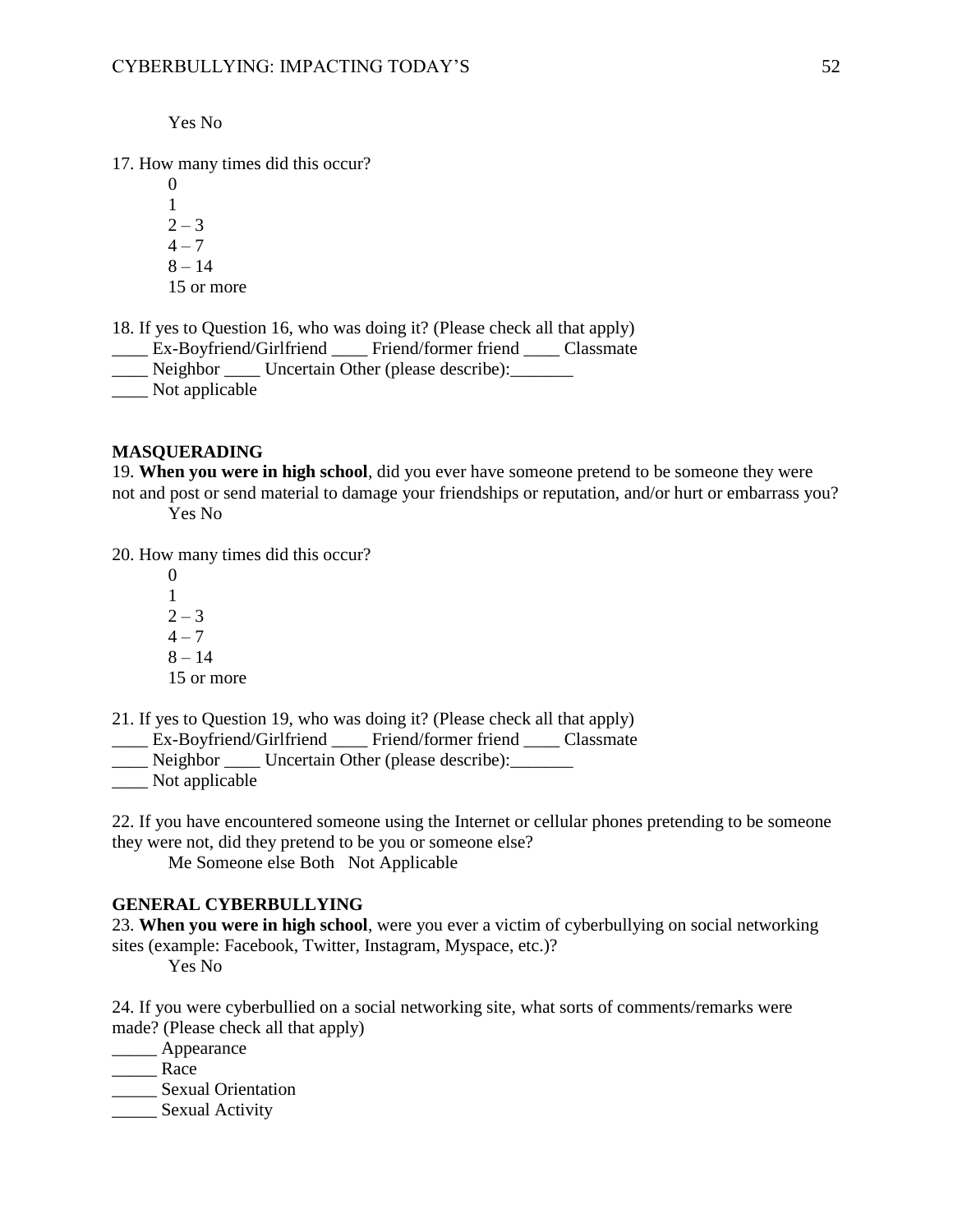Yes No

17. How many times did this occur?

0
1
2 – 3
4 – 7
8 – 14
15 or more

18. If yes to Question 16, who was doing it? (Please check all that apply)
____ Ex-Boyfriend/Girlfriend ____ Friend/former friend ____ Classmate
____ Neighbor ____ Uncertain Other (please describe):_______
____ Not applicable

**MASQUERADING**

19. **When you were in high school**, did you ever have someone pretend to be someone they were not and post or send material to damage your friendships or reputation, and/or hurt or embarrass you?

Yes No

20. How many times did this occur?

0
1
2 – 3
4 – 7
8 – 14
15 or more

21. If yes to Question 19, who was doing it? (Please check all that apply)
____ Ex-Boyfriend/Girlfriend ____ Friend/former friend ____ Classmate
____ Neighbor ____ Uncertain Other (please describe):_______
____ Not applicable

22. If you have encountered someone using the Internet or cellular phones pretending to be someone they were not, did they pretend to be you or someone else?

Me Someone else Both Not Applicable

**GENERAL CYBERBULLYING**

23. **When you were in high school**, were you ever a victim of cyberbullying on social networking sites (example: Facebook, Twitter, Instagram, Myspace, etc.)?

Yes No

24. If you were cyberbullied on a social networking site, what sorts of comments/remarks were made? (Please check all that apply)
_____ Appearance
_____ Race
_____ Sexual Orientation
_____ Sexual Activity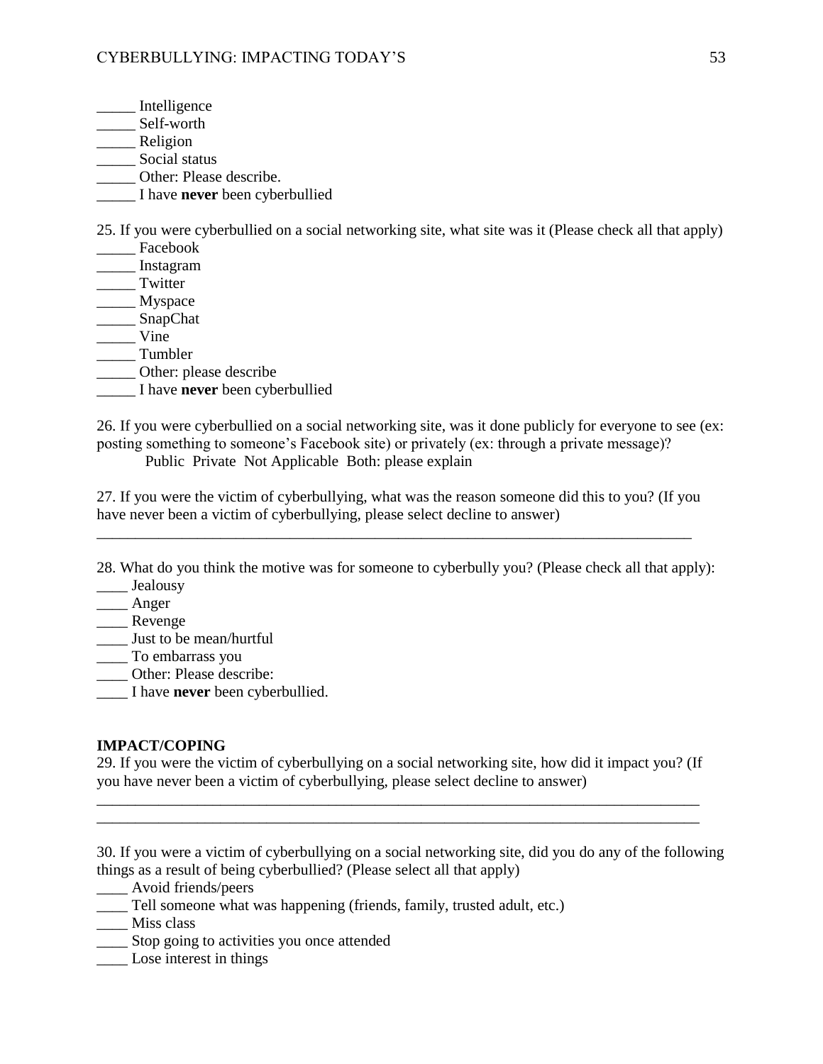_____ Intelligence
_____ Self-worth
_____ Religion
_____ Social status
_____ Other: Please describe.
_____ I have **never** been cyberbullied

25. If you were cyberbullied on a social networking site, what site was it (Please check all that apply)
_____ Facebook
_____ Instagram
_____ Twitter
_____ Myspace
_____ SnapChat
_____ Vine
_____ Tumbler
_____ Other: please describe
_____ I have **never** been cyberbullied

26. If you were cyberbullied on a social networking site, was it done publicly for everyone to see (ex: posting something to someone's Facebook site) or privately (ex: through a private message)?
Public Private Not Applicable Both: please explain

27. If you were the victim of cyberbullying, what was the reason someone did this to you? (If you have never been a victim of cyberbullying, please select decline to answer)
_______________________________________________________________________________

28. What do you think the motive was for someone to cyberbully you? (Please check all that apply):
____ Jealousy
____ Anger
____ Revenge
____ Just to be mean/hurtful
____ To embarrass you
____ Other: Please describe:
____ I have **never** been cyberbullied.

**IMPACT/COPING**

29. If you were the victim of cyberbullying on a social networking site, how did it impact you? (If you have never been a victim of cyberbullying, please select decline to answer)
_______________________________________________________________________________
_______________________________________________________________________________

30. If you were a victim of cyberbullying on a social networking site, did you do any of the following things as a result of being cyberbullied? (Please select all that apply)
____ Avoid friends/peers
____ Tell someone what was happening (friends, family, trusted adult, etc.)
____ Miss class
____ Stop going to activities you once attended
____ Lose interest in things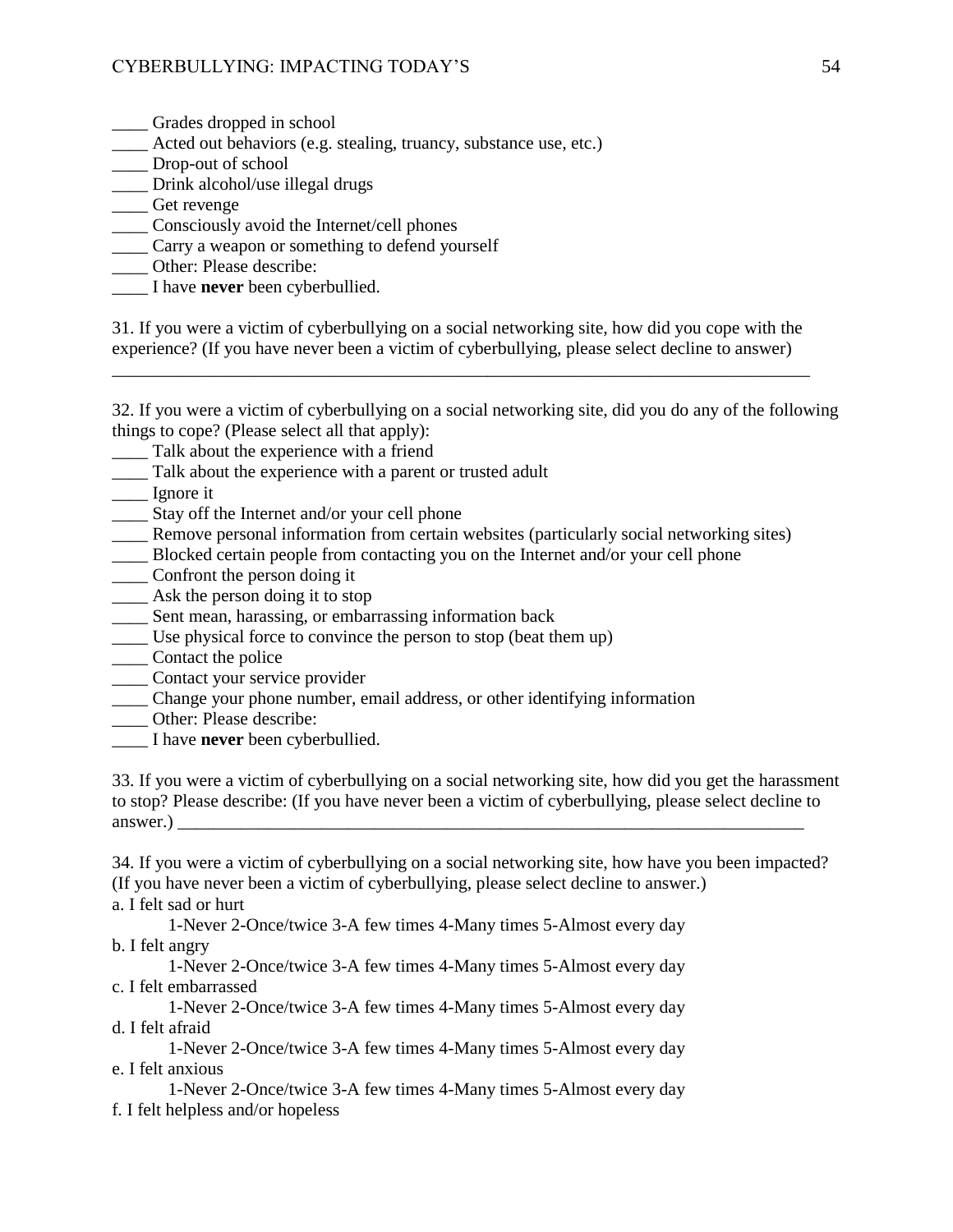____ Grades dropped in school
____ Acted out behaviors (e.g. stealing, truancy, substance use, etc.)
____ Drop-out of school
____ Drink alcohol/use illegal drugs
____ Get revenge
____ Consciously avoid the Internet/cell phones
____ Carry a weapon or something to defend yourself
____ Other: Please describe:
____ I have **never** been cyberbullied.

31. If you were a victim of cyberbullying on a social networking site, how did you cope with the experience? (If you have never been a victim of cyberbullying, please select decline to answer)
_______________________________________________________________________________

32. If you were a victim of cyberbullying on a social networking site, did you do any of the following things to cope? (Please select all that apply):
____ Talk about the experience with a friend
____ Talk about the experience with a parent or trusted adult
____ Ignore it
____ Stay off the Internet and/or your cell phone
____ Remove personal information from certain websites (particularly social networking sites)
____ Blocked certain people from contacting you on the Internet and/or your cell phone
____ Confront the person doing it
____ Ask the person doing it to stop
____ Sent mean, harassing, or embarrassing information back
____ Use physical force to convince the person to stop (beat them up)
____ Contact the police
____ Contact your service provider
____ Change your phone number, email address, or other identifying information
____ Other: Please describe:
____ I have **never** been cyberbullied.

33. If you were a victim of cyberbullying on a social networking site, how did you get the harassment to stop? Please describe: (If you have never been a victim of cyberbullying, please select decline to answer.) ________________________________________________________________________

34. If you were a victim of cyberbullying on a social networking site, how have you been impacted? (If you have never been a victim of cyberbullying, please select decline to answer.)

a. I felt sad or hurt
    1-Never 2-Once/twice 3-A few times 4-Many times 5-Almost every day

b. I felt angry
    1-Never 2-Once/twice 3-A few times 4-Many times 5-Almost every day

c. I felt embarrassed
    1-Never 2-Once/twice 3-A few times 4-Many times 5-Almost every day

d. I felt afraid
    1-Never 2-Once/twice 3-A few times 4-Many times 5-Almost every day

e. I felt anxious
    1-Never 2-Once/twice 3-A few times 4-Many times 5-Almost every day

f. I felt helpless and/or hopeless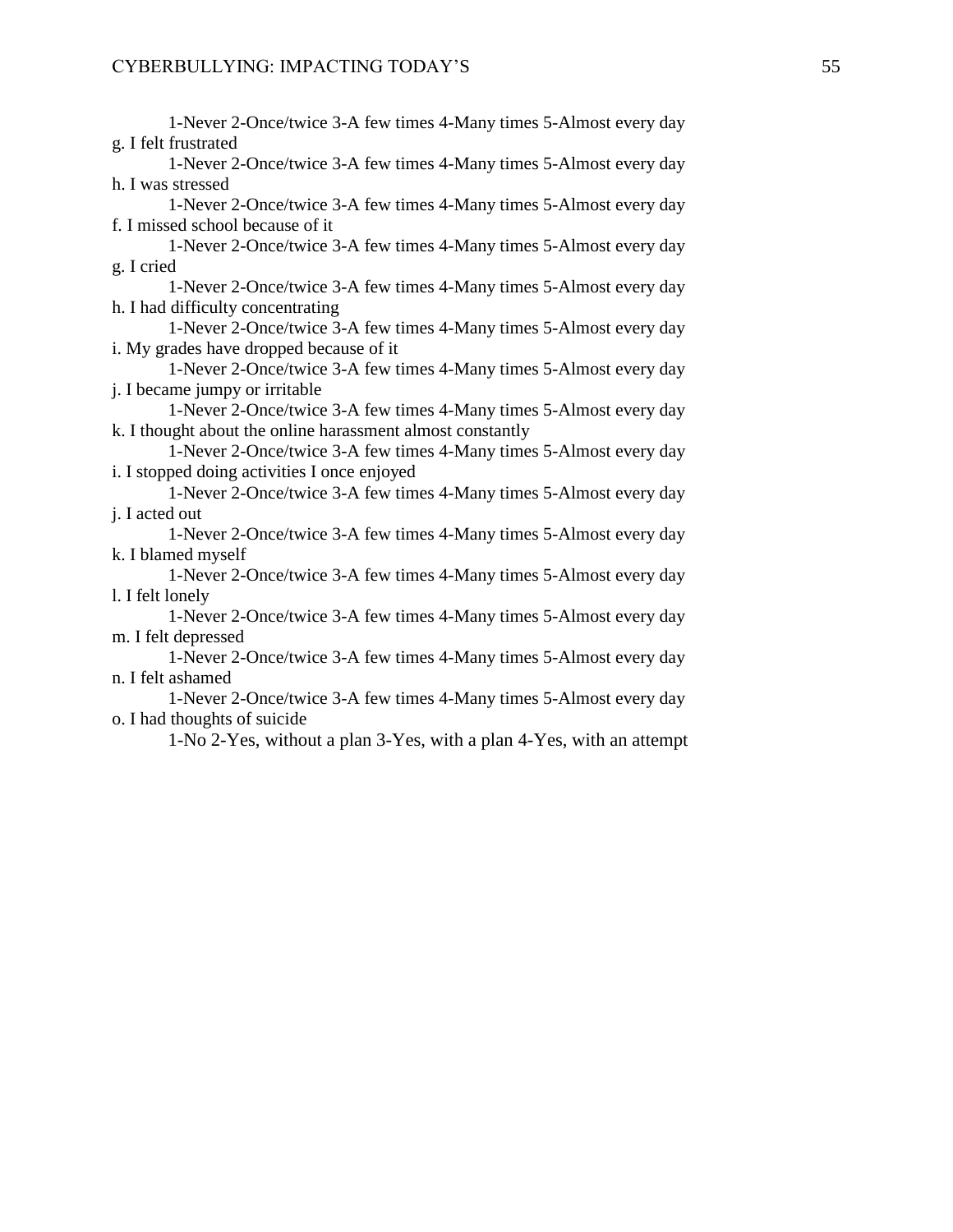1-Never 2-Once/twice 3-A few times 4-Many times 5-Almost every day

g. I felt frustrated

1-Never 2-Once/twice 3-A few times 4-Many times 5-Almost every day

h. I was stressed

1-Never 2-Once/twice 3-A few times 4-Many times 5-Almost every day

f. I missed school because of it

1-Never 2-Once/twice 3-A few times 4-Many times 5-Almost every day

g. I cried

1-Never 2-Once/twice 3-A few times 4-Many times 5-Almost every day

h. I had difficulty concentrating

1-Never 2-Once/twice 3-A few times 4-Many times 5-Almost every day

i. My grades have dropped because of it

1-Never 2-Once/twice 3-A few times 4-Many times 5-Almost every day

j. I became jumpy or irritable

1-Never 2-Once/twice 3-A few times 4-Many times 5-Almost every day

k. I thought about the online harassment almost constantly

1-Never 2-Once/twice 3-A few times 4-Many times 5-Almost every day

i. I stopped doing activities I once enjoyed

1-Never 2-Once/twice 3-A few times 4-Many times 5-Almost every day

j. I acted out

1-Never 2-Once/twice 3-A few times 4-Many times 5-Almost every day

k. I blamed myself

1-Never 2-Once/twice 3-A few times 4-Many times 5-Almost every day

l. I felt lonely

1-Never 2-Once/twice 3-A few times 4-Many times 5-Almost every day

m. I felt depressed

1-Never 2-Once/twice 3-A few times 4-Many times 5-Almost every day

n. I felt ashamed

1-Never 2-Once/twice 3-A few times 4-Many times 5-Almost every day

o. I had thoughts of suicide

1-No 2-Yes, without a plan 3-Yes, with a plan 4-Yes, with an attempt